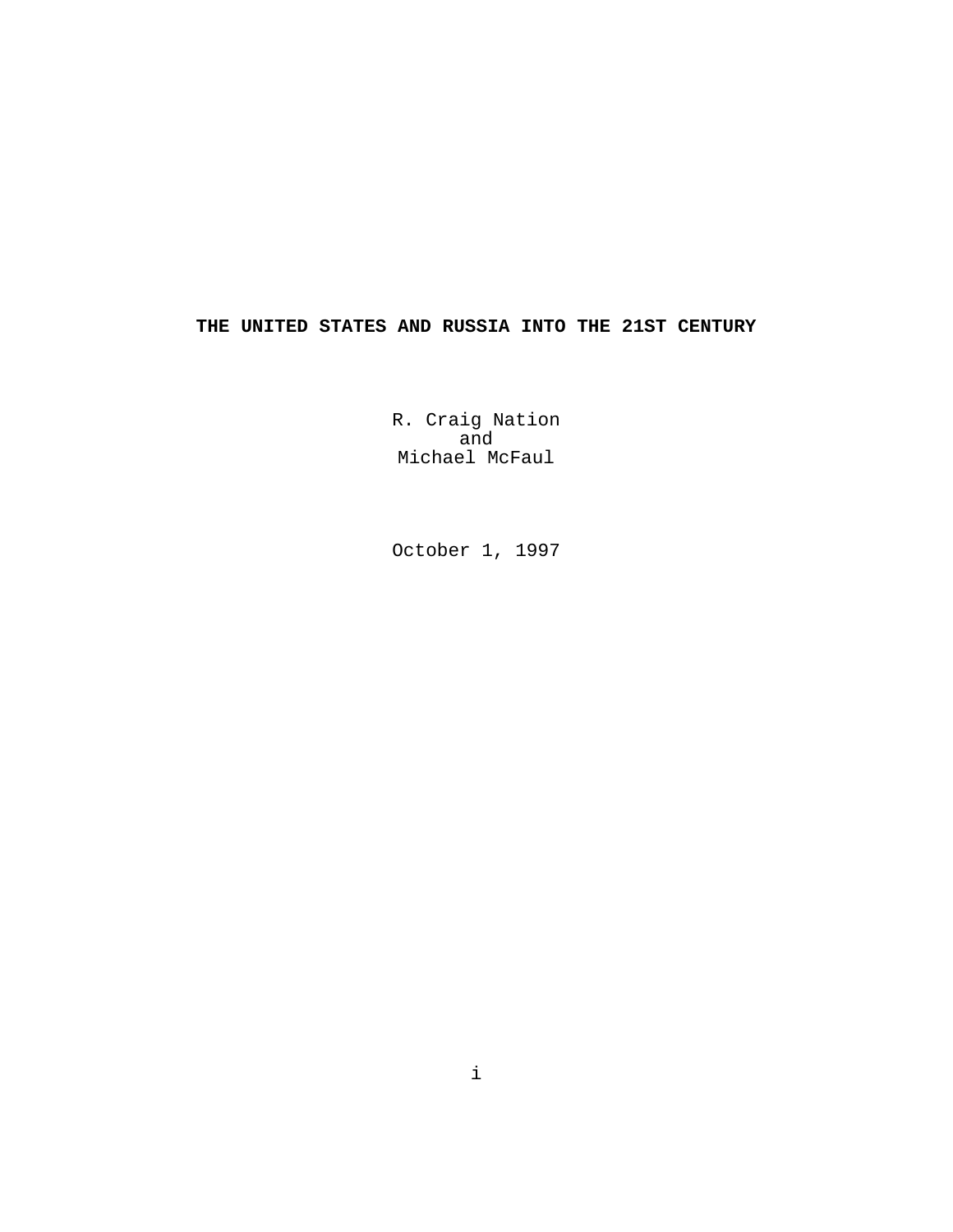# THE UNITED STATES AND RUSSIA INTO THE 21ST CENTURY

R. Craig Nation
and
Michael McFaul

October 1, 1997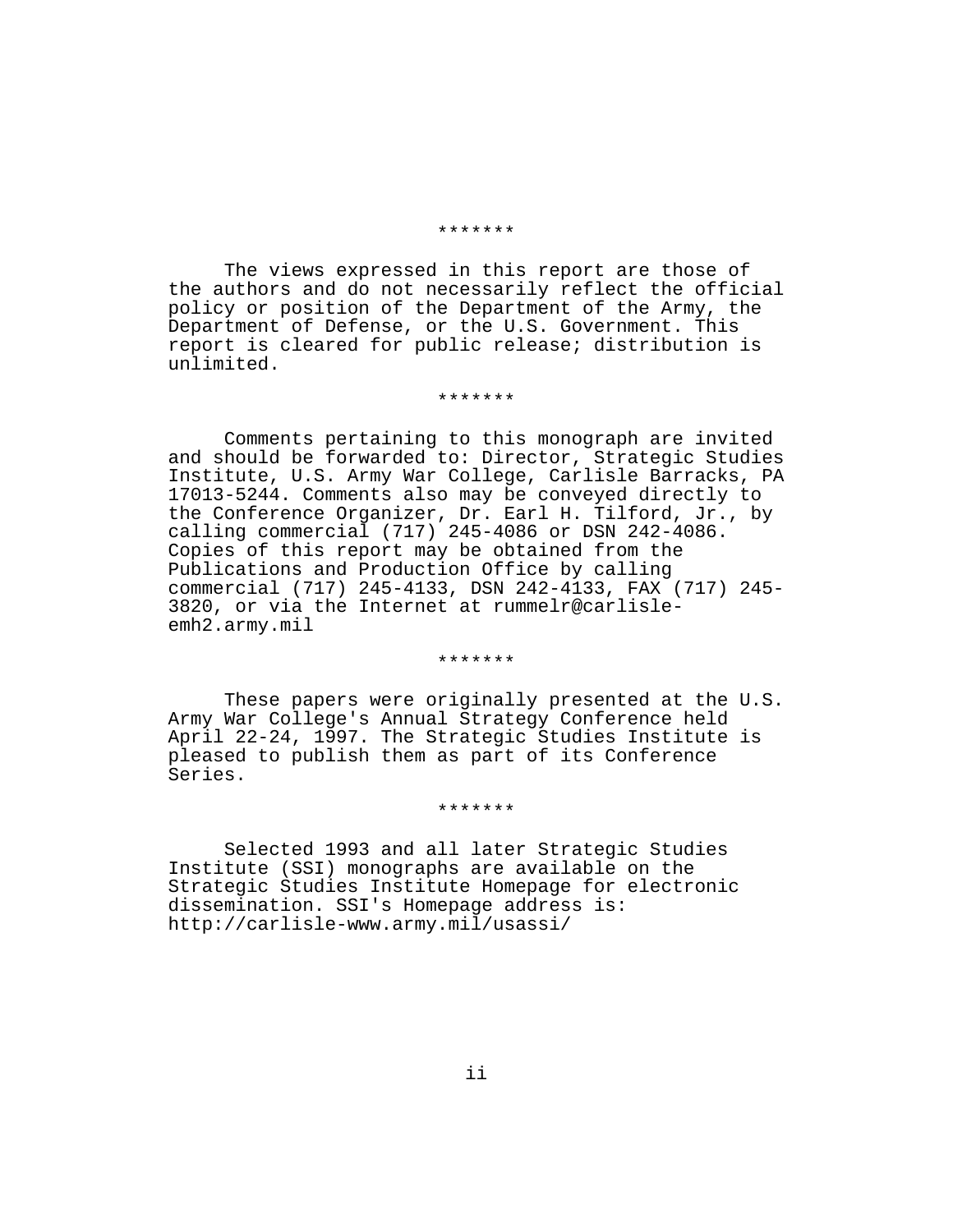*******

The views expressed in this report are those of the authors and do not necessarily reflect the official policy or position of the Department of the Army, the Department of Defense, or the U.S. Government. This report is cleared for public release; distribution is unlimited.

*******

Comments pertaining to this monograph are invited and should be forwarded to: Director, Strategic Studies Institute, U.S. Army War College, Carlisle Barracks, PA 17013-5244. Comments also may be conveyed directly to the Conference Organizer, Dr. Earl H. Tilford, Jr., by calling commercial (717) 245-4086 or DSN 242-4086. Copies of this report may be obtained from the Publications and Production Office by calling commercial (717) 245-4133, DSN 242-4133, FAX (717) 245-3820, or via the Internet at rummelr@carlisle-emh2.army.mil

*******

These papers were originally presented at the U.S. Army War College's Annual Strategy Conference held April 22-24, 1997. The Strategic Studies Institute is pleased to publish them as part of its Conference Series.

*******

Selected 1993 and all later Strategic Studies Institute (SSI) monographs are available on the Strategic Studies Institute Homepage for electronic dissemination. SSI's Homepage address is: http://carlisle-www.army.mil/usassi/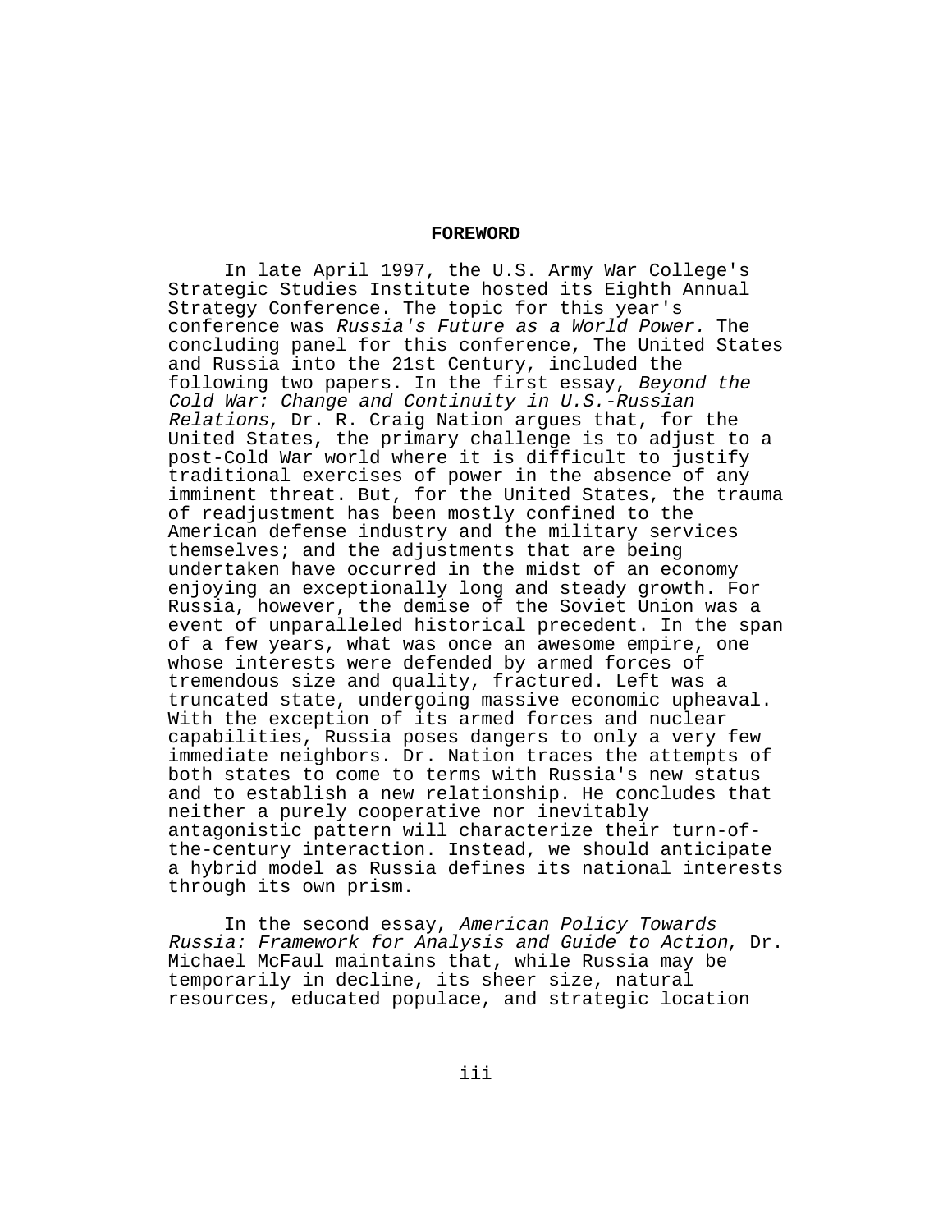# FOREWORD

In late April 1997, the U.S. Army War College's Strategic Studies Institute hosted its Eighth Annual Strategy Conference. The topic for this year's conference was *Russia's Future as a World Power.* The concluding panel for this conference, The United States and Russia into the 21st Century, included the following two papers. In the first essay, *Beyond the Cold War: Change and Continuity in U.S.-Russian Relations*, Dr. R. Craig Nation argues that, for the United States, the primary challenge is to adjust to a post-Cold War world where it is difficult to justify traditional exercises of power in the absence of any imminent threat. But, for the United States, the trauma of readjustment has been mostly confined to the American defense industry and the military services themselves; and the adjustments that are being undertaken have occurred in the midst of an economy enjoying an exceptionally long and steady growth. For Russia, however, the demise of the Soviet Union was a event of unparalleled historical precedent. In the span of a few years, what was once an awesome empire, one whose interests were defended by armed forces of tremendous size and quality, fractured. Left was a truncated state, undergoing massive economic upheaval. With the exception of its armed forces and nuclear capabilities, Russia poses dangers to only a very few immediate neighbors. Dr. Nation traces the attempts of both states to come to terms with Russia's new status and to establish a new relationship. He concludes that neither a purely cooperative nor inevitably antagonistic pattern will characterize their turn-of-the-century interaction. Instead, we should anticipate a hybrid model as Russia defines its national interests through its own prism.

In the second essay, *American Policy Towards Russia: Framework for Analysis and Guide to Action*, Dr. Michael McFaul maintains that, while Russia may be temporarily in decline, its sheer size, natural resources, educated populace, and strategic location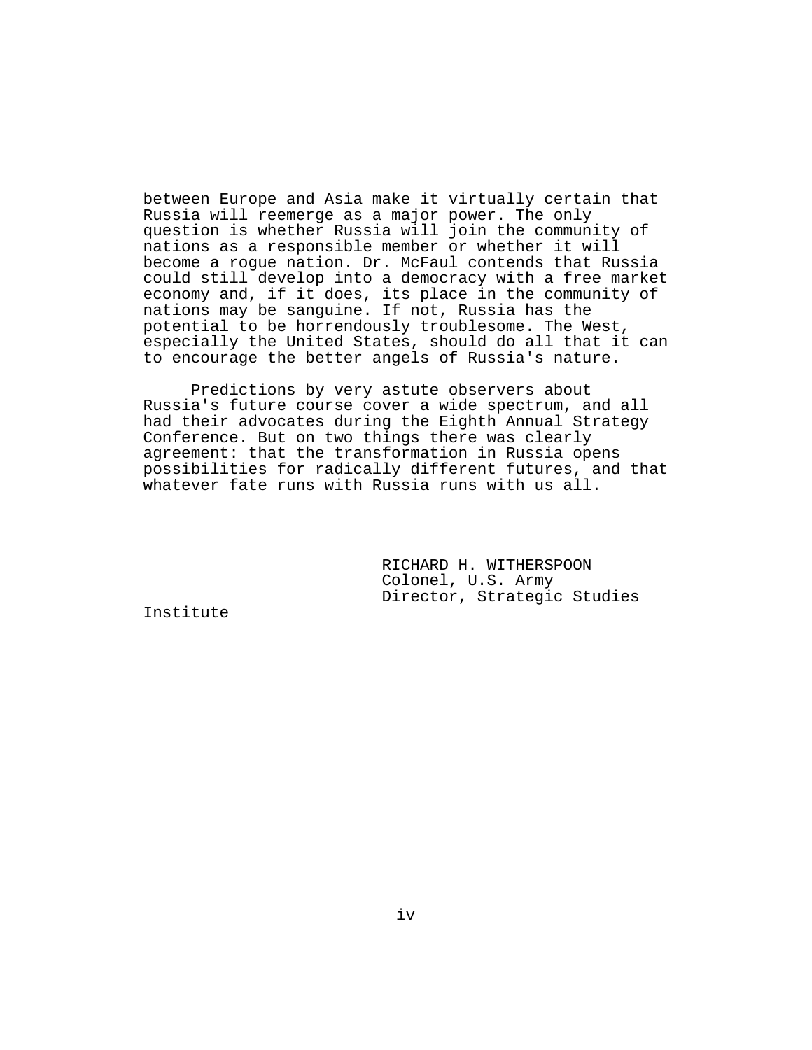between Europe and Asia make it virtually certain that Russia will reemerge as a major power. The only question is whether Russia will join the community of nations as a responsible member or whether it will become a rogue nation. Dr. McFaul contends that Russia could still develop into a democracy with a free market economy and, if it does, its place in the community of nations may be sanguine. If not, Russia has the potential to be horrendously troublesome. The West, especially the United States, should do all that it can to encourage the better angels of Russia's nature.

Predictions by very astute observers about Russia's future course cover a wide spectrum, and all had their advocates during the Eighth Annual Strategy Conference. But on two things there was clearly agreement: that the transformation in Russia opens possibilities for radically different futures, and that whatever fate runs with Russia runs with us all.

RICHARD H. WITHERSPOON
Colonel, U.S. Army
Director, Strategic Studies Institute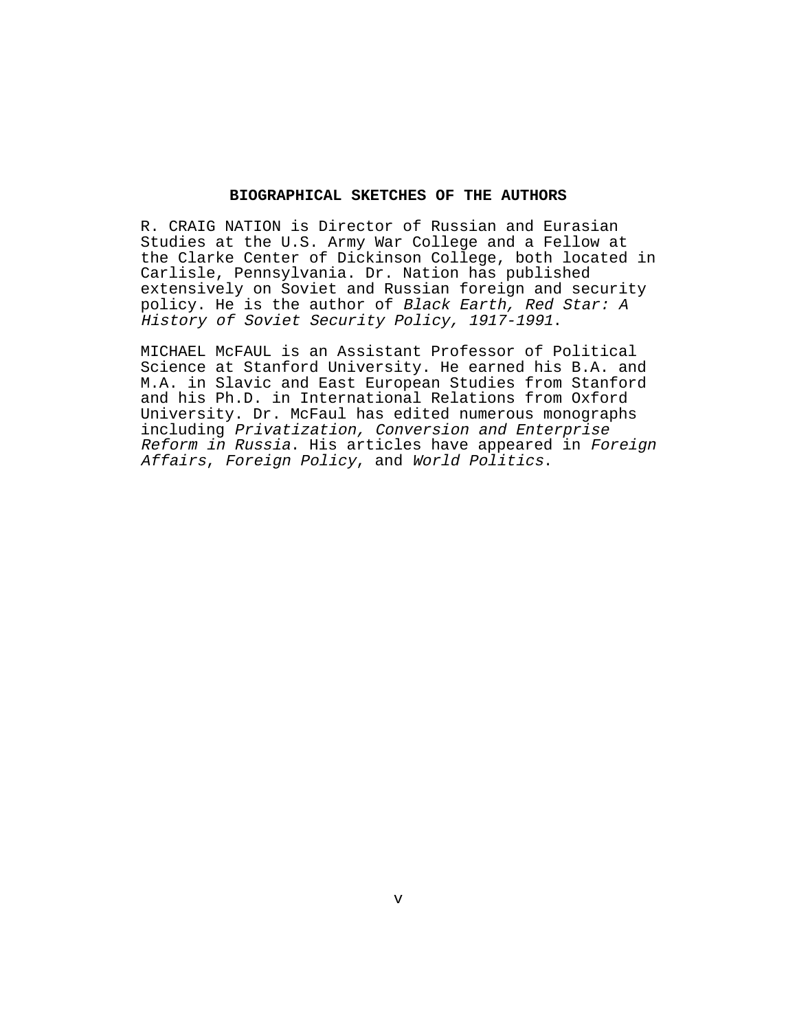## BIOGRAPHICAL SKETCHES OF THE AUTHORS

R. CRAIG NATION is Director of Russian and Eurasian Studies at the U.S. Army War College and a Fellow at the Clarke Center of Dickinson College, both located in Carlisle, Pennsylvania. Dr. Nation has published extensively on Soviet and Russian foreign and security policy. He is the author of *Black Earth, Red Star: A History of Soviet Security Policy, 1917-1991*.

MICHAEL McFAUL is an Assistant Professor of Political Science at Stanford University. He earned his B.A. and M.A. in Slavic and East European Studies from Stanford and his Ph.D. in International Relations from Oxford University. Dr. McFaul has edited numerous monographs including *Privatization, Conversion and Enterprise Reform in Russia*. His articles have appeared in *Foreign Affairs*, *Foreign Policy*, and *World Politics*.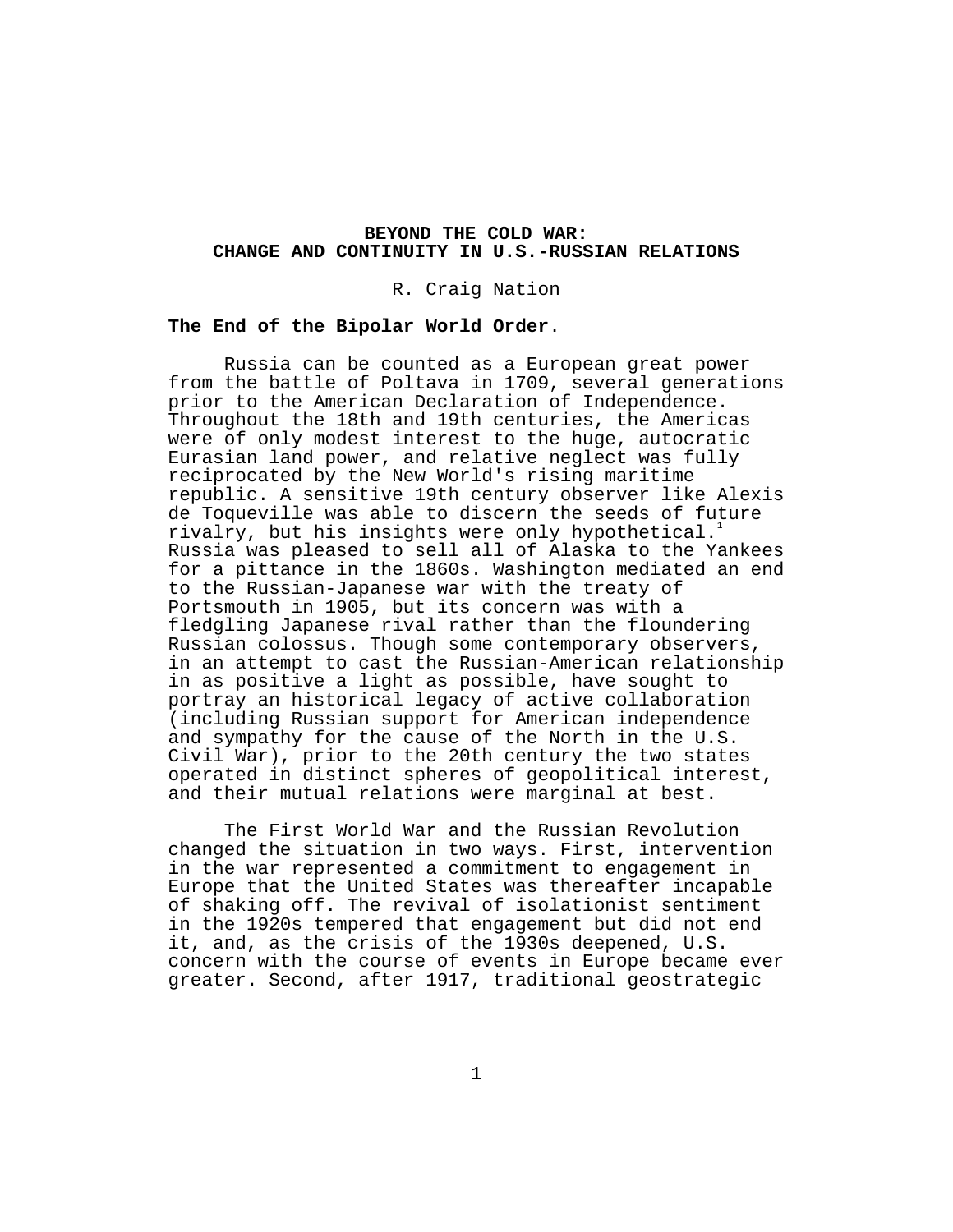# BEYOND THE COLD WAR: CHANGE AND CONTINUITY IN U.S.-RUSSIAN RELATIONS

R. Craig Nation

## The End of the Bipolar World Order.

Russia can be counted as a European great power from the battle of Poltava in 1709, several generations prior to the American Declaration of Independence. Throughout the 18th and 19th centuries, the Americas were of only modest interest to the huge, autocratic Eurasian land power, and relative neglect was fully reciprocated by the New World's rising maritime republic. A sensitive 19th century observer like Alexis de Toqueville was able to discern the seeds of future rivalry, but his insights were only hypothetical.[1] Russia was pleased to sell all of Alaska to the Yankees for a pittance in the 1860s. Washington mediated an end to the Russian-Japanese war with the treaty of Portsmouth in 1905, but its concern was with a fledgling Japanese rival rather than the floundering Russian colossus. Though some contemporary observers, in an attempt to cast the Russian-American relationship in as positive a light as possible, have sought to portray an historical legacy of active collaboration (including Russian support for American independence and sympathy for the cause of the North in the U.S. Civil War), prior to the 20th century the two states operated in distinct spheres of geopolitical interest, and their mutual relations were marginal at best.

The First World War and the Russian Revolution changed the situation in two ways. First, intervention in the war represented a commitment to engagement in Europe that the United States was thereafter incapable of shaking off. The revival of isolationist sentiment in the 1920s tempered that engagement but did not end it, and, as the crisis of the 1930s deepened, U.S. concern with the course of events in Europe became ever greater. Second, after 1917, traditional geostrategic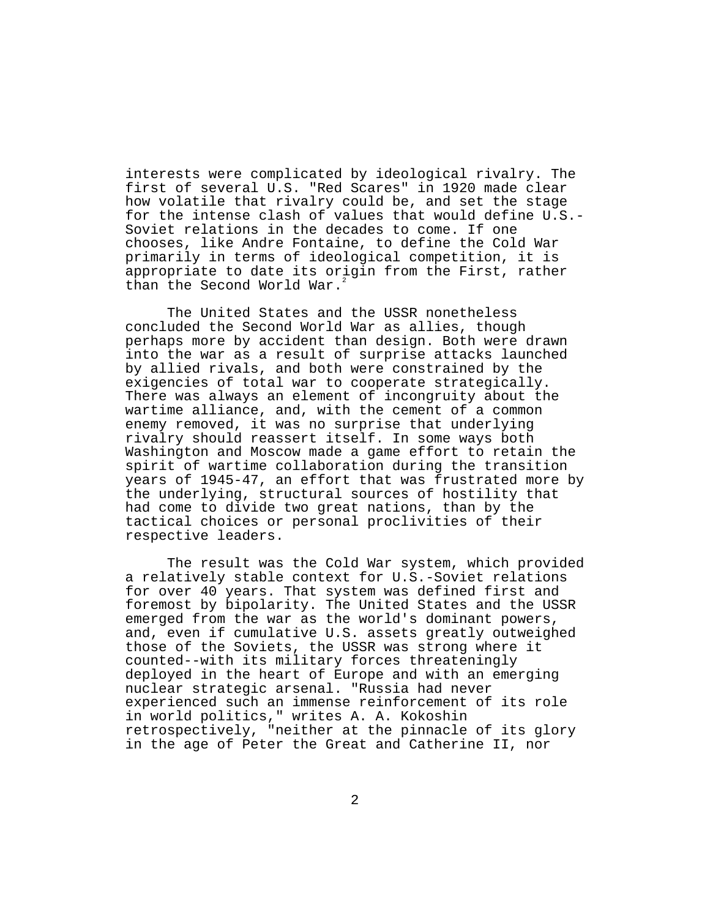interests were complicated by ideological rivalry. The first of several U.S. "Red Scares" in 1920 made clear how volatile that rivalry could be, and set the stage for the intense clash of values that would define U.S.-Soviet relations in the decades to come. If one chooses, like Andre Fontaine, to define the Cold War primarily in terms of ideological competition, it is appropriate to date its origin from the First, rather than the Second World War.[2]

The United States and the USSR nonetheless concluded the Second World War as allies, though perhaps more by accident than design. Both were drawn into the war as a result of surprise attacks launched by allied rivals, and both were constrained by the exigencies of total war to cooperate strategically. There was always an element of incongruity about the wartime alliance, and, with the cement of a common enemy removed, it was no surprise that underlying rivalry should reassert itself. In some ways both Washington and Moscow made a game effort to retain the spirit of wartime collaboration during the transition years of 1945-47, an effort that was frustrated more by the underlying, structural sources of hostility that had come to divide two great nations, than by the tactical choices or personal proclivities of their respective leaders.

The result was the Cold War system, which provided a relatively stable context for U.S.-Soviet relations for over 40 years. That system was defined first and foremost by bipolarity. The United States and the USSR emerged from the war as the world's dominant powers, and, even if cumulative U.S. assets greatly outweighed those of the Soviets, the USSR was strong where it counted--with its military forces threateningly deployed in the heart of Europe and with an emerging nuclear strategic arsenal. "Russia had never experienced such an immense reinforcement of its role in world politics," writes A. A. Kokoshin retrospectively, "neither at the pinnacle of its glory in the age of Peter the Great and Catherine II, nor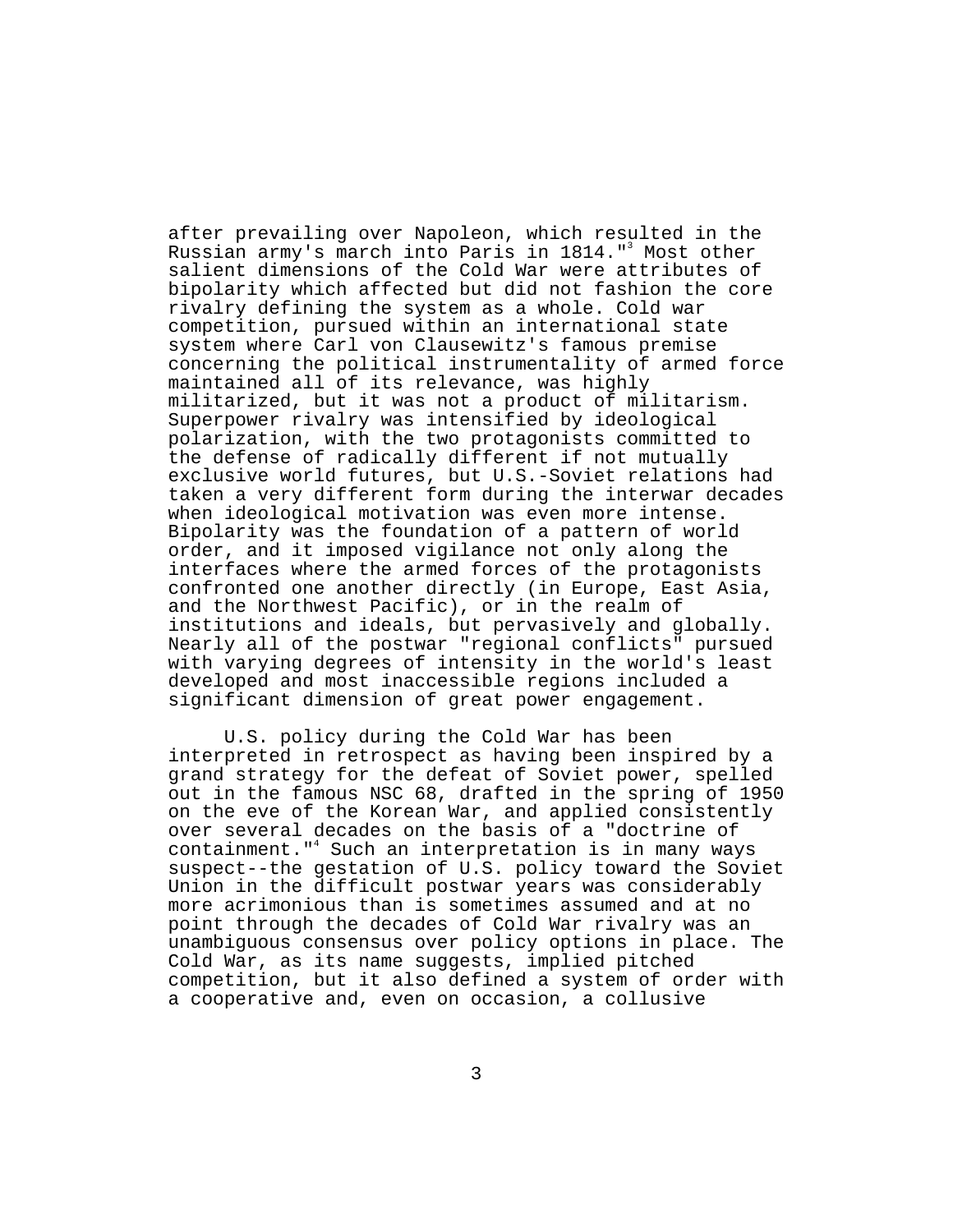after prevailing over Napoleon, which resulted in the Russian army's march into Paris in 1814."[3] Most other salient dimensions of the Cold War were attributes of bipolarity which affected but did not fashion the core rivalry defining the system as a whole. Cold war competition, pursued within an international state system where Carl von Clausewitz's famous premise concerning the political instrumentality of armed force maintained all of its relevance, was highly militarized, but it was not a product of militarism. Superpower rivalry was intensified by ideological polarization, with the two protagonists committed to the defense of radically different if not mutually exclusive world futures, but U.S.-Soviet relations had taken a very different form during the interwar decades when ideological motivation was even more intense. Bipolarity was the foundation of a pattern of world order, and it imposed vigilance not only along the interfaces where the armed forces of the protagonists confronted one another directly (in Europe, East Asia, and the Northwest Pacific), or in the realm of institutions and ideals, but pervasively and globally. Nearly all of the postwar "regional conflicts" pursued with varying degrees of intensity in the world's least developed and most inaccessible regions included a significant dimension of great power engagement.

U.S. policy during the Cold War has been interpreted in retrospect as having been inspired by a grand strategy for the defeat of Soviet power, spelled out in the famous NSC 68, drafted in the spring of 1950 on the eve of the Korean War, and applied consistently over several decades on the basis of a "doctrine of containment."[4] Such an interpretation is in many ways suspect--the gestation of U.S. policy toward the Soviet Union in the difficult postwar years was considerably more acrimonious than is sometimes assumed and at no point through the decades of Cold War rivalry was an unambiguous consensus over policy options in place. The Cold War, as its name suggests, implied pitched competition, but it also defined a system of order with a cooperative and, even on occasion, a collusive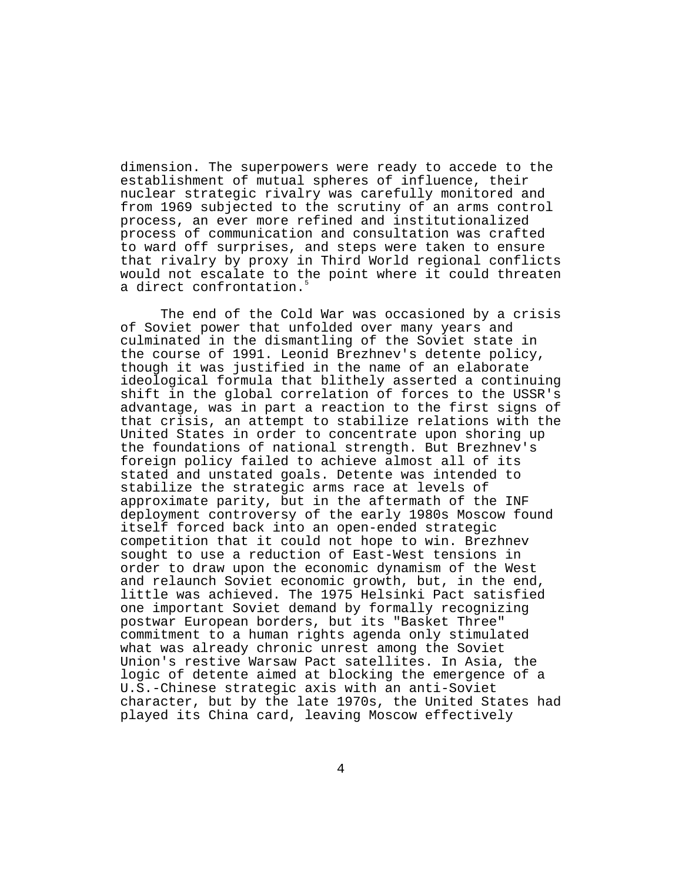dimension. The superpowers were ready to accede to the establishment of mutual spheres of influence, their nuclear strategic rivalry was carefully monitored and from 1969 subjected to the scrutiny of an arms control process, an ever more refined and institutionalized process of communication and consultation was crafted to ward off surprises, and steps were taken to ensure that rivalry by proxy in Third World regional conflicts would not escalate to the point where it could threaten a direct confrontation.[5]

The end of the Cold War was occasioned by a crisis of Soviet power that unfolded over many years and culminated in the dismantling of the Soviet state in the course of 1991. Leonid Brezhnev's detente policy, though it was justified in the name of an elaborate ideological formula that blithely asserted a continuing shift in the global correlation of forces to the USSR's advantage, was in part a reaction to the first signs of that crisis, an attempt to stabilize relations with the United States in order to concentrate upon shoring up the foundations of national strength. But Brezhnev's foreign policy failed to achieve almost all of its stated and unstated goals. Detente was intended to stabilize the strategic arms race at levels of approximate parity, but in the aftermath of the INF deployment controversy of the early 1980s Moscow found itself forced back into an open-ended strategic competition that it could not hope to win. Brezhnev sought to use a reduction of East-West tensions in order to draw upon the economic dynamism of the West and relaunch Soviet economic growth, but, in the end, little was achieved. The 1975 Helsinki Pact satisfied one important Soviet demand by formally recognizing postwar European borders, but its "Basket Three" commitment to a human rights agenda only stimulated what was already chronic unrest among the Soviet Union's restive Warsaw Pact satellites. In Asia, the logic of detente aimed at blocking the emergence of a U.S.-Chinese strategic axis with an anti-Soviet character, but by the late 1970s, the United States had played its China card, leaving Moscow effectively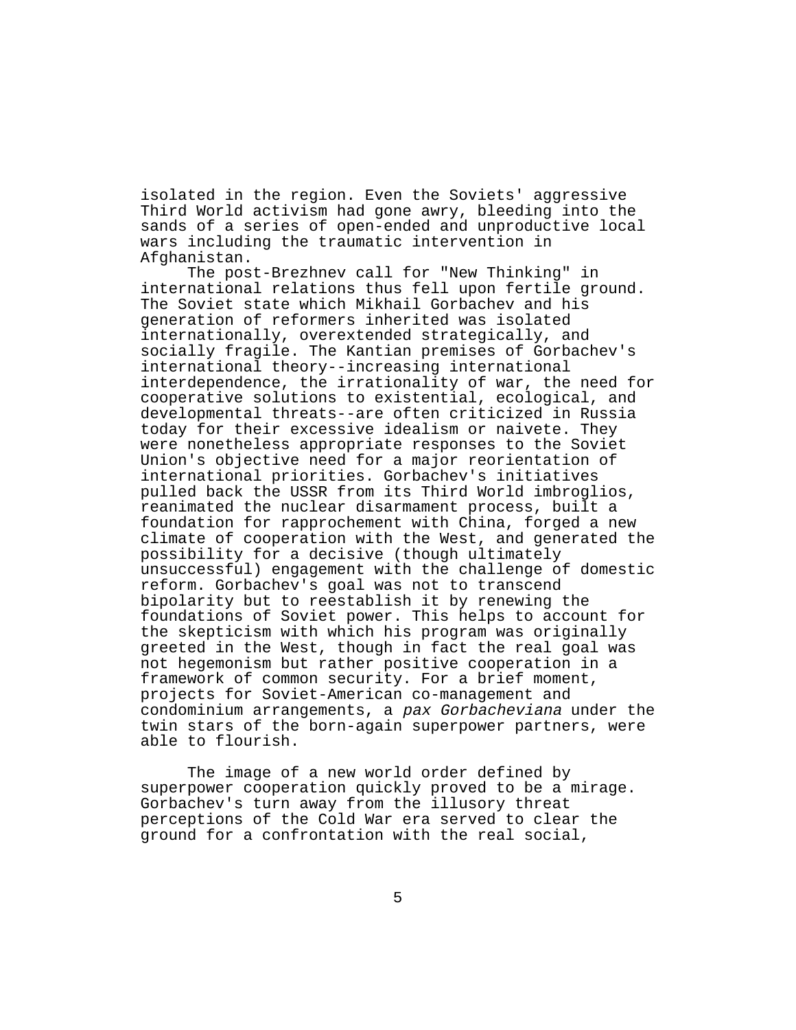isolated in the region. Even the Soviets' aggressive Third World activism had gone awry, bleeding into the sands of a series of open-ended and unproductive local wars including the traumatic intervention in Afghanistan.

The post-Brezhnev call for "New Thinking" in international relations thus fell upon fertile ground. The Soviet state which Mikhail Gorbachev and his generation of reformers inherited was isolated internationally, overextended strategically, and socially fragile. The Kantian premises of Gorbachev's international theory--increasing international interdependence, the irrationality of war, the need for cooperative solutions to existential, ecological, and developmental threats--are often criticized in Russia today for their excessive idealism or naivete. They were nonetheless appropriate responses to the Soviet Union's objective need for a major reorientation of international priorities. Gorbachev's initiatives pulled back the USSR from its Third World imbroglios, reanimated the nuclear disarmament process, built a foundation for rapprochement with China, forged a new climate of cooperation with the West, and generated the possibility for a decisive (though ultimately unsuccessful) engagement with the challenge of domestic reform. Gorbachev's goal was not to transcend bipolarity but to reestablish it by renewing the foundations of Soviet power. This helps to account for the skepticism with which his program was originally greeted in the West, though in fact the real goal was not hegemonism but rather positive cooperation in a framework of common security. For a brief moment, projects for Soviet-American co-management and condominium arrangements, a *pax Gorbacheviana* under the twin stars of the born-again superpower partners, were able to flourish.

The image of a new world order defined by superpower cooperation quickly proved to be a mirage. Gorbachev's turn away from the illusory threat perceptions of the Cold War era served to clear the ground for a confrontation with the real social,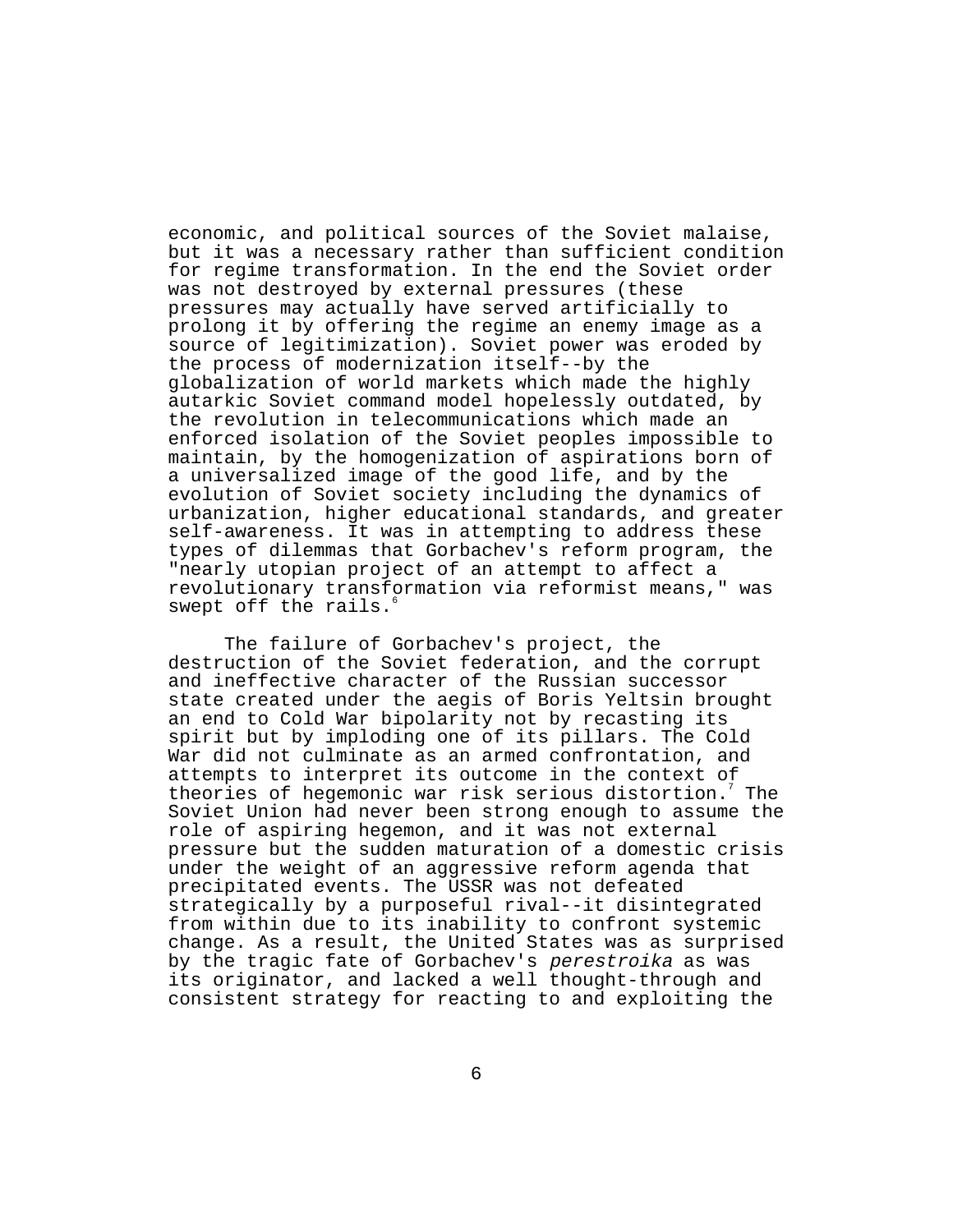economic, and political sources of the Soviet malaise, but it was a necessary rather than sufficient condition for regime transformation. In the end the Soviet order was not destroyed by external pressures (these pressures may actually have served artificially to prolong it by offering the regime an enemy image as a source of legitimization). Soviet power was eroded by the process of modernization itself--by the globalization of world markets which made the highly autarkic Soviet command model hopelessly outdated, by the revolution in telecommunications which made an enforced isolation of the Soviet peoples impossible to maintain, by the homogenization of aspirations born of a universalized image of the good life, and by the evolution of Soviet society including the dynamics of urbanization, higher educational standards, and greater self-awareness. It was in attempting to address these types of dilemmas that Gorbachev's reform program, the "nearly utopian project of an attempt to affect a revolutionary transformation via reformist means," was swept off the rails.[6]

The failure of Gorbachev's project, the destruction of the Soviet federation, and the corrupt and ineffective character of the Russian successor state created under the aegis of Boris Yeltsin brought an end to Cold War bipolarity not by recasting its spirit but by imploding one of its pillars. The Cold War did not culminate as an armed confrontation, and attempts to interpret its outcome in the context of theories of hegemonic war risk serious distortion.[7] The Soviet Union had never been strong enough to assume the role of aspiring hegemon, and it was not external pressure but the sudden maturation of a domestic crisis under the weight of an aggressive reform agenda that precipitated events. The USSR was not defeated strategically by a purposeful rival--it disintegrated from within due to its inability to confront systemic change. As a result, the United States was as surprised by the tragic fate of Gorbachev's *perestroika* as was its originator, and lacked a well thought-through and consistent strategy for reacting to and exploiting the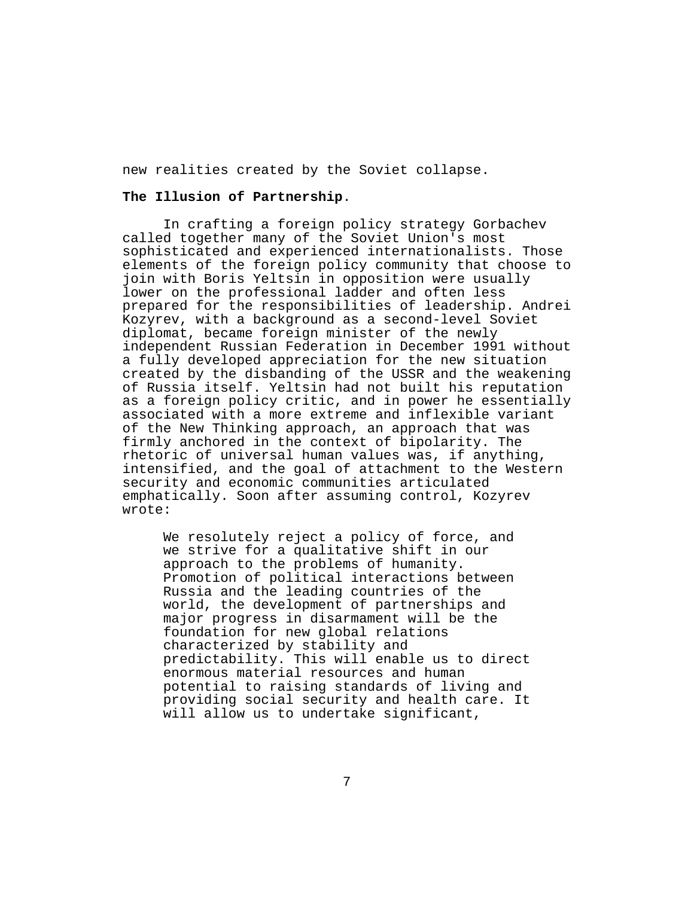new realities created by the Soviet collapse.

**The Illusion of Partnership**.

In crafting a foreign policy strategy Gorbachev called together many of the Soviet Union's most sophisticated and experienced internationalists. Those elements of the foreign policy community that choose to join with Boris Yeltsin in opposition were usually lower on the professional ladder and often less prepared for the responsibilities of leadership. Andrei Kozyrev, with a background as a second-level Soviet diplomat, became foreign minister of the newly independent Russian Federation in December 1991 without a fully developed appreciation for the new situation created by the disbanding of the USSR and the weakening of Russia itself. Yeltsin had not built his reputation as a foreign policy critic, and in power he essentially associated with a more extreme and inflexible variant of the New Thinking approach, an approach that was firmly anchored in the context of bipolarity. The rhetoric of universal human values was, if anything, intensified, and the goal of attachment to the Western security and economic communities articulated emphatically. Soon after assuming control, Kozyrev wrote:

> We resolutely reject a policy of force, and we strive for a qualitative shift in our approach to the problems of humanity. Promotion of political interactions between Russia and the leading countries of the world, the development of partnerships and major progress in disarmament will be the foundation for new global relations characterized by stability and predictability. This will enable us to direct enormous material resources and human potential to raising standards of living and providing social security and health care. It will allow us to undertake significant,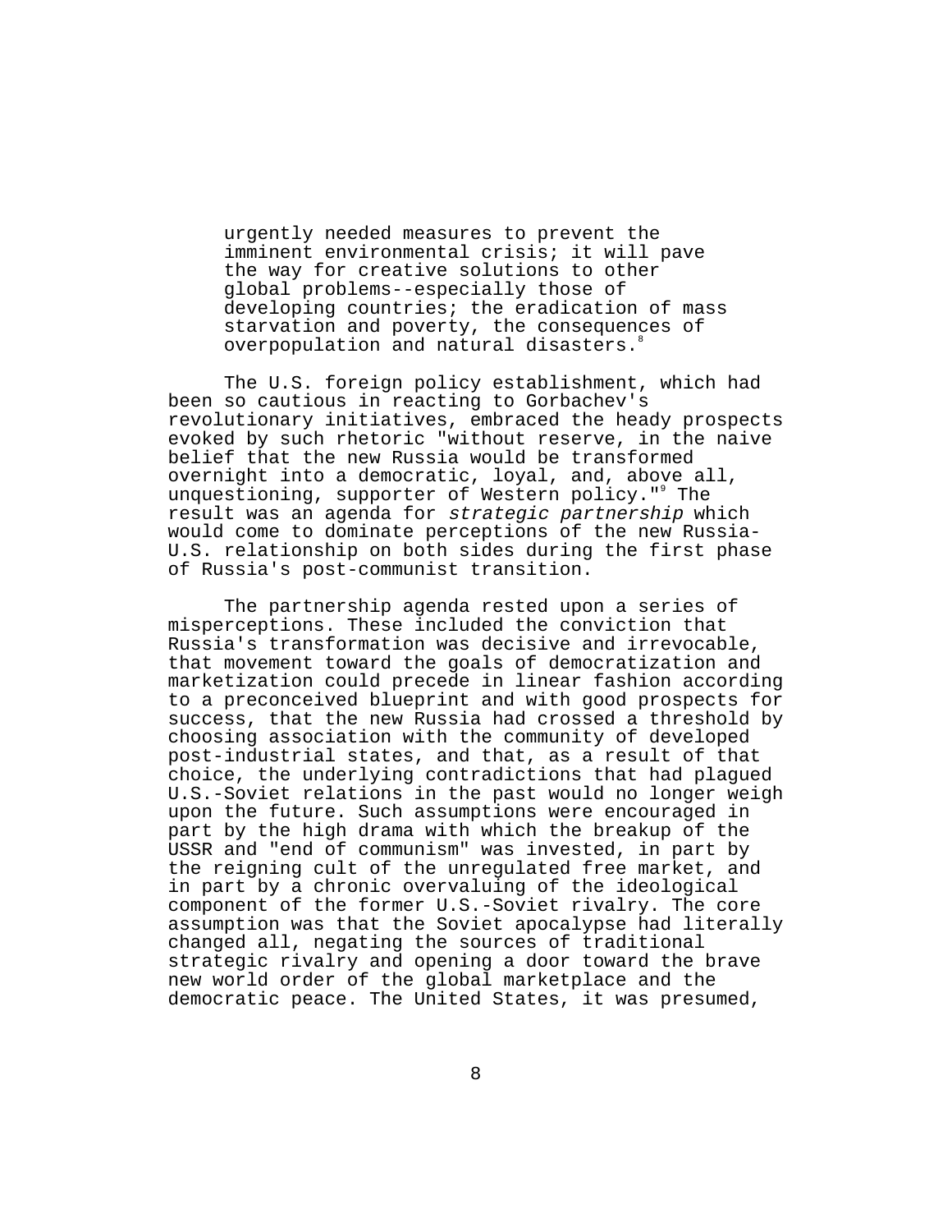> urgently needed measures to prevent the imminent environmental crisis; it will pave the way for creative solutions to other global problems--especially those of developing countries; the eradication of mass starvation and poverty, the consequences of overpopulation and natural disasters.[8]

The U.S. foreign policy establishment, which had been so cautious in reacting to Gorbachev's revolutionary initiatives, embraced the heady prospects evoked by such rhetoric "without reserve, in the naive belief that the new Russia would be transformed overnight into a democratic, loyal, and, above all, unquestioning, supporter of Western policy."[9] The result was an agenda for *strategic partnership* which would come to dominate perceptions of the new Russia-U.S. relationship on both sides during the first phase of Russia's post-communist transition.

The partnership agenda rested upon a series of misperceptions. These included the conviction that Russia's transformation was decisive and irrevocable, that movement toward the goals of democratization and marketization could precede in linear fashion according to a preconceived blueprint and with good prospects for success, that the new Russia had crossed a threshold by choosing association with the community of developed post-industrial states, and that, as a result of that choice, the underlying contradictions that had plagued U.S.-Soviet relations in the past would no longer weigh upon the future. Such assumptions were encouraged in part by the high drama with which the breakup of the USSR and "end of communism" was invested, in part by the reigning cult of the unregulated free market, and in part by a chronic overvaluing of the ideological component of the former U.S.-Soviet rivalry. The core assumption was that the Soviet apocalypse had literally changed all, negating the sources of traditional strategic rivalry and opening a door toward the brave new world order of the global marketplace and the democratic peace. The United States, it was presumed,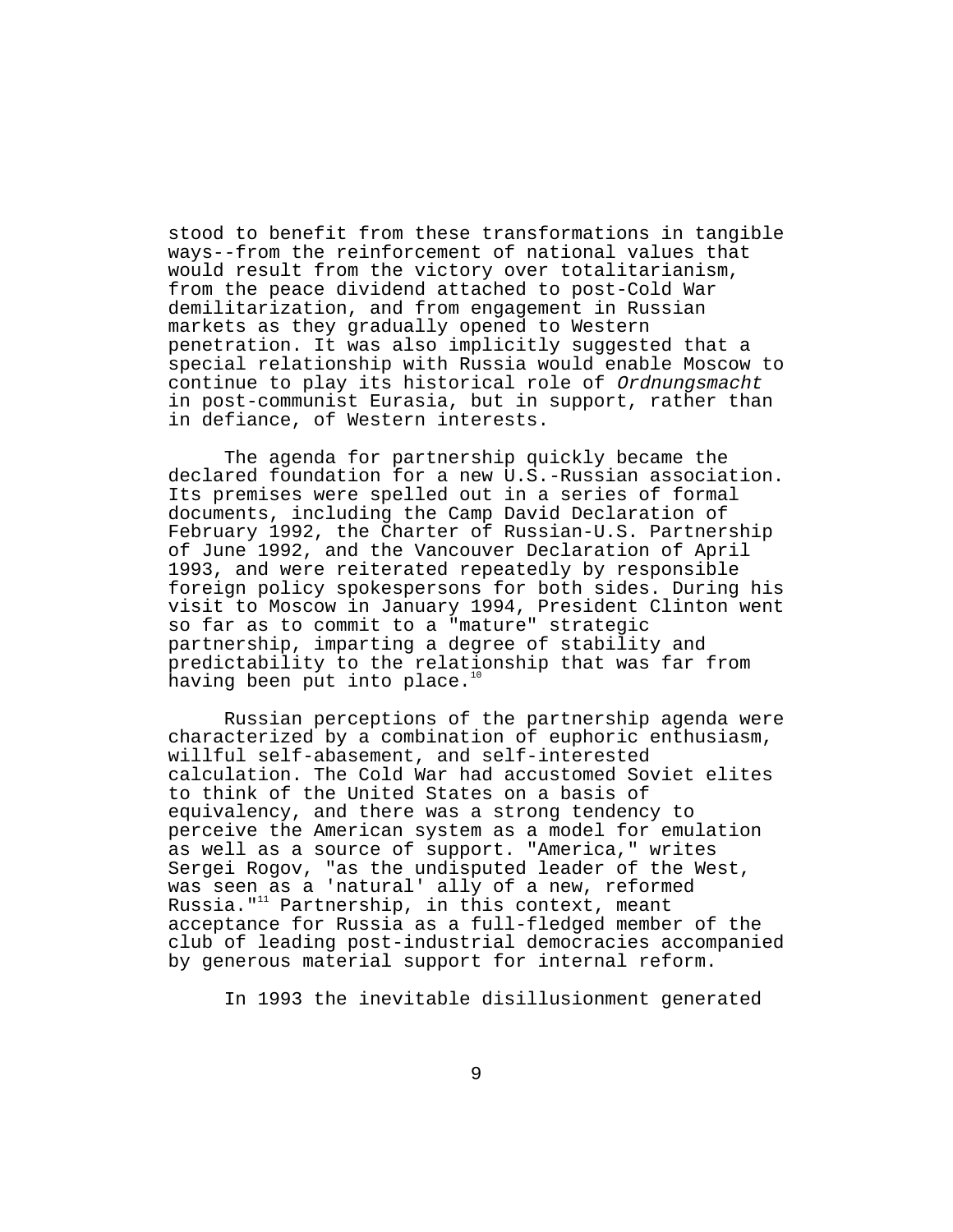stood to benefit from these transformations in tangible ways--from the reinforcement of national values that would result from the victory over totalitarianism, from the peace dividend attached to post-Cold War demilitarization, and from engagement in Russian markets as they gradually opened to Western penetration. It was also implicitly suggested that a special relationship with Russia would enable Moscow to continue to play its historical role of *Ordnungsmacht* in post-communist Eurasia, but in support, rather than in defiance, of Western interests.

The agenda for partnership quickly became the declared foundation for a new U.S.-Russian association. Its premises were spelled out in a series of formal documents, including the Camp David Declaration of February 1992, the Charter of Russian-U.S. Partnership of June 1992, and the Vancouver Declaration of April 1993, and were reiterated repeatedly by responsible foreign policy spokespersons for both sides. During his visit to Moscow in January 1994, President Clinton went so far as to commit to a "mature" strategic partnership, imparting a degree of stability and predictability to the relationship that was far from having been put into place.[10]

Russian perceptions of the partnership agenda were characterized by a combination of euphoric enthusiasm, willful self-abasement, and self-interested calculation. The Cold War had accustomed Soviet elites to think of the United States on a basis of equivalency, and there was a strong tendency to perceive the American system as a model for emulation as well as a source of support. "America," writes Sergei Rogov, "as the undisputed leader of the West, was seen as a 'natural' ally of a new, reformed Russia."[11] Partnership, in this context, meant acceptance for Russia as a full-fledged member of the club of leading post-industrial democracies accompanied by generous material support for internal reform.

In 1993 the inevitable disillusionment generated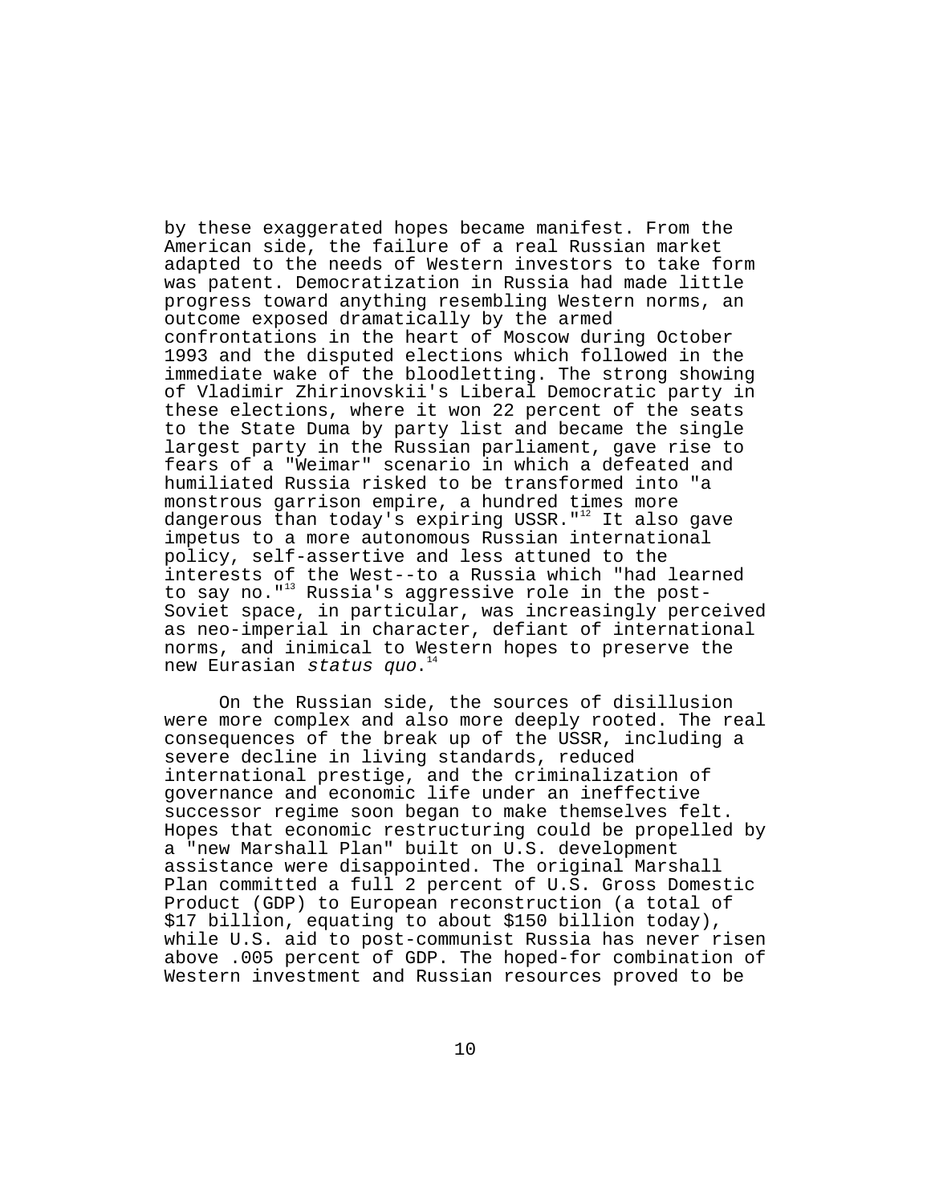by these exaggerated hopes became manifest. From the American side, the failure of a real Russian market adapted to the needs of Western investors to take form was patent. Democratization in Russia had made little progress toward anything resembling Western norms, an outcome exposed dramatically by the armed confrontations in the heart of Moscow during October 1993 and the disputed elections which followed in the immediate wake of the bloodletting. The strong showing of Vladimir Zhirinovskii's Liberal Democratic party in these elections, where it won 22 percent of the seats to the State Duma by party list and became the single largest party in the Russian parliament, gave rise to fears of a "Weimar" scenario in which a defeated and humiliated Russia risked to be transformed into "a monstrous garrison empire, a hundred times more dangerous than today's expiring USSR."[12] It also gave impetus to a more autonomous Russian international policy, self-assertive and less attuned to the interests of the West--to a Russia which "had learned to say no."[13] Russia's aggressive role in the post-Soviet space, in particular, was increasingly perceived as neo-imperial in character, defiant of international norms, and inimical to Western hopes to preserve the new Eurasian *status quo*.[14]

On the Russian side, the sources of disillusion were more complex and also more deeply rooted. The real consequences of the break up of the USSR, including a severe decline in living standards, reduced international prestige, and the criminalization of governance and economic life under an ineffective successor regime soon began to make themselves felt. Hopes that economic restructuring could be propelled by a "new Marshall Plan" built on U.S. development assistance were disappointed. The original Marshall Plan committed a full 2 percent of U.S. Gross Domestic Product (GDP) to European reconstruction (a total of $17 billion, equating to about $150 billion today), while U.S. aid to post-communist Russia has never risen above .005 percent of GDP. The hoped-for combination of Western investment and Russian resources proved to be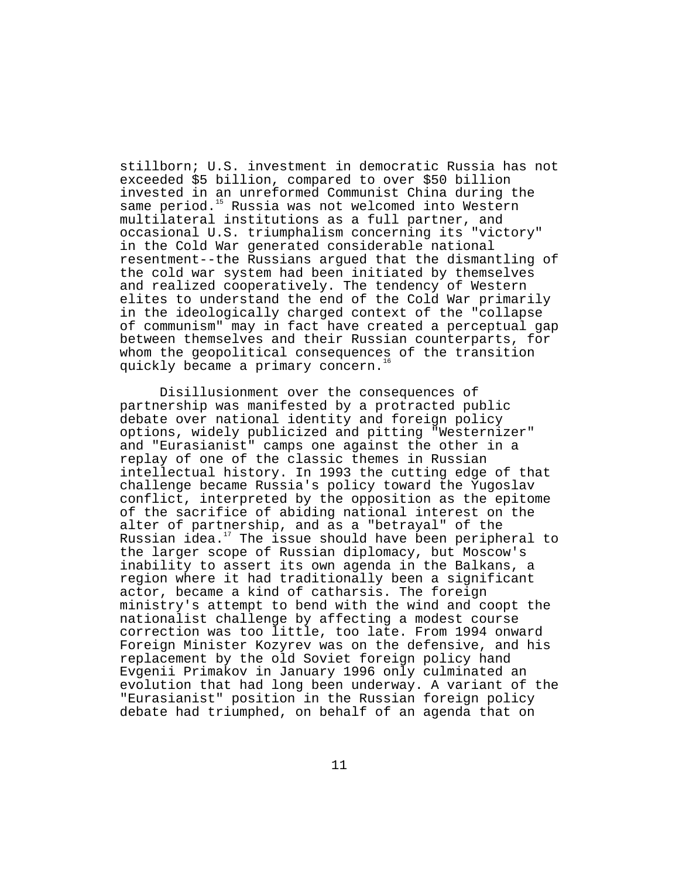stillborn; U.S. investment in democratic Russia has not exceeded $5 billion, compared to over $50 billion invested in an unreformed Communist China during the same period.[15] Russia was not welcomed into Western multilateral institutions as a full partner, and occasional U.S. triumphalism concerning its "victory" in the Cold War generated considerable national resentment--the Russians argued that the dismantling of the cold war system had been initiated by themselves and realized cooperatively. The tendency of Western elites to understand the end of the Cold War primarily in the ideologically charged context of the "collapse of communism" may in fact have created a perceptual gap between themselves and their Russian counterparts, for whom the geopolitical consequences of the transition quickly became a primary concern.[16]

Disillusionment over the consequences of partnership was manifested by a protracted public debate over national identity and foreign policy options, widely publicized and pitting "Westernizer" and "Eurasianist" camps one against the other in a replay of one of the classic themes in Russian intellectual history. In 1993 the cutting edge of that challenge became Russia's policy toward the Yugoslav conflict, interpreted by the opposition as the epitome of the sacrifice of abiding national interest on the alter of partnership, and as a "betrayal" of the Russian idea.[17] The issue should have been peripheral to the larger scope of Russian diplomacy, but Moscow's inability to assert its own agenda in the Balkans, a region where it had traditionally been a significant actor, became a kind of catharsis. The foreign ministry's attempt to bend with the wind and coopt the nationalist challenge by affecting a modest course correction was too little, too late. From 1994 onward Foreign Minister Kozyrev was on the defensive, and his replacement by the old Soviet foreign policy hand Evgenii Primakov in January 1996 only culminated an evolution that had long been underway. A variant of the "Eurasianist" position in the Russian foreign policy debate had triumphed, on behalf of an agenda that on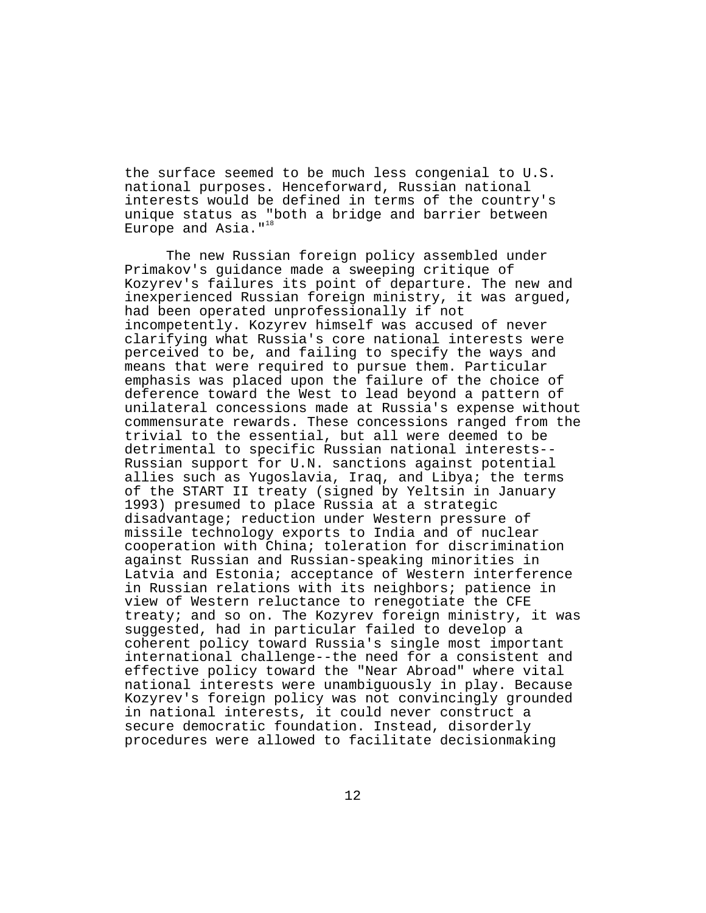the surface seemed to be much less congenial to U.S. national purposes. Henceforward, Russian national interests would be defined in terms of the country's unique status as "both a bridge and barrier between Europe and Asia."[18]

The new Russian foreign policy assembled under Primakov's guidance made a sweeping critique of Kozyrev's failures its point of departure. The new and inexperienced Russian foreign ministry, it was argued, had been operated unprofessionally if not incompetently. Kozyrev himself was accused of never clarifying what Russia's core national interests were perceived to be, and failing to specify the ways and means that were required to pursue them. Particular emphasis was placed upon the failure of the choice of deference toward the West to lead beyond a pattern of unilateral concessions made at Russia's expense without commensurate rewards. These concessions ranged from the trivial to the essential, but all were deemed to be detrimental to specific Russian national interests--Russian support for U.N. sanctions against potential allies such as Yugoslavia, Iraq, and Libya; the terms of the START II treaty (signed by Yeltsin in January 1993) presumed to place Russia at a strategic disadvantage; reduction under Western pressure of missile technology exports to India and of nuclear cooperation with China; toleration for discrimination against Russian and Russian-speaking minorities in Latvia and Estonia; acceptance of Western interference in Russian relations with its neighbors; patience in view of Western reluctance to renegotiate the CFE treaty; and so on. The Kozyrev foreign ministry, it was suggested, had in particular failed to develop a coherent policy toward Russia's single most important international challenge--the need for a consistent and effective policy toward the "Near Abroad" where vital national interests were unambiguously in play. Because Kozyrev's foreign policy was not convincingly grounded in national interests, it could never construct a secure democratic foundation. Instead, disorderly procedures were allowed to facilitate decisionmaking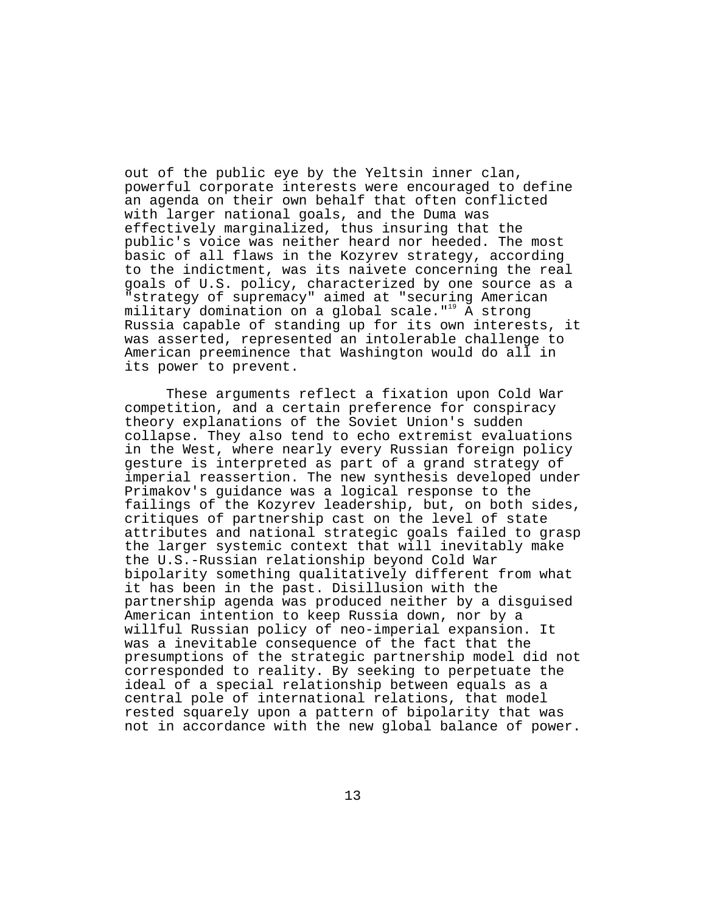out of the public eye by the Yeltsin inner clan, powerful corporate interests were encouraged to define an agenda on their own behalf that often conflicted with larger national goals, and the Duma was effectively marginalized, thus insuring that the public's voice was neither heard nor heeded. The most basic of all flaws in the Kozyrev strategy, according to the indictment, was its naivete concerning the real goals of U.S. policy, characterized by one source as a "strategy of supremacy" aimed at "securing American military domination on a global scale."[19] A strong Russia capable of standing up for its own interests, it was asserted, represented an intolerable challenge to American preeminence that Washington would do all in its power to prevent.

These arguments reflect a fixation upon Cold War competition, and a certain preference for conspiracy theory explanations of the Soviet Union's sudden collapse. They also tend to echo extremist evaluations in the West, where nearly every Russian foreign policy gesture is interpreted as part of a grand strategy of imperial reassertion. The new synthesis developed under Primakov's guidance was a logical response to the failings of the Kozyrev leadership, but, on both sides, critiques of partnership cast on the level of state attributes and national strategic goals failed to grasp the larger systemic context that will inevitably make the U.S.-Russian relationship beyond Cold War bipolarity something qualitatively different from what it has been in the past. Disillusion with the partnership agenda was produced neither by a disguised American intention to keep Russia down, nor by a willful Russian policy of neo-imperial expansion. It was a inevitable consequence of the fact that the presumptions of the strategic partnership model did not corresponded to reality. By seeking to perpetuate the ideal of a special relationship between equals as a central pole of international relations, that model rested squarely upon a pattern of bipolarity that was not in accordance with the new global balance of power.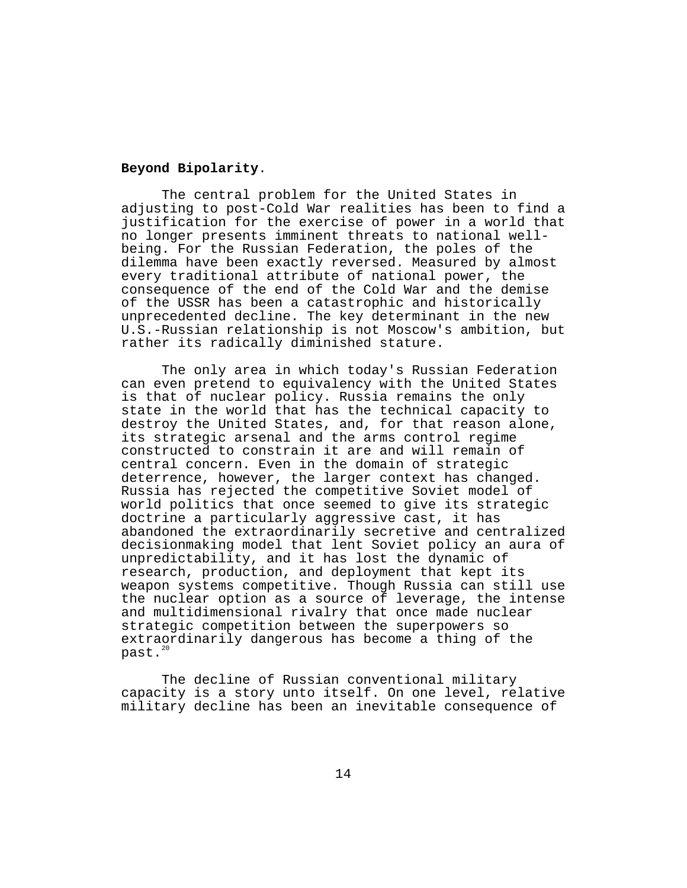**Beyond Bipolarity**.

The central problem for the United States in adjusting to post-Cold War realities has been to find a justification for the exercise of power in a world that no longer presents imminent threats to national well-being. For the Russian Federation, the poles of the dilemma have been exactly reversed. Measured by almost every traditional attribute of national power, the consequence of the end of the Cold War and the demise of the USSR has been a catastrophic and historically unprecedented decline. The key determinant in the new U.S.-Russian relationship is not Moscow's ambition, but rather its radically diminished stature.

The only area in which today's Russian Federation can even pretend to equivalency with the United States is that of nuclear policy. Russia remains the only state in the world that has the technical capacity to destroy the United States, and, for that reason alone, its strategic arsenal and the arms control regime constructed to constrain it are and will remain of central concern. Even in the domain of strategic deterrence, however, the larger context has changed. Russia has rejected the competitive Soviet model of world politics that once seemed to give its strategic doctrine a particularly aggressive cast, it has abandoned the extraordinarily secretive and centralized decisionmaking model that lent Soviet policy an aura of unpredictability, and it has lost the dynamic of research, production, and deployment that kept its weapon systems competitive. Though Russia can still use the nuclear option as a source of leverage, the intense and multidimensional rivalry that once made nuclear strategic competition between the superpowers so extraordinarily dangerous has become a thing of the past.[20]

The decline of Russian conventional military capacity is a story unto itself. On one level, relative military decline has been an inevitable consequence of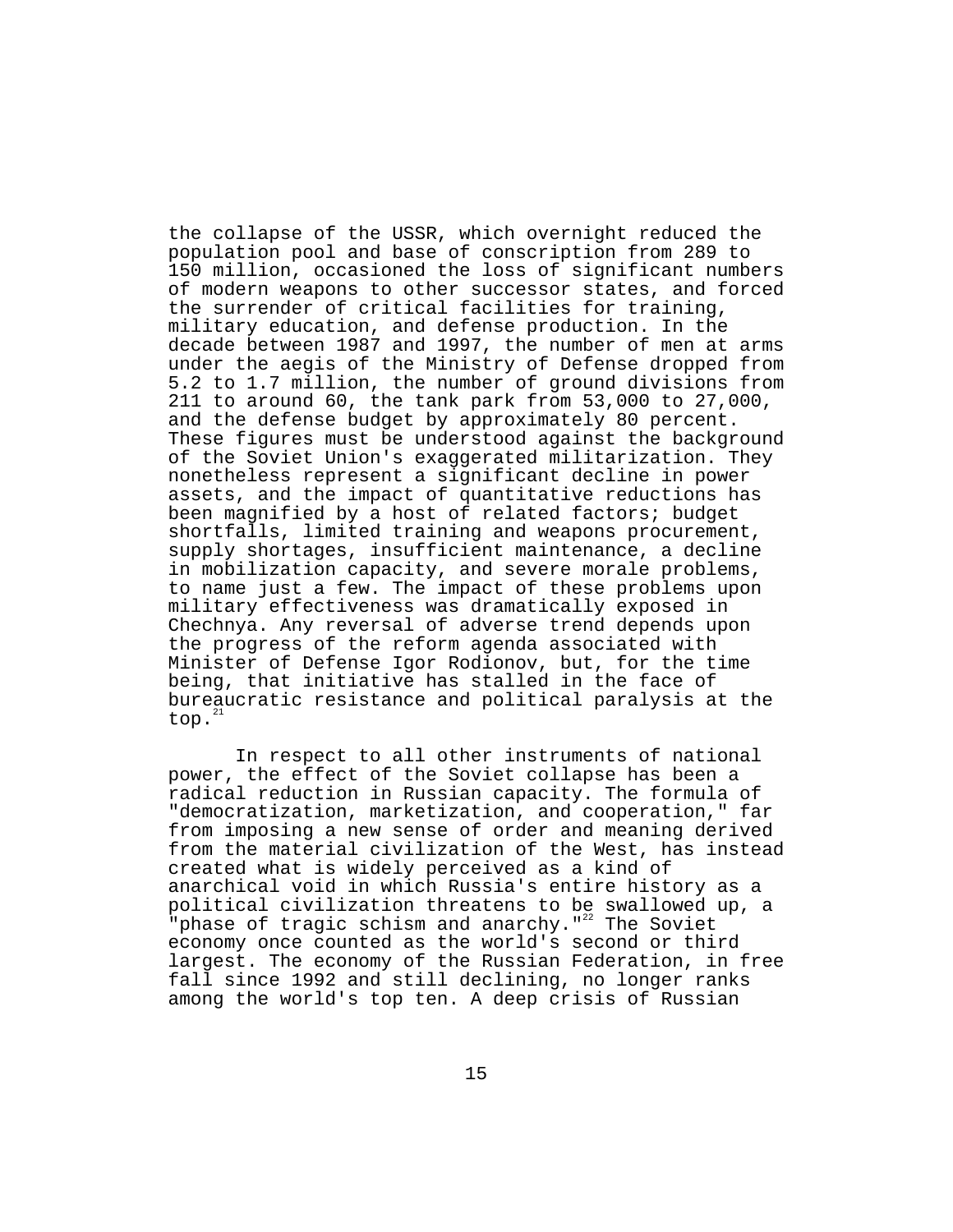the collapse of the USSR, which overnight reduced the population pool and base of conscription from 289 to 150 million, occasioned the loss of significant numbers of modern weapons to other successor states, and forced the surrender of critical facilities for training, military education, and defense production. In the decade between 1987 and 1997, the number of men at arms under the aegis of the Ministry of Defense dropped from 5.2 to 1.7 million, the number of ground divisions from 211 to around 60, the tank park from 53,000 to 27,000, and the defense budget by approximately 80 percent. These figures must be understood against the background of the Soviet Union's exaggerated militarization. They nonetheless represent a significant decline in power assets, and the impact of quantitative reductions has been magnified by a host of related factors; budget shortfalls, limited training and weapons procurement, supply shortages, insufficient maintenance, a decline in mobilization capacity, and severe morale problems, to name just a few. The impact of these problems upon military effectiveness was dramatically exposed in Chechnya. Any reversal of adverse trend depends upon the progress of the reform agenda associated with Minister of Defense Igor Rodionov, but, for the time being, that initiative has stalled in the face of bureaucratic resistance and political paralysis at the top.[21]

In respect to all other instruments of national power, the effect of the Soviet collapse has been a radical reduction in Russian capacity. The formula of "democratization, marketization, and cooperation," far from imposing a new sense of order and meaning derived from the material civilization of the West, has instead created what is widely perceived as a kind of anarchical void in which Russia's entire history as a political civilization threatens to be swallowed up, a "phase of tragic schism and anarchy."[22] The Soviet economy once counted as the world's second or third largest. The economy of the Russian Federation, in free fall since 1992 and still declining, no longer ranks among the world's top ten. A deep crisis of Russian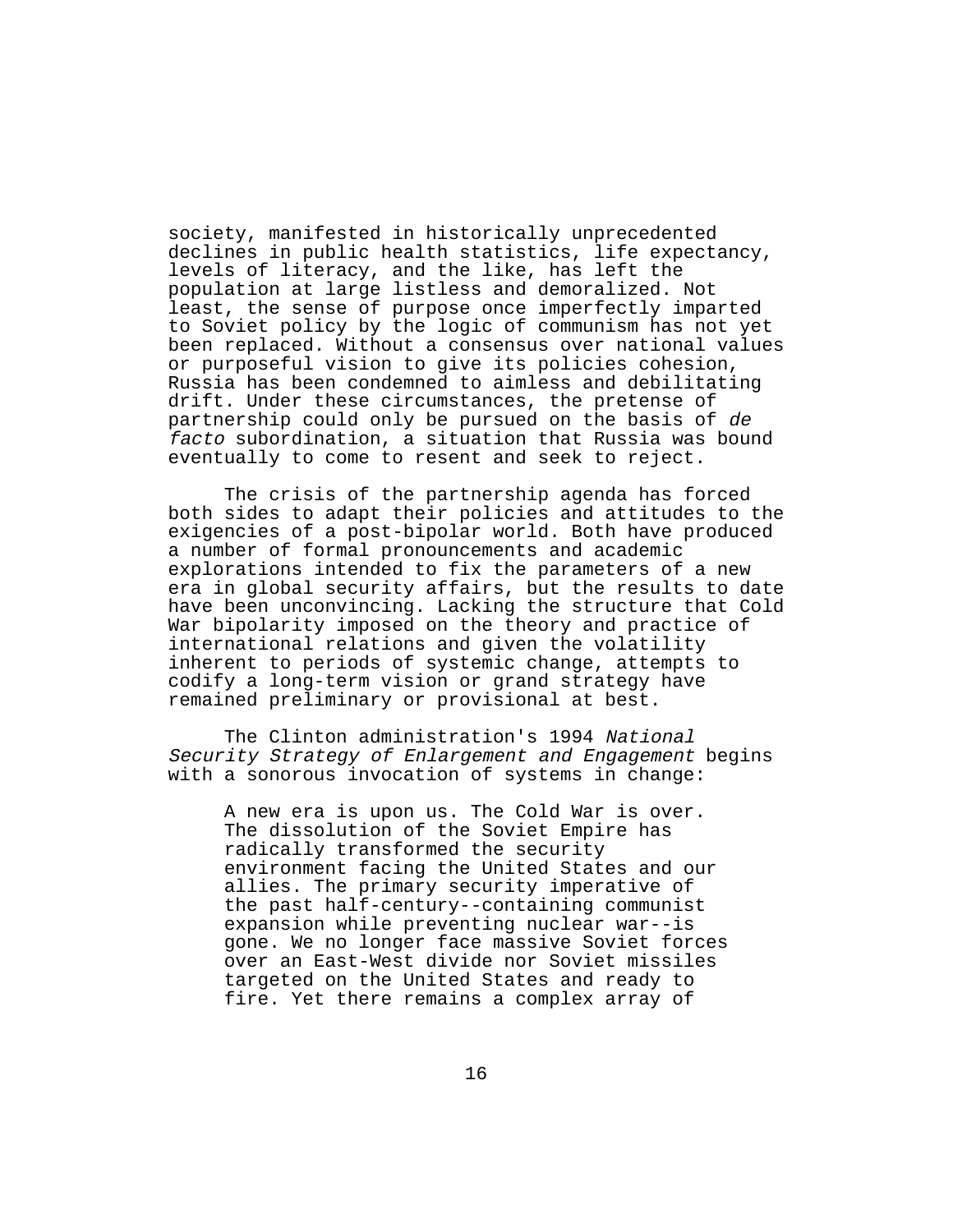society, manifested in historically unprecedented declines in public health statistics, life expectancy, levels of literacy, and the like, has left the population at large listless and demoralized. Not least, the sense of purpose once imperfectly imparted to Soviet policy by the logic of communism has not yet been replaced. Without a consensus over national values or purposeful vision to give its policies cohesion, Russia has been condemned to aimless and debilitating drift. Under these circumstances, the pretense of partnership could only be pursued on the basis of *de facto* subordination, a situation that Russia was bound eventually to come to resent and seek to reject.

The crisis of the partnership agenda has forced both sides to adapt their policies and attitudes to the exigencies of a post-bipolar world. Both have produced a number of formal pronouncements and academic explorations intended to fix the parameters of a new era in global security affairs, but the results to date have been unconvincing. Lacking the structure that Cold War bipolarity imposed on the theory and practice of international relations and given the volatility inherent to periods of systemic change, attempts to codify a long-term vision or grand strategy have remained preliminary or provisional at best.

The Clinton administration's 1994 *National Security Strategy of Enlargement and Engagement* begins with a sonorous invocation of systems in change:

> A new era is upon us. The Cold War is over. The dissolution of the Soviet Empire has radically transformed the security environment facing the United States and our allies. The primary security imperative of the past half-century--containing communist expansion while preventing nuclear war--is gone. We no longer face massive Soviet forces over an East-West divide nor Soviet missiles targeted on the United States and ready to fire. Yet there remains a complex array of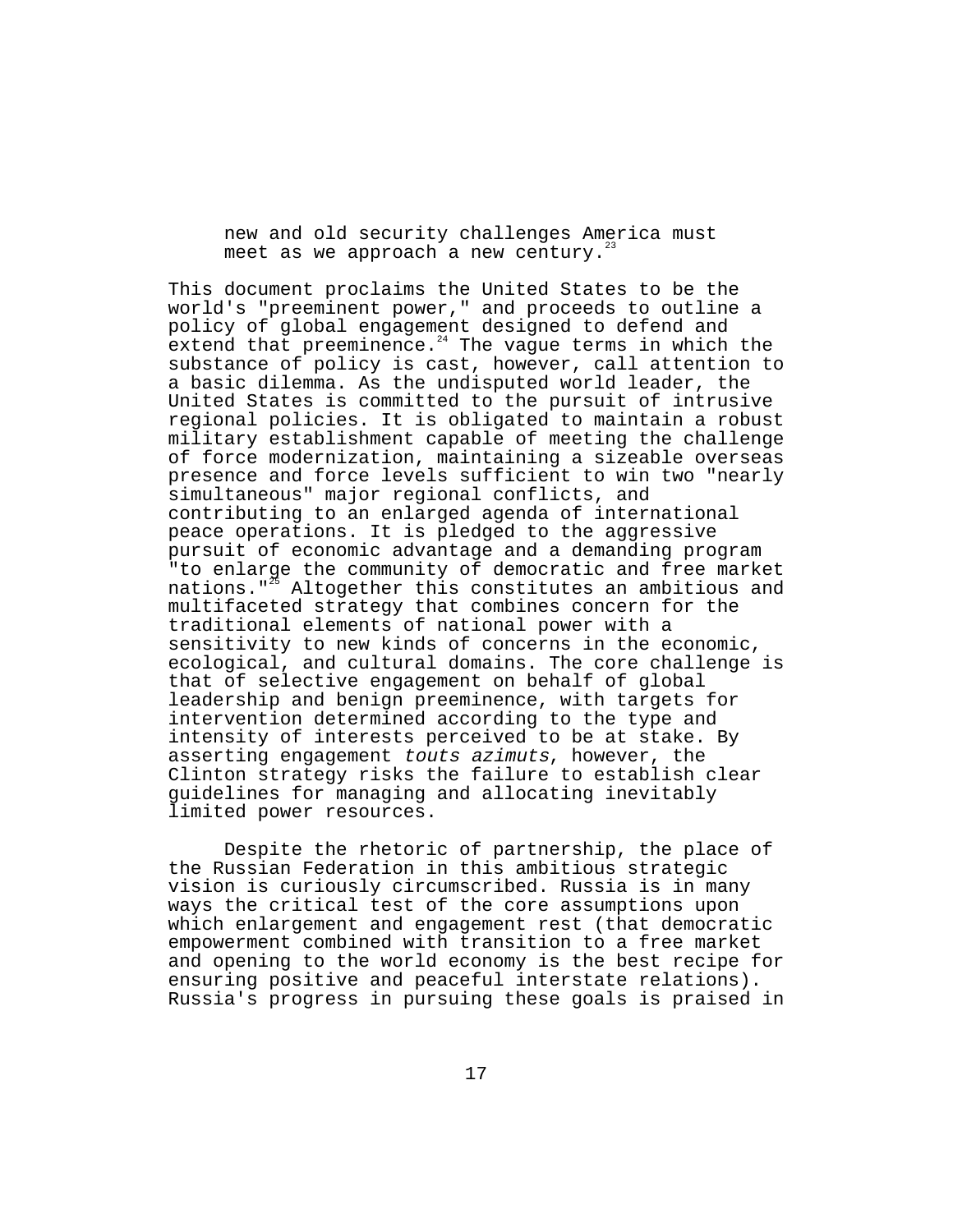> new and old security challenges America must meet as we approach a new century.[23]

This document proclaims the United States to be the world's "preeminent power," and proceeds to outline a policy of global engagement designed to defend and extend that preeminence.[24] The vague terms in which the substance of policy is cast, however, call attention to a basic dilemma. As the undisputed world leader, the United States is committed to the pursuit of intrusive regional policies. It is obligated to maintain a robust military establishment capable of meeting the challenge of force modernization, maintaining a sizeable overseas presence and force levels sufficient to win two "nearly simultaneous" major regional conflicts, and contributing to an enlarged agenda of international peace operations. It is pledged to the aggressive pursuit of economic advantage and a demanding program "to enlarge the community of democratic and free market nations."[25] Altogether this constitutes an ambitious and multifaceted strategy that combines concern for the traditional elements of national power with a sensitivity to new kinds of concerns in the economic, ecological, and cultural domains. The core challenge is that of selective engagement on behalf of global leadership and benign preeminence, with targets for intervention determined according to the type and intensity of interests perceived to be at stake. By asserting engagement *touts azimuts*, however, the Clinton strategy risks the failure to establish clear guidelines for managing and allocating inevitably limited power resources.

Despite the rhetoric of partnership, the place of the Russian Federation in this ambitious strategic vision is curiously circumscribed. Russia is in many ways the critical test of the core assumptions upon which enlargement and engagement rest (that democratic empowerment combined with transition to a free market and opening to the world economy is the best recipe for ensuring positive and peaceful interstate relations). Russia's progress in pursuing these goals is praised in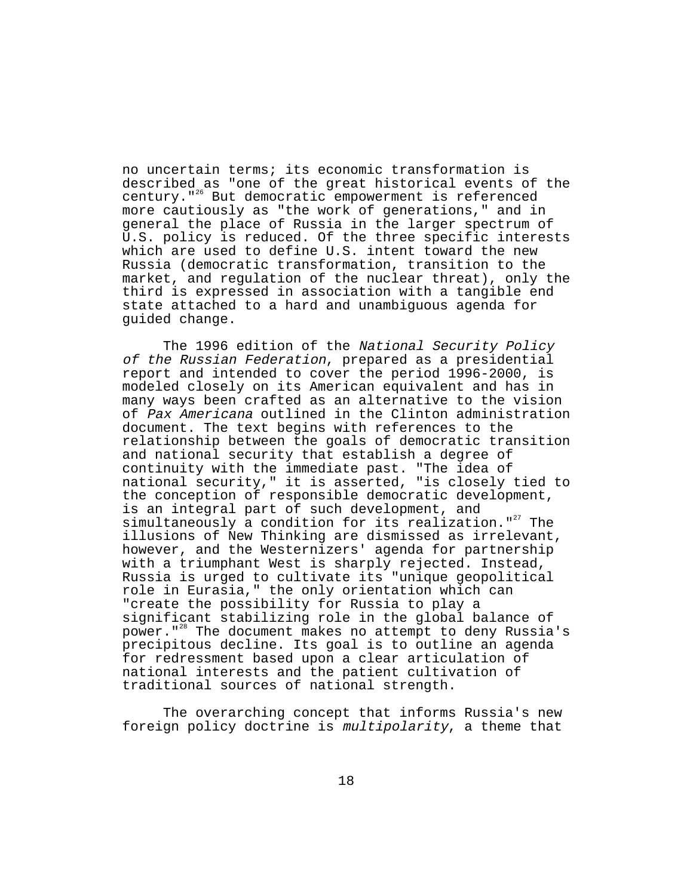no uncertain terms; its economic transformation is described as "one of the great historical events of the century."[26] But democratic empowerment is referenced more cautiously as "the work of generations," and in general the place of Russia in the larger spectrum of U.S. policy is reduced. Of the three specific interests which are used to define U.S. intent toward the new Russia (democratic transformation, transition to the market, and regulation of the nuclear threat), only the third is expressed in association with a tangible end state attached to a hard and unambiguous agenda for guided change.

The 1996 edition of the *National Security Policy of the Russian Federation*, prepared as a presidential report and intended to cover the period 1996-2000, is modeled closely on its American equivalent and has in many ways been crafted as an alternative to the vision of *Pax Americana* outlined in the Clinton administration document. The text begins with references to the relationship between the goals of democratic transition and national security that establish a degree of continuity with the immediate past. "The idea of national security," it is asserted, "is closely tied to the conception of responsible democratic development, is an integral part of such development, and simultaneously a condition for its realization."[27] The illusions of New Thinking are dismissed as irrelevant, however, and the Westernizers' agenda for partnership with a triumphant West is sharply rejected. Instead, Russia is urged to cultivate its "unique geopolitical role in Eurasia," the only orientation which can "create the possibility for Russia to play a significant stabilizing role in the global balance of power."[28] The document makes no attempt to deny Russia's precipitous decline. Its goal is to outline an agenda for redressment based upon a clear articulation of national interests and the patient cultivation of traditional sources of national strength.

The overarching concept that informs Russia's new foreign policy doctrine is *multipolarity*, a theme that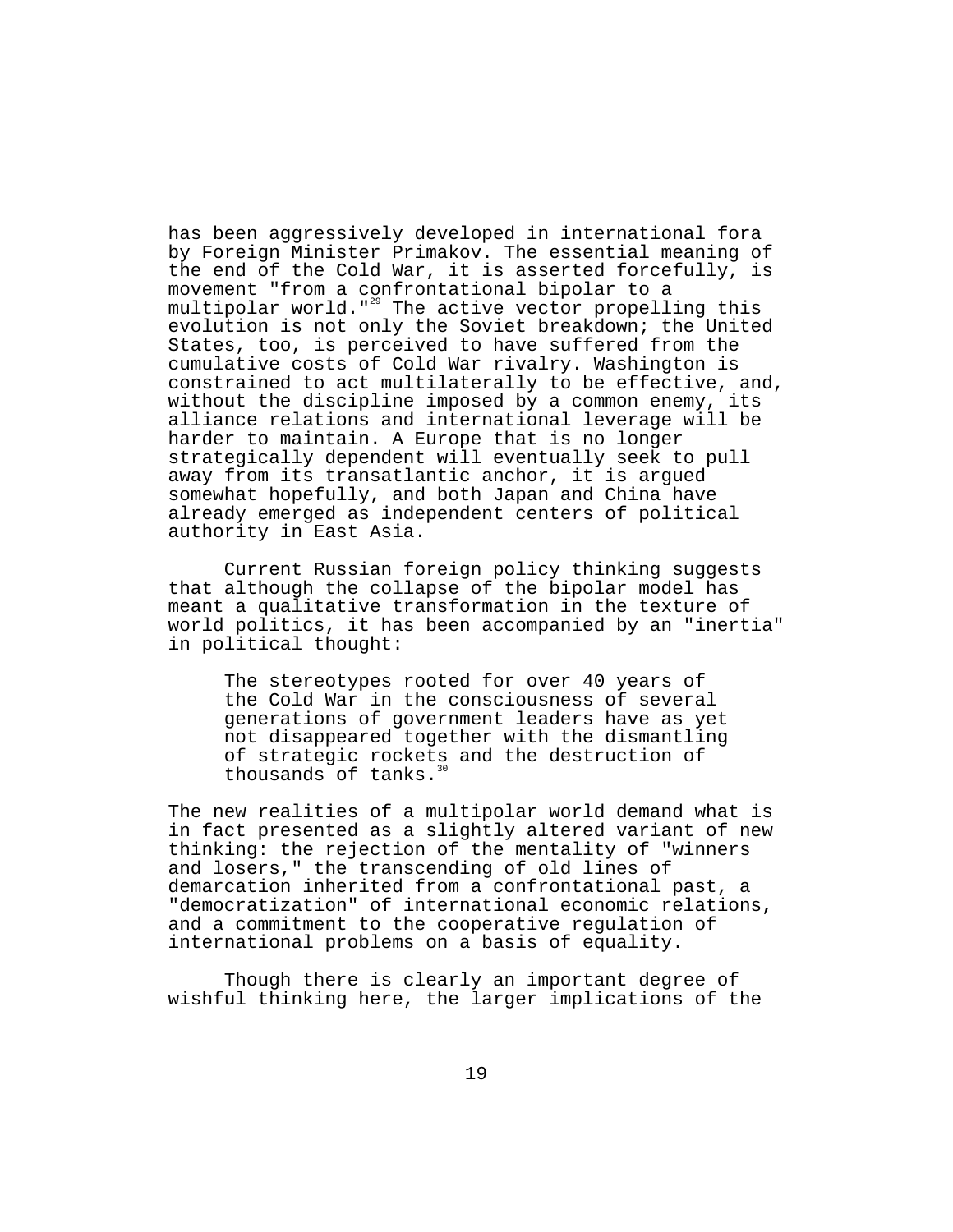has been aggressively developed in international fora by Foreign Minister Primakov. The essential meaning of the end of the Cold War, it is asserted forcefully, is movement "from a confrontational bipolar to a multipolar world."[29] The active vector propelling this evolution is not only the Soviet breakdown; the United States, too, is perceived to have suffered from the cumulative costs of Cold War rivalry. Washington is constrained to act multilaterally to be effective, and, without the discipline imposed by a common enemy, its alliance relations and international leverage will be harder to maintain. A Europe that is no longer strategically dependent will eventually seek to pull away from its transatlantic anchor, it is argued somewhat hopefully, and both Japan and China have already emerged as independent centers of political authority in East Asia.

Current Russian foreign policy thinking suggests that although the collapse of the bipolar model has meant a qualitative transformation in the texture of world politics, it has been accompanied by an "inertia" in political thought:

> The stereotypes rooted for over 40 years of the Cold War in the consciousness of several generations of government leaders have as yet not disappeared together with the dismantling of strategic rockets and the destruction of thousands of tanks.[30]

The new realities of a multipolar world demand what is in fact presented as a slightly altered variant of new thinking: the rejection of the mentality of "winners and losers," the transcending of old lines of demarcation inherited from a confrontational past, a "democratization" of international economic relations, and a commitment to the cooperative regulation of international problems on a basis of equality.

Though there is clearly an important degree of wishful thinking here, the larger implications of the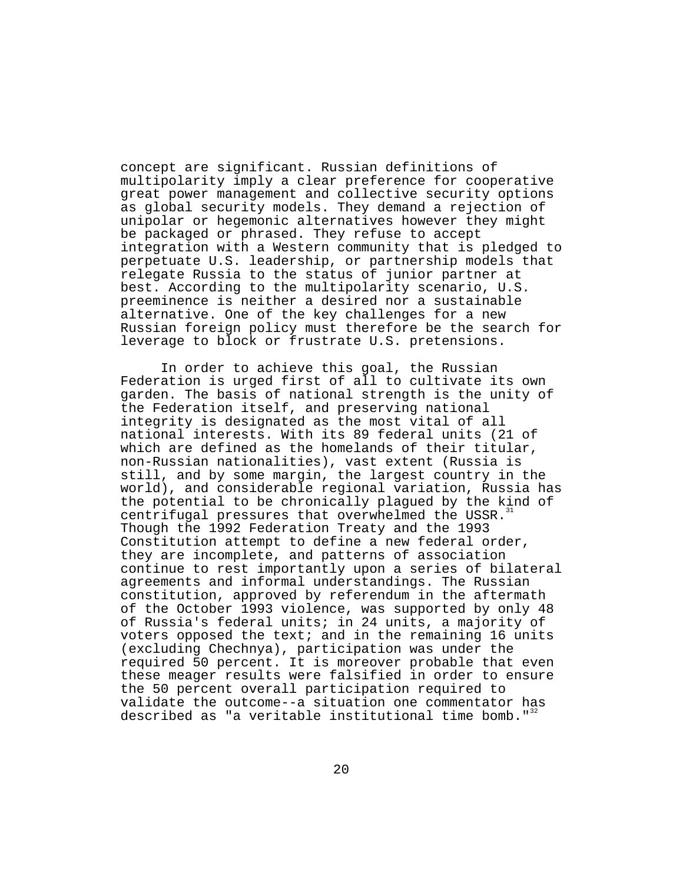concept are significant. Russian definitions of multipolarity imply a clear preference for cooperative great power management and collective security options as global security models. They demand a rejection of unipolar or hegemonic alternatives however they might be packaged or phrased. They refuse to accept integration with a Western community that is pledged to perpetuate U.S. leadership, or partnership models that relegate Russia to the status of junior partner at best. According to the multipolarity scenario, U.S. preeminence is neither a desired nor a sustainable alternative. One of the key challenges for a new Russian foreign policy must therefore be the search for leverage to block or frustrate U.S. pretensions.

In order to achieve this goal, the Russian Federation is urged first of all to cultivate its own garden. The basis of national strength is the unity of the Federation itself, and preserving national integrity is designated as the most vital of all national interests. With its 89 federal units (21 of which are defined as the homelands of their titular, non-Russian nationalities), vast extent (Russia is still, and by some margin, the largest country in the world), and considerable regional variation, Russia has the potential to be chronically plagued by the kind of centrifugal pressures that overwhelmed the USSR.[31] Though the 1992 Federation Treaty and the 1993 Constitution attempt to define a new federal order, they are incomplete, and patterns of association continue to rest importantly upon a series of bilateral agreements and informal understandings. The Russian constitution, approved by referendum in the aftermath of the October 1993 violence, was supported by only 48 of Russia's federal units; in 24 units, a majority of voters opposed the text; and in the remaining 16 units (excluding Chechnya), participation was under the required 50 percent. It is moreover probable that even these meager results were falsified in order to ensure the 50 percent overall participation required to validate the outcome--a situation one commentator has described as "a veritable institutional time bomb."[32]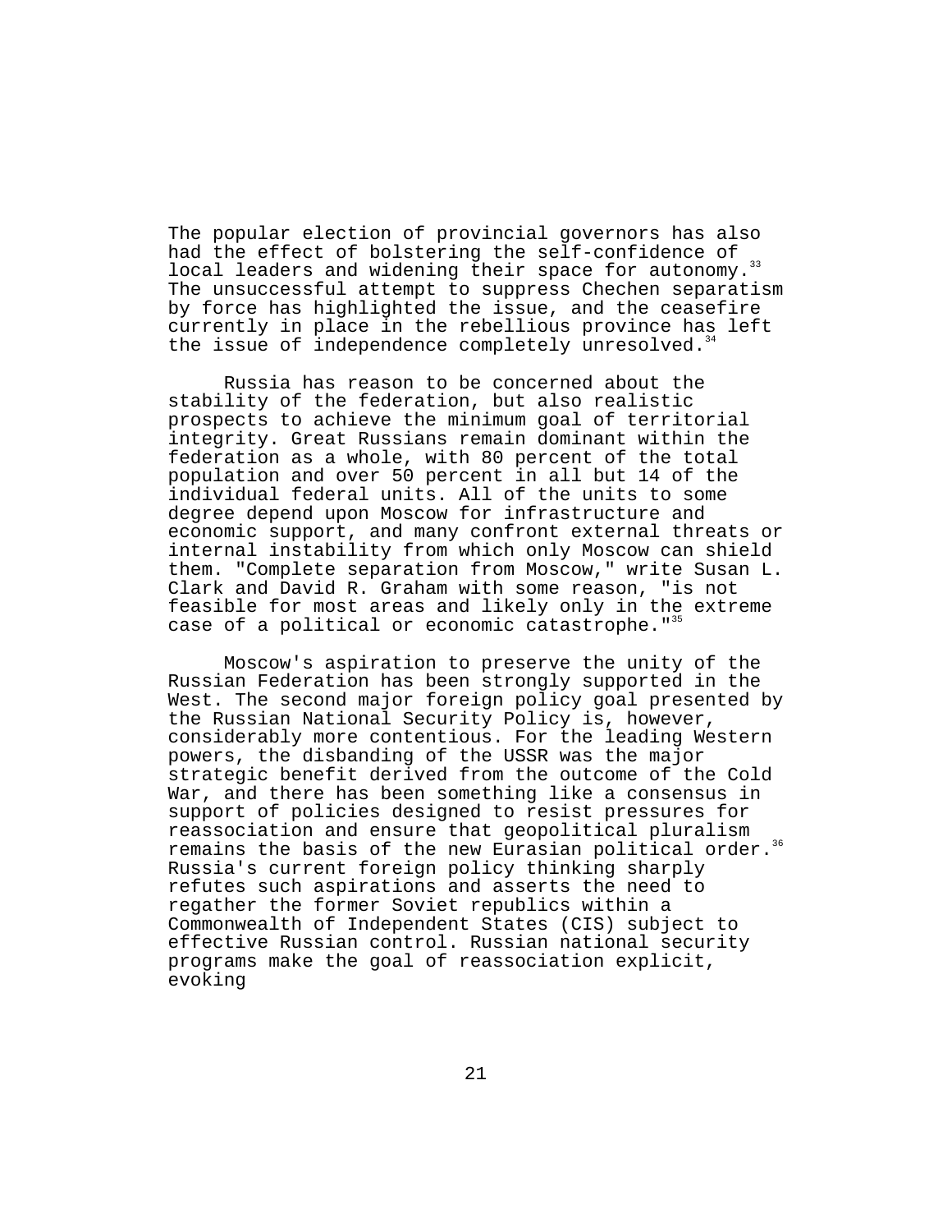The popular election of provincial governors has also had the effect of bolstering the self-confidence of local leaders and widening their space for autonomy.[33] The unsuccessful attempt to suppress Chechen separatism by force has highlighted the issue, and the ceasefire currently in place in the rebellious province has left the issue of independence completely unresolved.[34]

Russia has reason to be concerned about the stability of the federation, but also realistic prospects to achieve the minimum goal of territorial integrity. Great Russians remain dominant within the federation as a whole, with 80 percent of the total population and over 50 percent in all but 14 of the individual federal units. All of the units to some degree depend upon Moscow for infrastructure and economic support, and many confront external threats or internal instability from which only Moscow can shield them. "Complete separation from Moscow," write Susan L. Clark and David R. Graham with some reason, "is not feasible for most areas and likely only in the extreme case of a political or economic catastrophe."[35]

Moscow's aspiration to preserve the unity of the Russian Federation has been strongly supported in the West. The second major foreign policy goal presented by the Russian National Security Policy is, however, considerably more contentious. For the leading Western powers, the disbanding of the USSR was the major strategic benefit derived from the outcome of the Cold War, and there has been something like a consensus in support of policies designed to resist pressures for reassociation and ensure that geopolitical pluralism remains the basis of the new Eurasian political order.[36] Russia's current foreign policy thinking sharply refutes such aspirations and asserts the need to regather the former Soviet republics within a Commonwealth of Independent States (CIS) subject to effective Russian control. Russian national security programs make the goal of reassociation explicit, evoking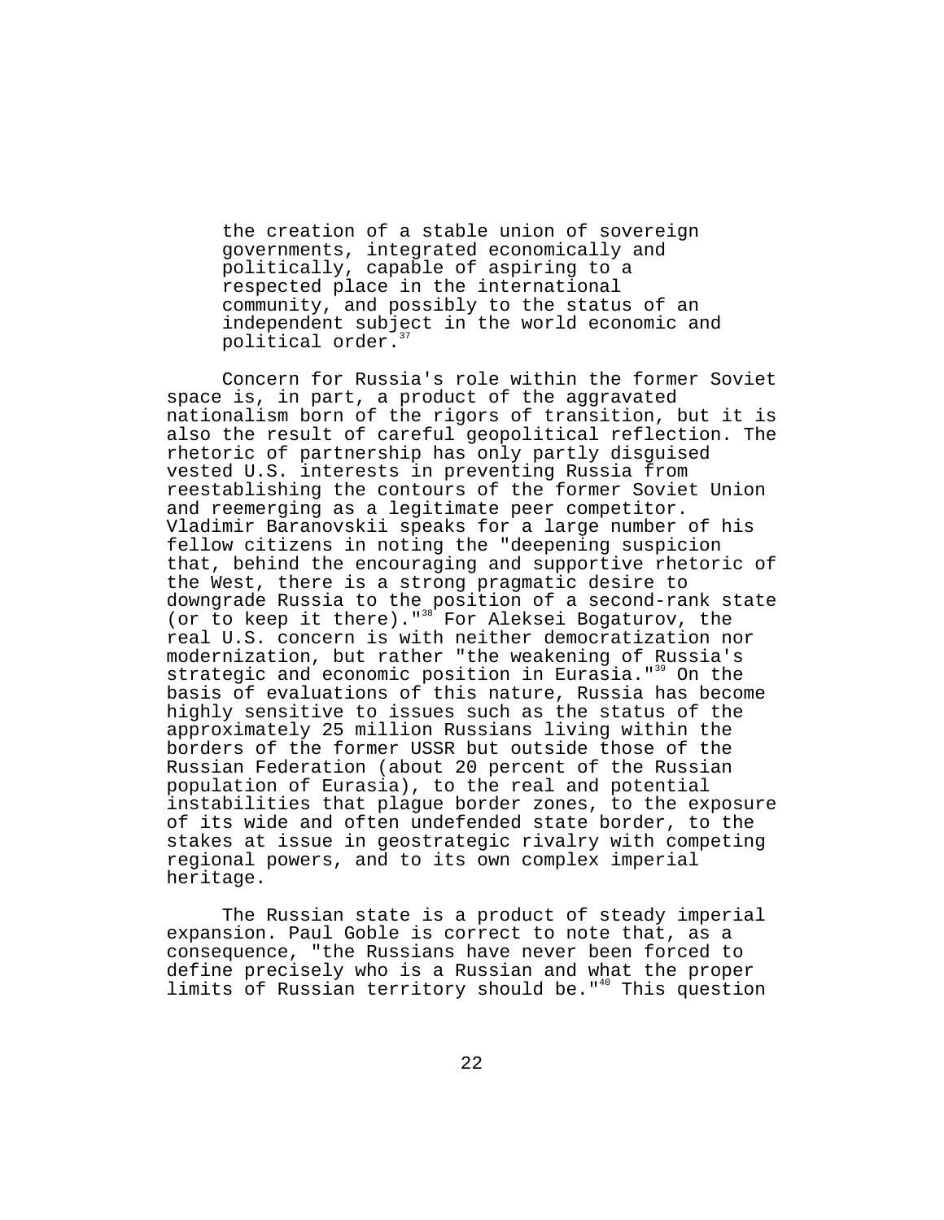> the creation of a stable union of sovereign governments, integrated economically and politically, capable of aspiring to a respected place in the international community, and possibly to the status of an independent subject in the world economic and political order.[37]

Concern for Russia's role within the former Soviet space is, in part, a product of the aggravated nationalism born of the rigors of transition, but it is also the result of careful geopolitical reflection. The rhetoric of partnership has only partly disguised vested U.S. interests in preventing Russia from reestablishing the contours of the former Soviet Union and reemerging as a legitimate peer competitor. Vladimir Baranovskii speaks for a large number of his fellow citizens in noting the "deepening suspicion that, behind the encouraging and supportive rhetoric of the West, there is a strong pragmatic desire to downgrade Russia to the position of a second-rank state (or to keep it there)."[38] For Aleksei Bogaturov, the real U.S. concern is with neither democratization nor modernization, but rather "the weakening of Russia's strategic and economic position in Eurasia."[39] On the basis of evaluations of this nature, Russia has become highly sensitive to issues such as the status of the approximately 25 million Russians living within the borders of the former USSR but outside those of the Russian Federation (about 20 percent of the Russian population of Eurasia), to the real and potential instabilities that plague border zones, to the exposure of its wide and often undefended state border, to the stakes at issue in geostrategic rivalry with competing regional powers, and to its own complex imperial heritage.

The Russian state is a product of steady imperial expansion. Paul Goble is correct to note that, as a consequence, "the Russians have never been forced to define precisely who is a Russian and what the proper limits of Russian territory should be."[40] This question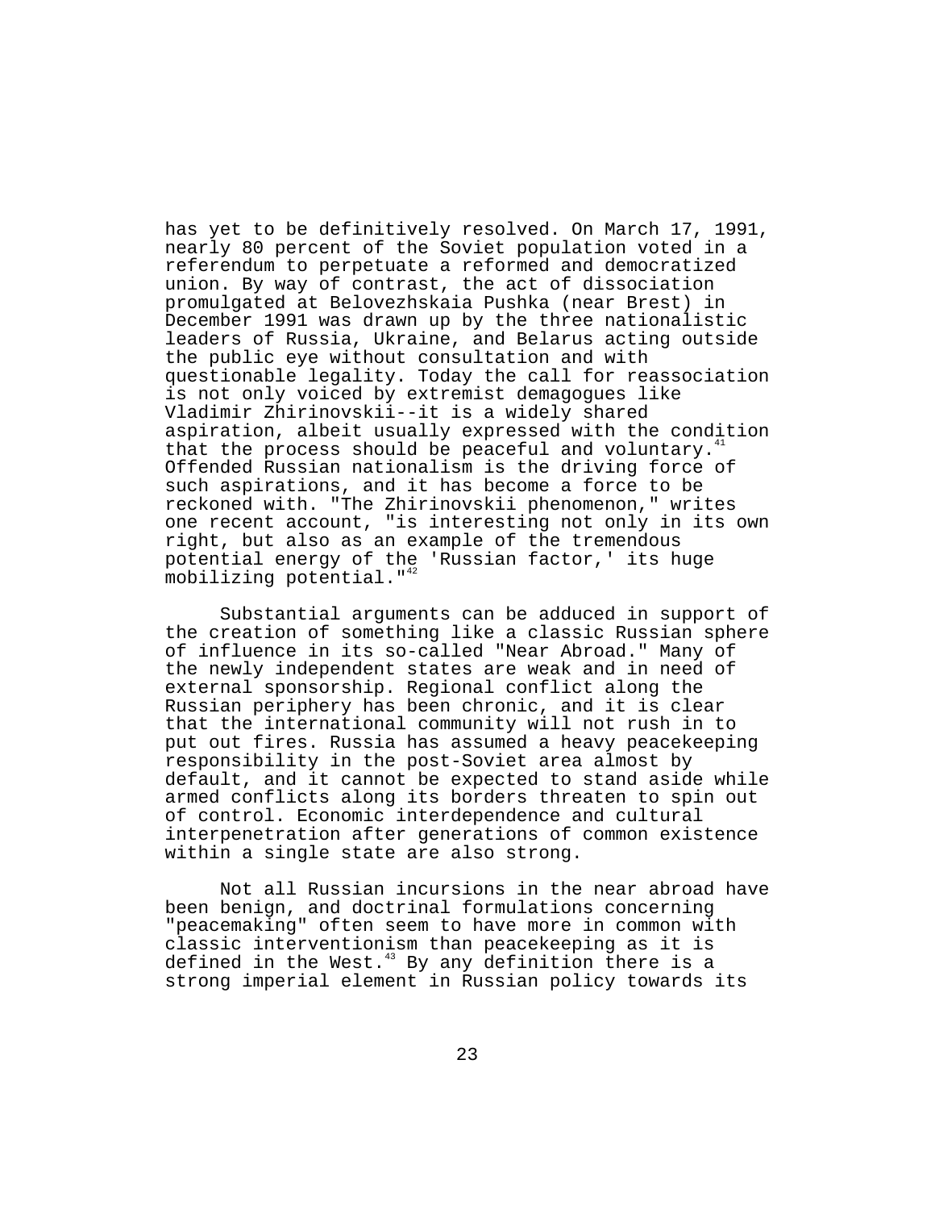has yet to be definitively resolved. On March 17, 1991, nearly 80 percent of the Soviet population voted in a referendum to perpetuate a reformed and democratized union. By way of contrast, the act of dissociation promulgated at Belovezhskaia Pushka (near Brest) in December 1991 was drawn up by the three nationalistic leaders of Russia, Ukraine, and Belarus acting outside the public eye without consultation and with questionable legality. Today the call for reassociation is not only voiced by extremist demagogues like Vladimir Zhirinovskii--it is a widely shared aspiration, albeit usually expressed with the condition that the process should be peaceful and voluntary.[41] Offended Russian nationalism is the driving force of such aspirations, and it has become a force to be reckoned with. "The Zhirinovskii phenomenon," writes one recent account, "is interesting not only in its own right, but also as an example of the tremendous potential energy of the 'Russian factor,' its huge mobilizing potential."[42]

Substantial arguments can be adduced in support of the creation of something like a classic Russian sphere of influence in its so-called "Near Abroad." Many of the newly independent states are weak and in need of external sponsorship. Regional conflict along the Russian periphery has been chronic, and it is clear that the international community will not rush in to put out fires. Russia has assumed a heavy peacekeeping responsibility in the post-Soviet area almost by default, and it cannot be expected to stand aside while armed conflicts along its borders threaten to spin out of control. Economic interdependence and cultural interpenetration after generations of common existence within a single state are also strong.

Not all Russian incursions in the near abroad have been benign, and doctrinal formulations concerning "peacemaking" often seem to have more in common with classic interventionism than peacekeeping as it is defined in the West.[43] By any definition there is a strong imperial element in Russian policy towards its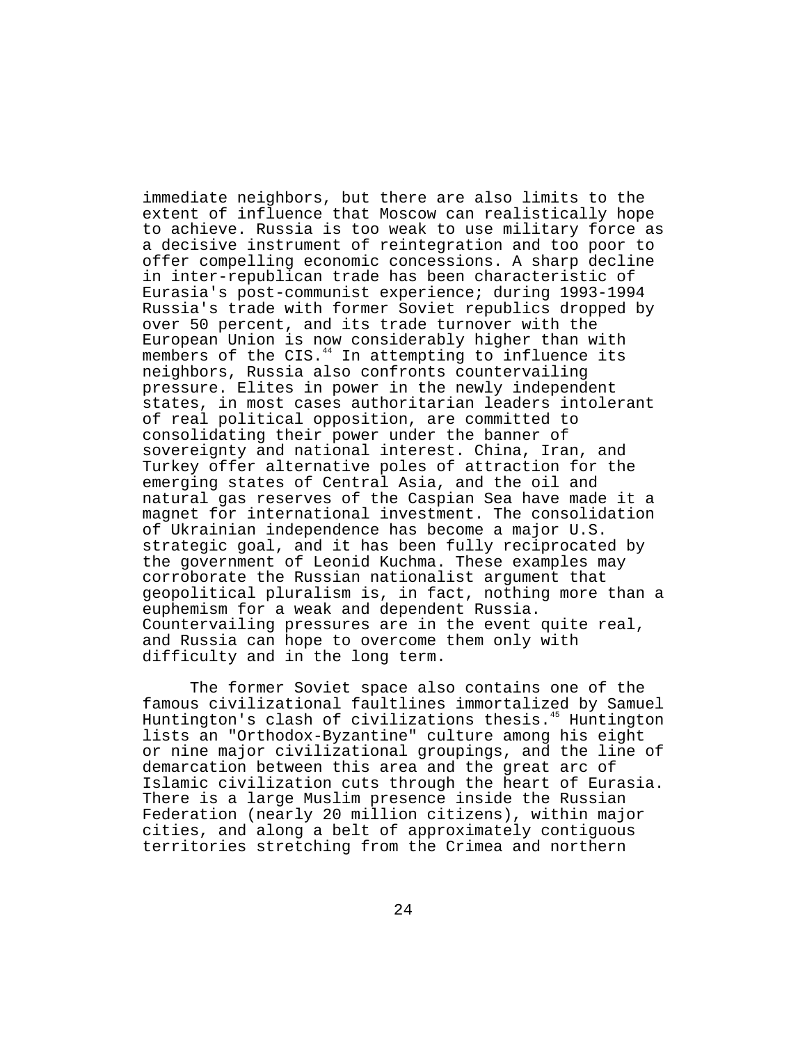immediate neighbors, but there are also limits to the extent of influence that Moscow can realistically hope to achieve. Russia is too weak to use military force as a decisive instrument of reintegration and too poor to offer compelling economic concessions. A sharp decline in inter-republican trade has been characteristic of Eurasia's post-communist experience; during 1993-1994 Russia's trade with former Soviet republics dropped by over 50 percent, and its trade turnover with the European Union is now considerably higher than with members of the CIS.[44] In attempting to influence its neighbors, Russia also confronts countervailing pressure. Elites in power in the newly independent states, in most cases authoritarian leaders intolerant of real political opposition, are committed to consolidating their power under the banner of sovereignty and national interest. China, Iran, and Turkey offer alternative poles of attraction for the emerging states of Central Asia, and the oil and natural gas reserves of the Caspian Sea have made it a magnet for international investment. The consolidation of Ukrainian independence has become a major U.S. strategic goal, and it has been fully reciprocated by the government of Leonid Kuchma. These examples may corroborate the Russian nationalist argument that geopolitical pluralism is, in fact, nothing more than a euphemism for a weak and dependent Russia. Countervailing pressures are in the event quite real, and Russia can hope to overcome them only with difficulty and in the long term.

The former Soviet space also contains one of the famous civilizational faultlines immortalized by Samuel Huntington's clash of civilizations thesis.[45] Huntington lists an "Orthodox-Byzantine" culture among his eight or nine major civilizational groupings, and the line of demarcation between this area and the great arc of Islamic civilization cuts through the heart of Eurasia. There is a large Muslim presence inside the Russian Federation (nearly 20 million citizens), within major cities, and along a belt of approximately contiguous territories stretching from the Crimea and northern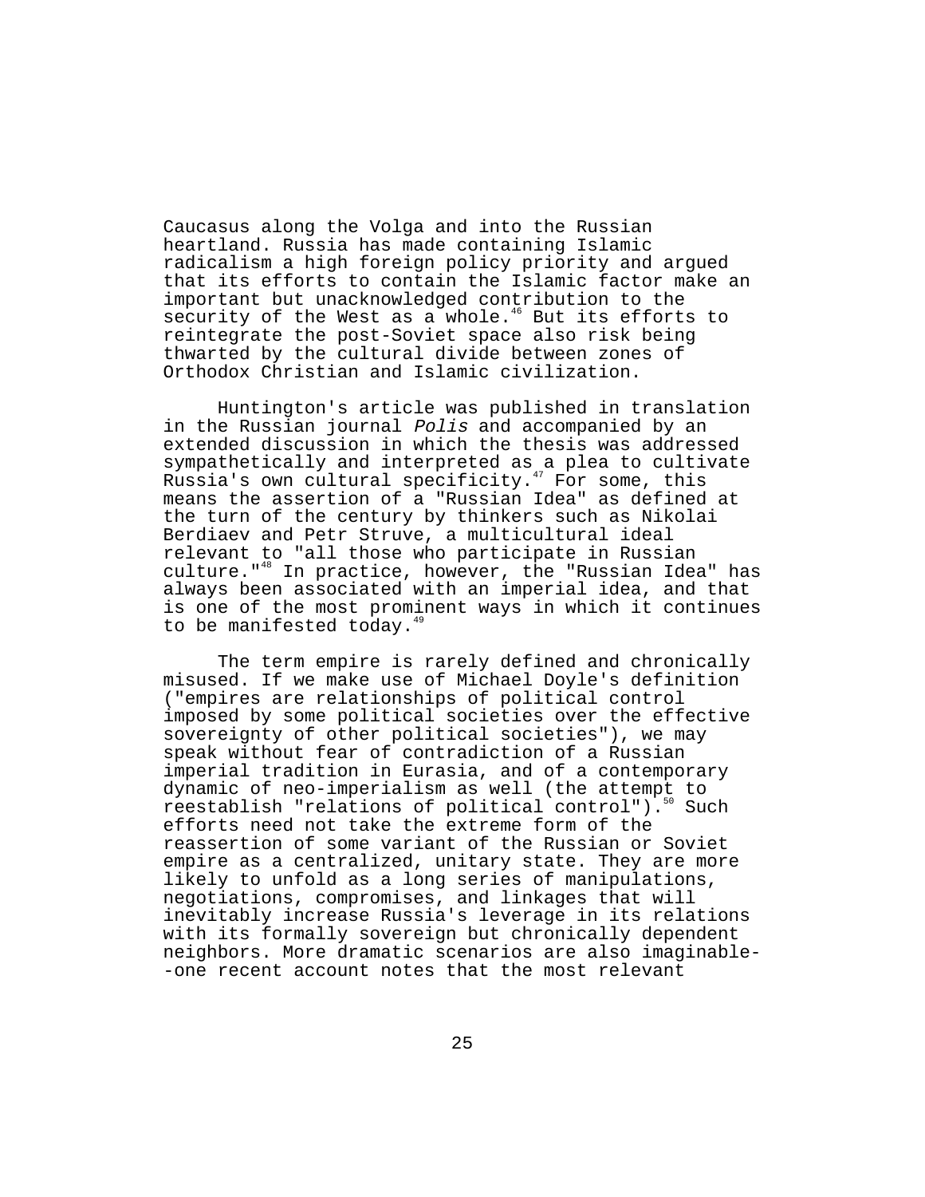Caucasus along the Volga and into the Russian heartland. Russia has made containing Islamic radicalism a high foreign policy priority and argued that its efforts to contain the Islamic factor make an important but unacknowledged contribution to the security of the West as a whole.[46] But its efforts to reintegrate the post-Soviet space also risk being thwarted by the cultural divide between zones of Orthodox Christian and Islamic civilization.

Huntington's article was published in translation in the Russian journal *Polis* and accompanied by an extended discussion in which the thesis was addressed sympathetically and interpreted as a plea to cultivate Russia's own cultural specificity.[47] For some, this means the assertion of a "Russian Idea" as defined at the turn of the century by thinkers such as Nikolai Berdiaev and Petr Struve, a multicultural ideal relevant to "all those who participate in Russian culture."[48] In practice, however, the "Russian Idea" has always been associated with an imperial idea, and that is one of the most prominent ways in which it continues to be manifested today.[49]

The term empire is rarely defined and chronically misused. If we make use of Michael Doyle's definition ("empires are relationships of political control imposed by some political societies over the effective sovereignty of other political societies"), we may speak without fear of contradiction of a Russian imperial tradition in Eurasia, and of a contemporary dynamic of neo-imperialism as well (the attempt to reestablish "relations of political control").[50] Such efforts need not take the extreme form of the reassertion of some variant of the Russian or Soviet empire as a centralized, unitary state. They are more likely to unfold as a long series of manipulations, negotiations, compromises, and linkages that will inevitably increase Russia's leverage in its relations with its formally sovereign but chronically dependent neighbors. More dramatic scenarios are also imaginable--one recent account notes that the most relevant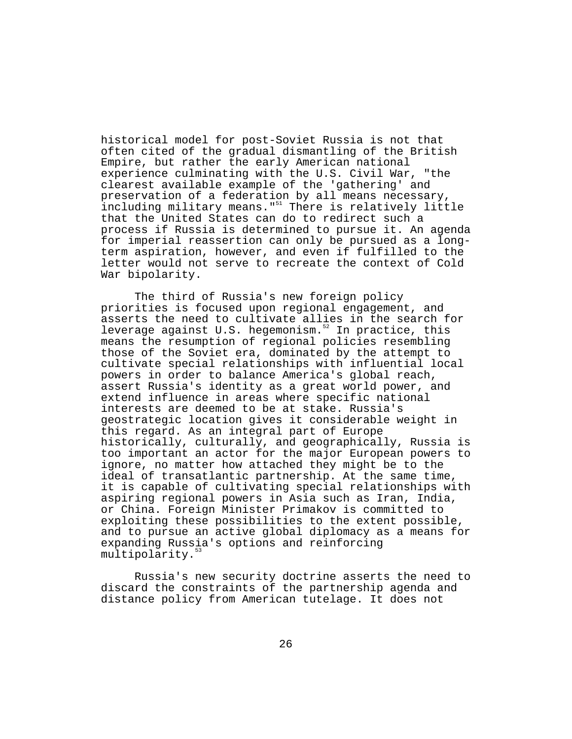historical model for post-Soviet Russia is not that often cited of the gradual dismantling of the British Empire, but rather the early American national experience culminating with the U.S. Civil War, "the clearest available example of the 'gathering' and preservation of a federation by all means necessary, including military means."[51] There is relatively little that the United States can do to redirect such a process if Russia is determined to pursue it. An agenda for imperial reassertion can only be pursued as a long-term aspiration, however, and even if fulfilled to the letter would not serve to recreate the context of Cold War bipolarity.

The third of Russia's new foreign policy priorities is focused upon regional engagement, and asserts the need to cultivate allies in the search for leverage against U.S. hegemonism.[52] In practice, this means the resumption of regional policies resembling those of the Soviet era, dominated by the attempt to cultivate special relationships with influential local powers in order to balance America's global reach, assert Russia's identity as a great world power, and extend influence in areas where specific national interests are deemed to be at stake. Russia's geostrategic location gives it considerable weight in this regard. As an integral part of Europe historically, culturally, and geographically, Russia is too important an actor for the major European powers to ignore, no matter how attached they might be to the ideal of transatlantic partnership. At the same time, it is capable of cultivating special relationships with aspiring regional powers in Asia such as Iran, India, or China. Foreign Minister Primakov is committed to exploiting these possibilities to the extent possible, and to pursue an active global diplomacy as a means for expanding Russia's options and reinforcing multipolarity.[53]

Russia's new security doctrine asserts the need to discard the constraints of the partnership agenda and distance policy from American tutelage. It does not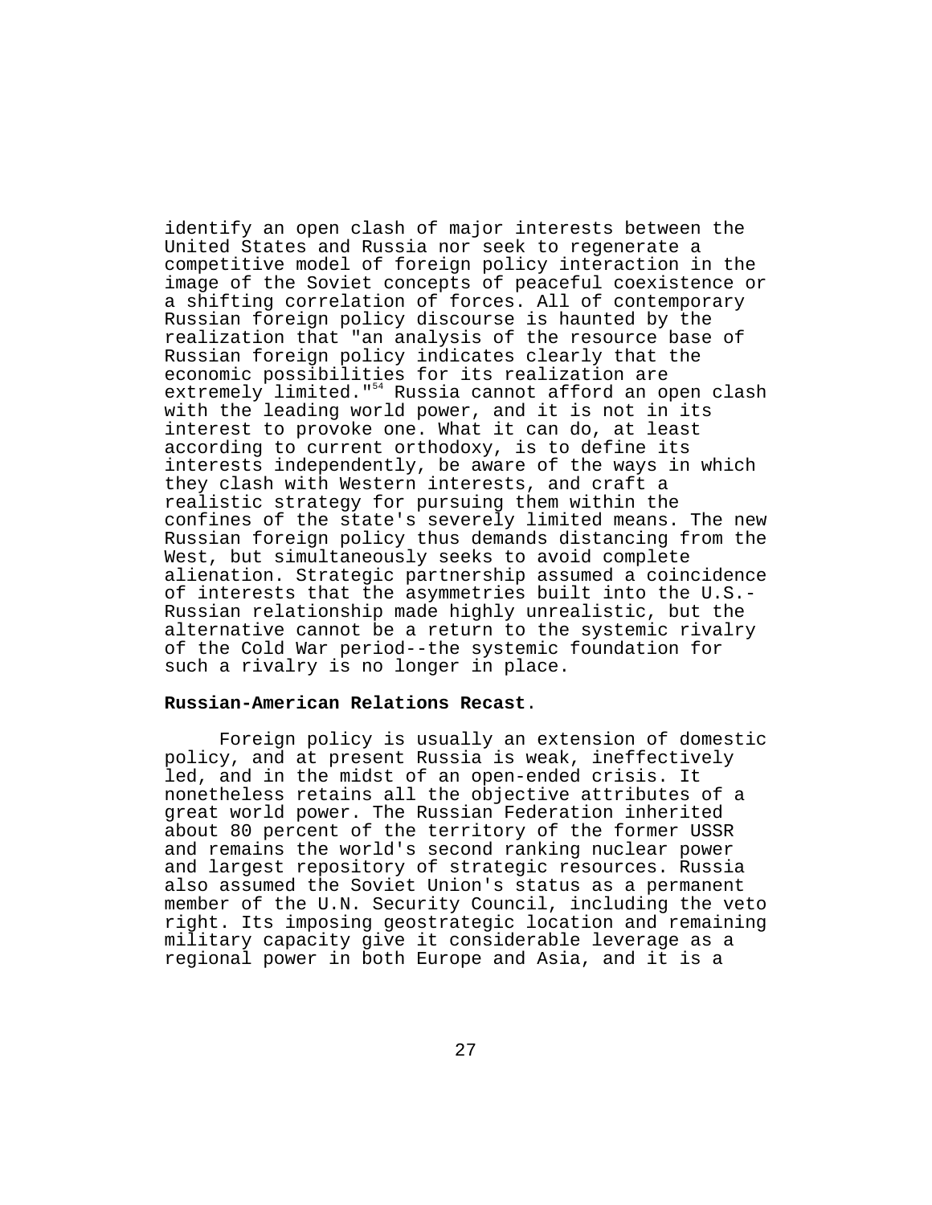identify an open clash of major interests between the United States and Russia nor seek to regenerate a competitive model of foreign policy interaction in the image of the Soviet concepts of peaceful coexistence or a shifting correlation of forces. All of contemporary Russian foreign policy discourse is haunted by the realization that "an analysis of the resource base of Russian foreign policy indicates clearly that the economic possibilities for its realization are extremely limited."[54] Russia cannot afford an open clash with the leading world power, and it is not in its interest to provoke one. What it can do, at least according to current orthodoxy, is to define its interests independently, be aware of the ways in which they clash with Western interests, and craft a realistic strategy for pursuing them within the confines of the state's severely limited means. The new Russian foreign policy thus demands distancing from the West, but simultaneously seeks to avoid complete alienation. Strategic partnership assumed a coincidence of interests that the asymmetries built into the U.S.-Russian relationship made highly unrealistic, but the alternative cannot be a return to the systemic rivalry of the Cold War period--the systemic foundation for such a rivalry is no longer in place.

**Russian-American Relations Recast.**

Foreign policy is usually an extension of domestic policy, and at present Russia is weak, ineffectively led, and in the midst of an open-ended crisis. It nonetheless retains all the objective attributes of a great world power. The Russian Federation inherited about 80 percent of the territory of the former USSR and remains the world's second ranking nuclear power and largest repository of strategic resources. Russia also assumed the Soviet Union's status as a permanent member of the U.N. Security Council, including the veto right. Its imposing geostrategic location and remaining military capacity give it considerable leverage as a regional power in both Europe and Asia, and it is a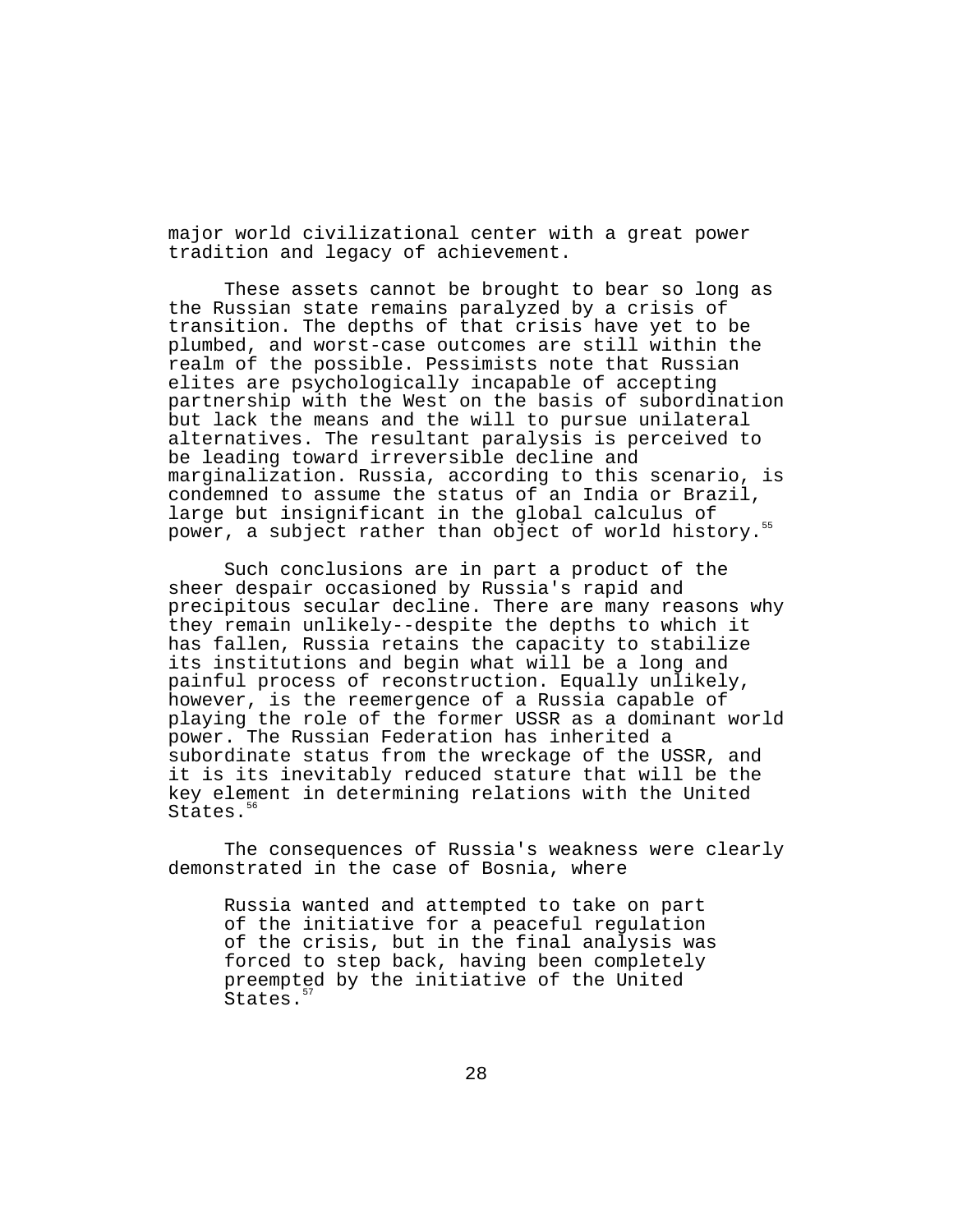major world civilizational center with a great power tradition and legacy of achievement.

These assets cannot be brought to bear so long as the Russian state remains paralyzed by a crisis of transition. The depths of that crisis have yet to be plumbed, and worst-case outcomes are still within the realm of the possible. Pessimists note that Russian elites are psychologically incapable of accepting partnership with the West on the basis of subordination but lack the means and the will to pursue unilateral alternatives. The resultant paralysis is perceived to be leading toward irreversible decline and marginalization. Russia, according to this scenario, is condemned to assume the status of an India or Brazil, large but insignificant in the global calculus of power, a subject rather than object of world history.[55]

Such conclusions are in part a product of the sheer despair occasioned by Russia's rapid and precipitous secular decline. There are many reasons why they remain unlikely--despite the depths to which it has fallen, Russia retains the capacity to stabilize its institutions and begin what will be a long and painful process of reconstruction. Equally unlikely, however, is the reemergence of a Russia capable of playing the role of the former USSR as a dominant world power. The Russian Federation has inherited a subordinate status from the wreckage of the USSR, and it is its inevitably reduced stature that will be the key element in determining relations with the United States.[56]

The consequences of Russia's weakness were clearly demonstrated in the case of Bosnia, where

> Russia wanted and attempted to take on part of the initiative for a peaceful regulation of the crisis, but in the final analysis was forced to step back, having been completely preempted by the initiative of the United States.[57]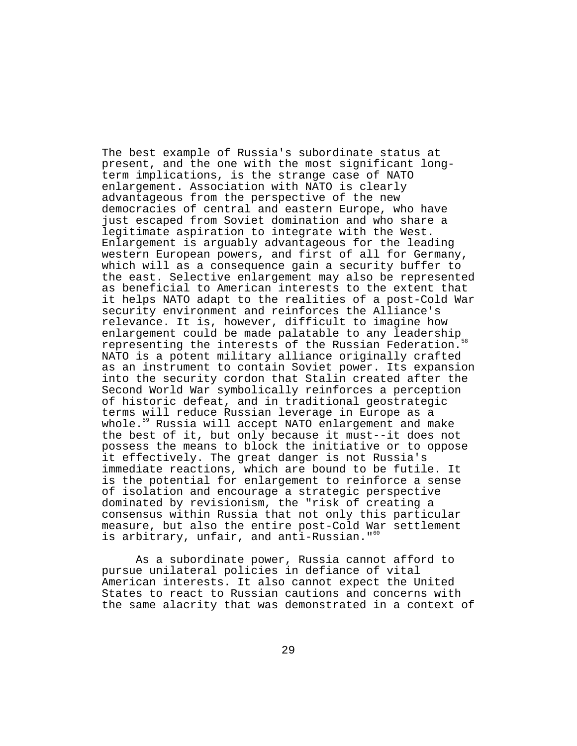The best example of Russia's subordinate status at present, and the one with the most significant long-term implications, is the strange case of NATO enlargement. Association with NATO is clearly advantageous from the perspective of the new democracies of central and eastern Europe, who have just escaped from Soviet domination and who share a legitimate aspiration to integrate with the West. Enlargement is arguably advantageous for the leading western European powers, and first of all for Germany, which will as a consequence gain a security buffer to the east. Selective enlargement may also be represented as beneficial to American interests to the extent that it helps NATO adapt to the realities of a post-Cold War security environment and reinforces the Alliance's relevance. It is, however, difficult to imagine how enlargement could be made palatable to any leadership representing the interests of the Russian Federation.[58] NATO is a potent military alliance originally crafted as an instrument to contain Soviet power. Its expansion into the security cordon that Stalin created after the Second World War symbolically reinforces a perception of historic defeat, and in traditional geostrategic terms will reduce Russian leverage in Europe as a whole.[59] Russia will accept NATO enlargement and make the best of it, but only because it must--it does not possess the means to block the initiative or to oppose it effectively. The great danger is not Russia's immediate reactions, which are bound to be futile. It is the potential for enlargement to reinforce a sense of isolation and encourage a strategic perspective dominated by revisionism, the "risk of creating a consensus within Russia that not only this particular measure, but also the entire post-Cold War settlement is arbitrary, unfair, and anti-Russian."[60]

As a subordinate power, Russia cannot afford to pursue unilateral policies in defiance of vital American interests. It also cannot expect the United States to react to Russian cautions and concerns with the same alacrity that was demonstrated in a context of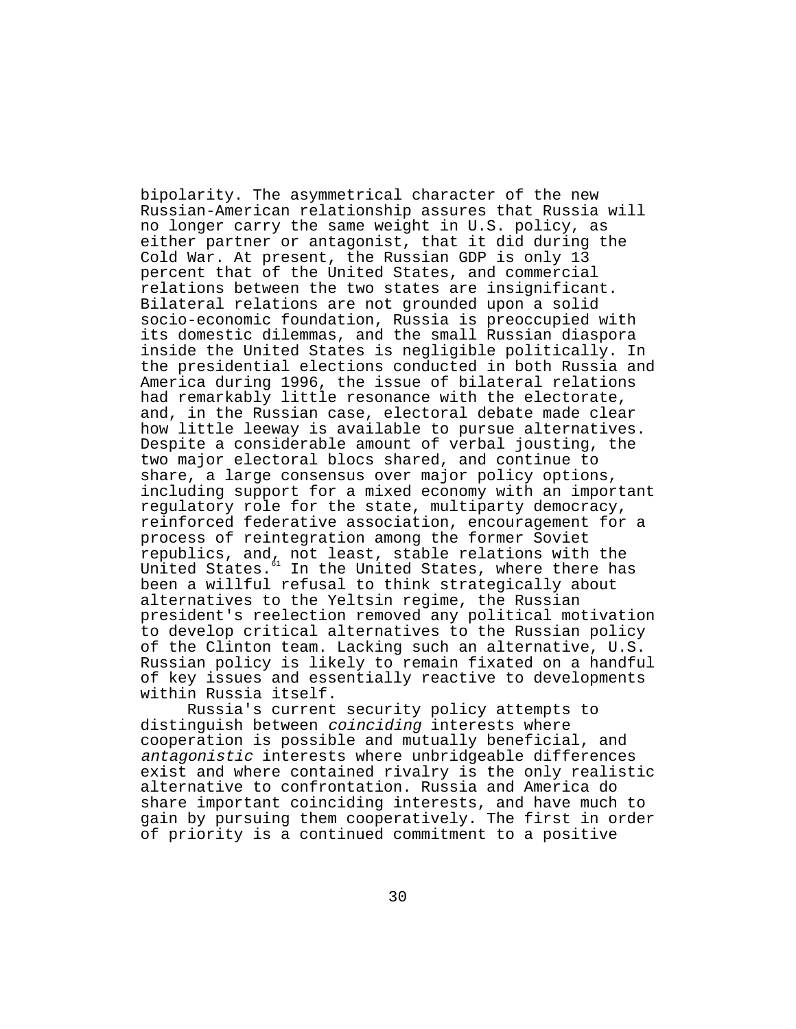bipolarity. The asymmetrical character of the new Russian-American relationship assures that Russia will no longer carry the same weight in U.S. policy, as either partner or antagonist, that it did during the Cold War. At present, the Russian GDP is only 13 percent that of the United States, and commercial relations between the two states are insignificant. Bilateral relations are not grounded upon a solid socio-economic foundation, Russia is preoccupied with its domestic dilemmas, and the small Russian diaspora inside the United States is negligible politically. In the presidential elections conducted in both Russia and America during 1996, the issue of bilateral relations had remarkably little resonance with the electorate, and, in the Russian case, electoral debate made clear how little leeway is available to pursue alternatives. Despite a considerable amount of verbal jousting, the two major electoral blocs shared, and continue to share, a large consensus over major policy options, including support for a mixed economy with an important regulatory role for the state, multiparty democracy, reinforced federative association, encouragement for a process of reintegration among the former Soviet republics, and, not least, stable relations with the United States.[61] In the United States, where there has been a willful refusal to think strategically about alternatives to the Yeltsin regime, the Russian president's reelection removed any political motivation to develop critical alternatives to the Russian policy of the Clinton team. Lacking such an alternative, U.S. Russian policy is likely to remain fixated on a handful of key issues and essentially reactive to developments within Russia itself.

Russia's current security policy attempts to distinguish between *coinciding* interests where cooperation is possible and mutually beneficial, and *antagonistic* interests where unbridgeable differences exist and where contained rivalry is the only realistic alternative to confrontation. Russia and America do share important coinciding interests, and have much to gain by pursuing them cooperatively. The first in order of priority is a continued commitment to a positive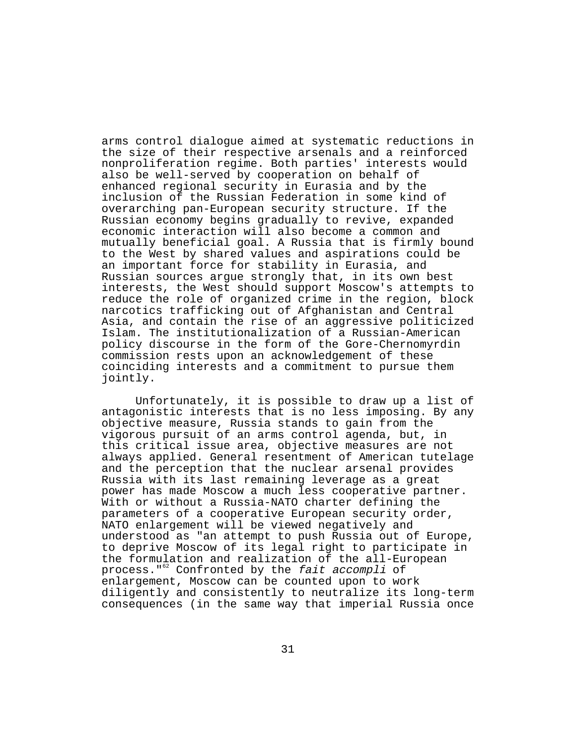arms control dialogue aimed at systematic reductions in the size of their respective arsenals and a reinforced nonproliferation regime. Both parties' interests would also be well-served by cooperation on behalf of enhanced regional security in Eurasia and by the inclusion of the Russian Federation in some kind of overarching pan-European security structure. If the Russian economy begins gradually to revive, expanded economic interaction will also become a common and mutually beneficial goal. A Russia that is firmly bound to the West by shared values and aspirations could be an important force for stability in Eurasia, and Russian sources argue strongly that, in its own best interests, the West should support Moscow's attempts to reduce the role of organized crime in the region, block narcotics trafficking out of Afghanistan and Central Asia, and contain the rise of an aggressive politicized Islam. The institutionalization of a Russian-American policy discourse in the form of the Gore-Chernomyrdin commission rests upon an acknowledgement of these coinciding interests and a commitment to pursue them jointly.

Unfortunately, it is possible to draw up a list of antagonistic interests that is no less imposing. By any objective measure, Russia stands to gain from the vigorous pursuit of an arms control agenda, but, in this critical issue area, objective measures are not always applied. General resentment of American tutelage and the perception that the nuclear arsenal provides Russia with its last remaining leverage as a great power has made Moscow a much less cooperative partner. With or without a Russia-NATO charter defining the parameters of a cooperative European security order, NATO enlargement will be viewed negatively and understood as "an attempt to push Russia out of Europe, to deprive Moscow of its legal right to participate in the formulation and realization of the all-European process."[62] Confronted by the *fait accompli* of enlargement, Moscow can be counted upon to work diligently and consistently to neutralize its long-term consequences (in the same way that imperial Russia once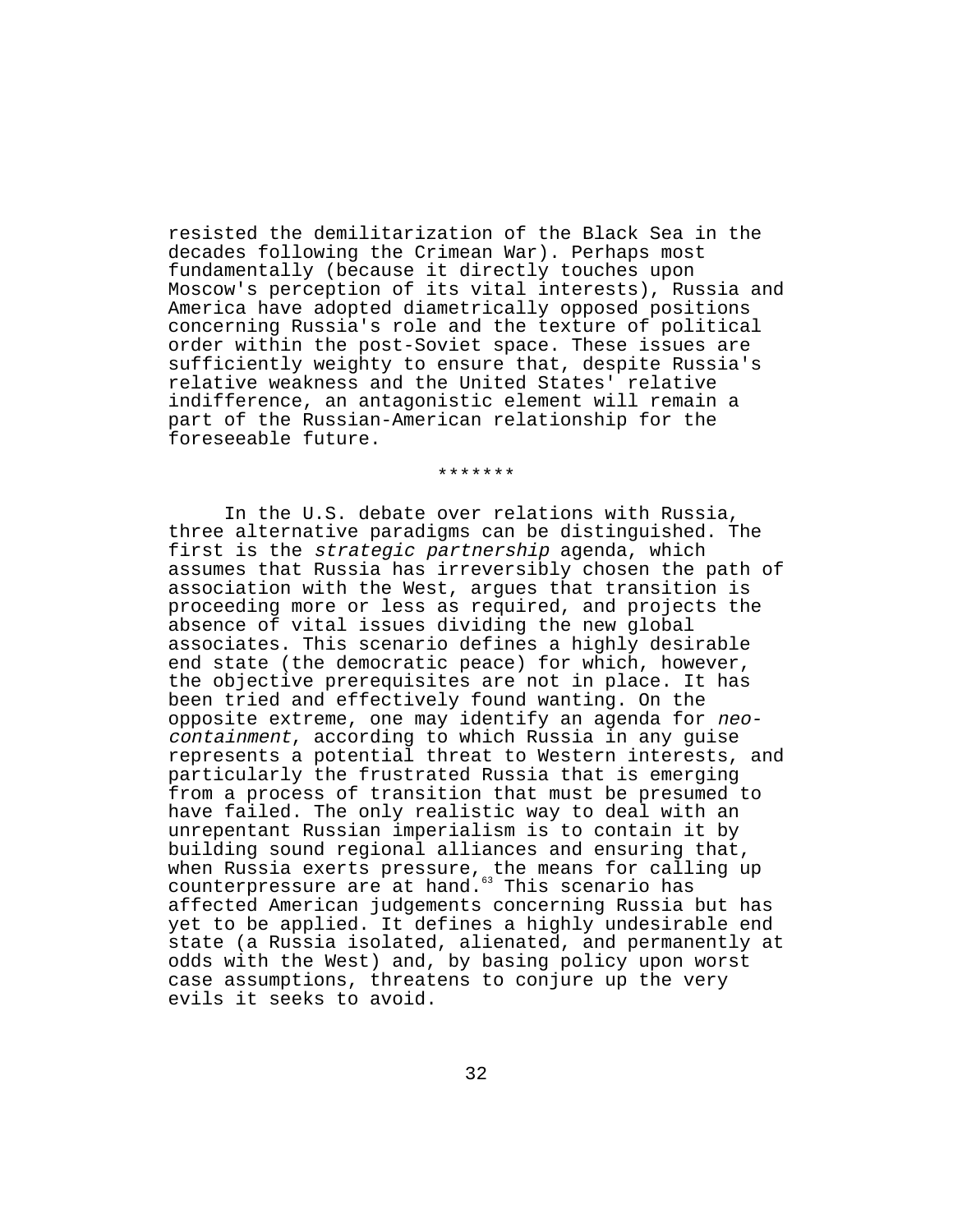resisted the demilitarization of the Black Sea in the decades following the Crimean War). Perhaps most fundamentally (because it directly touches upon Moscow's perception of its vital interests), Russia and America have adopted diametrically opposed positions concerning Russia's role and the texture of political order within the post-Soviet space. These issues are sufficiently weighty to ensure that, despite Russia's relative weakness and the United States' relative indifference, an antagonistic element will remain a part of the Russian-American relationship for the foreseeable future.

*******

In the U.S. debate over relations with Russia, three alternative paradigms can be distinguished. The first is the *strategic partnership* agenda, which assumes that Russia has irreversibly chosen the path of association with the West, argues that transition is proceeding more or less as required, and projects the absence of vital issues dividing the new global associates. This scenario defines a highly desirable end state (the democratic peace) for which, however, the objective prerequisites are not in place. It has been tried and effectively found wanting. On the opposite extreme, one may identify an agenda for *neo-containment*, according to which Russia in any guise represents a potential threat to Western interests, and particularly the frustrated Russia that is emerging from a process of transition that must be presumed to have failed. The only realistic way to deal with an unrepentant Russian imperialism is to contain it by building sound regional alliances and ensuring that, when Russia exerts pressure, the means for calling up counterpressure are at hand.[63] This scenario has affected American judgements concerning Russia but has yet to be applied. It defines a highly undesirable end state (a Russia isolated, alienated, and permanently at odds with the West) and, by basing policy upon worst case assumptions, threatens to conjure up the very evils it seeks to avoid.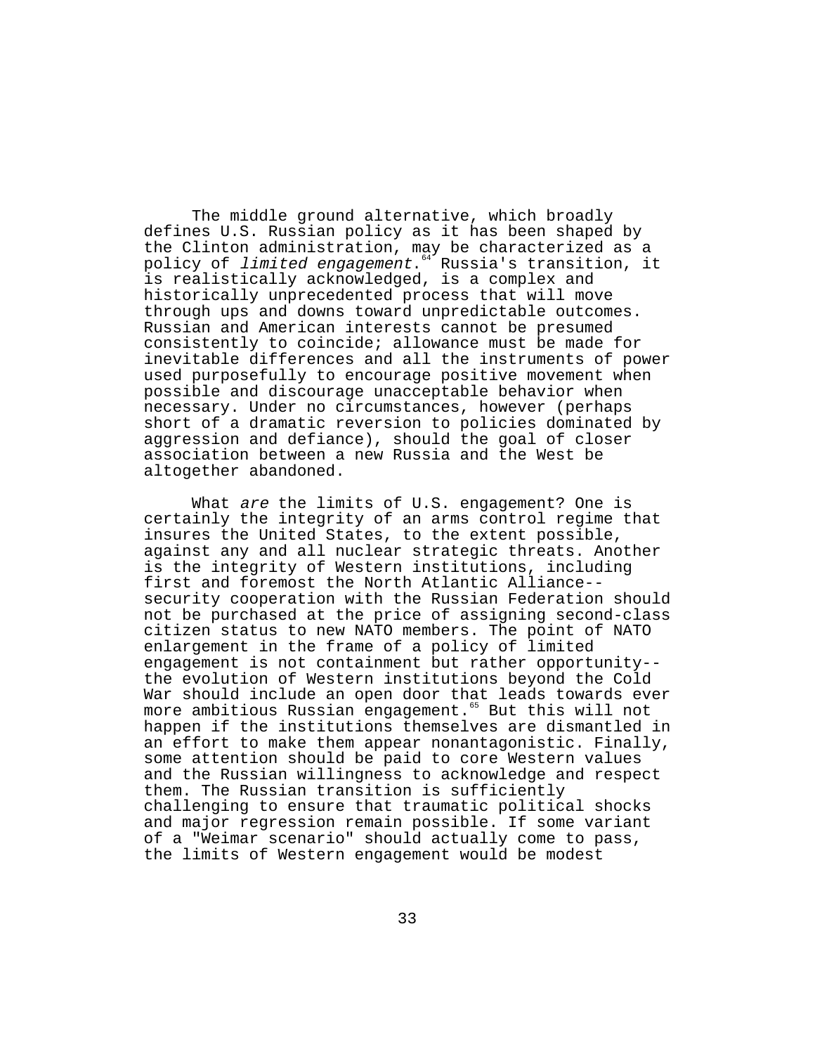The middle ground alternative, which broadly defines U.S. Russian policy as it has been shaped by the Clinton administration, may be characterized as a policy of *limited engagement*.[64] Russia's transition, it is realistically acknowledged, is a complex and historically unprecedented process that will move through ups and downs toward unpredictable outcomes. Russian and American interests cannot be presumed consistently to coincide; allowance must be made for inevitable differences and all the instruments of power used purposefully to encourage positive movement when possible and discourage unacceptable behavior when necessary. Under no circumstances, however (perhaps short of a dramatic reversion to policies dominated by aggression and defiance), should the goal of closer association between a new Russia and the West be altogether abandoned.

What *are* the limits of U.S. engagement? One is certainly the integrity of an arms control regime that insures the United States, to the extent possible, against any and all nuclear strategic threats. Another is the integrity of Western institutions, including first and foremost the North Atlantic Alliance--security cooperation with the Russian Federation should not be purchased at the price of assigning second-class citizen status to new NATO members. The point of NATO enlargement in the frame of a policy of limited engagement is not containment but rather opportunity--the evolution of Western institutions beyond the Cold War should include an open door that leads towards ever more ambitious Russian engagement.[65] But this will not happen if the institutions themselves are dismantled in an effort to make them appear nonantagonistic. Finally, some attention should be paid to core Western values and the Russian willingness to acknowledge and respect them. The Russian transition is sufficiently challenging to ensure that traumatic political shocks and major regression remain possible. If some variant of a "Weimar scenario" should actually come to pass, the limits of Western engagement would be modest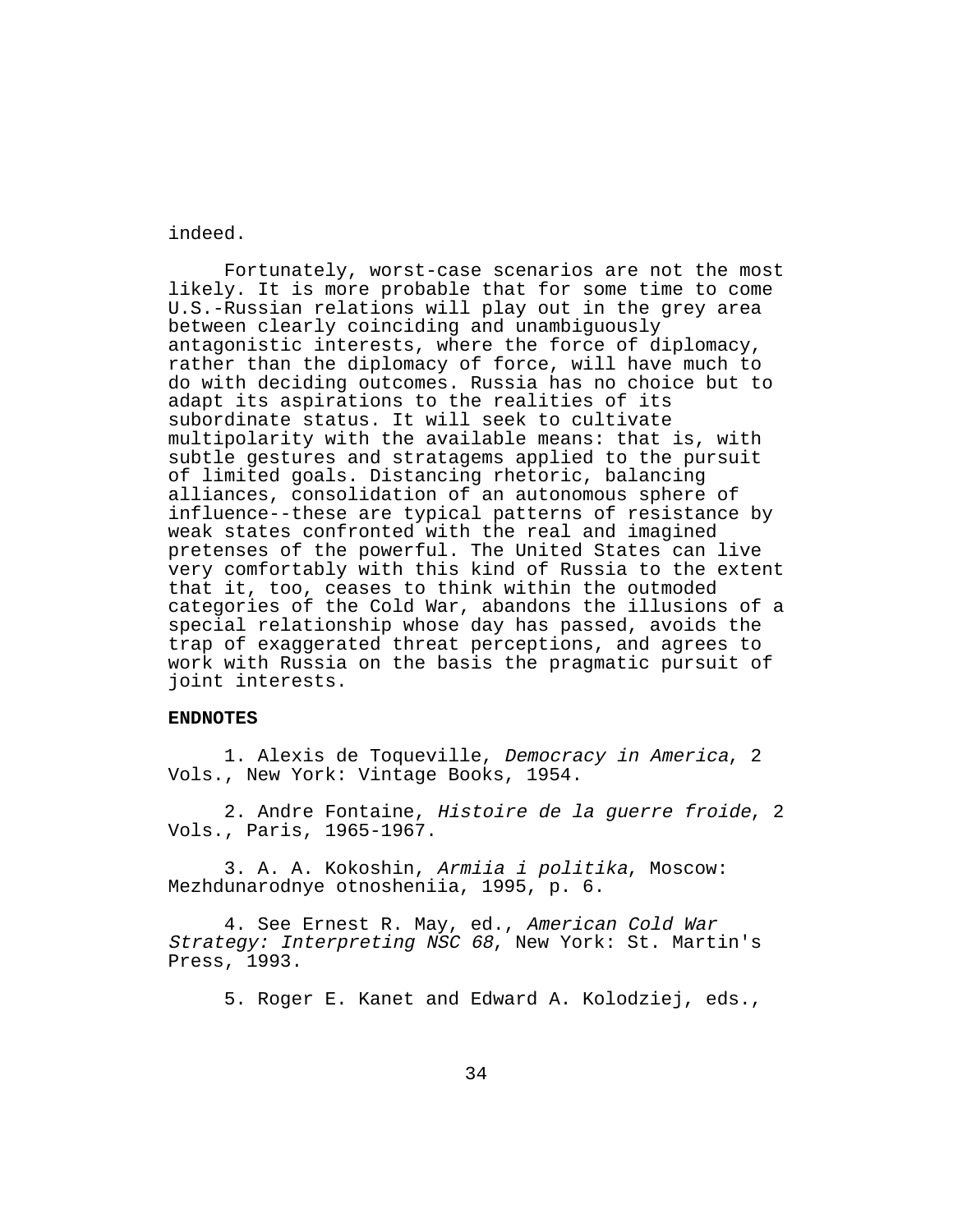indeed.

Fortunately, worst-case scenarios are not the most likely. It is more probable that for some time to come U.S.-Russian relations will play out in the grey area between clearly coinciding and unambiguously antagonistic interests, where the force of diplomacy, rather than the diplomacy of force, will have much to do with deciding outcomes. Russia has no choice but to adapt its aspirations to the realities of its subordinate status. It will seek to cultivate multipolarity with the available means: that is, with subtle gestures and stratagems applied to the pursuit of limited goals. Distancing rhetoric, balancing alliances, consolidation of an autonomous sphere of influence--these are typical patterns of resistance by weak states confronted with the real and imagined pretenses of the powerful. The United States can live very comfortably with this kind of Russia to the extent that it, too, ceases to think within the outmoded categories of the Cold War, abandons the illusions of a special relationship whose day has passed, avoids the trap of exaggerated threat perceptions, and agrees to work with Russia on the basis the pragmatic pursuit of joint interests.

**ENDNOTES**

1. Alexis de Toqueville, *Democracy in America*, 2 Vols., New York: Vintage Books, 1954.

2. Andre Fontaine, *Histoire de la guerre froide*, 2 Vols., Paris, 1965-1967.

3. A. A. Kokoshin, *Armiia i politika*, Moscow: Mezhdunarodnye otnosheniia, 1995, p. 6.

4. See Ernest R. May, ed., *American Cold War Strategy: Interpreting NSC 68*, New York: St. Martin's Press, 1993.

5. Roger E. Kanet and Edward A. Kolodziej, eds.,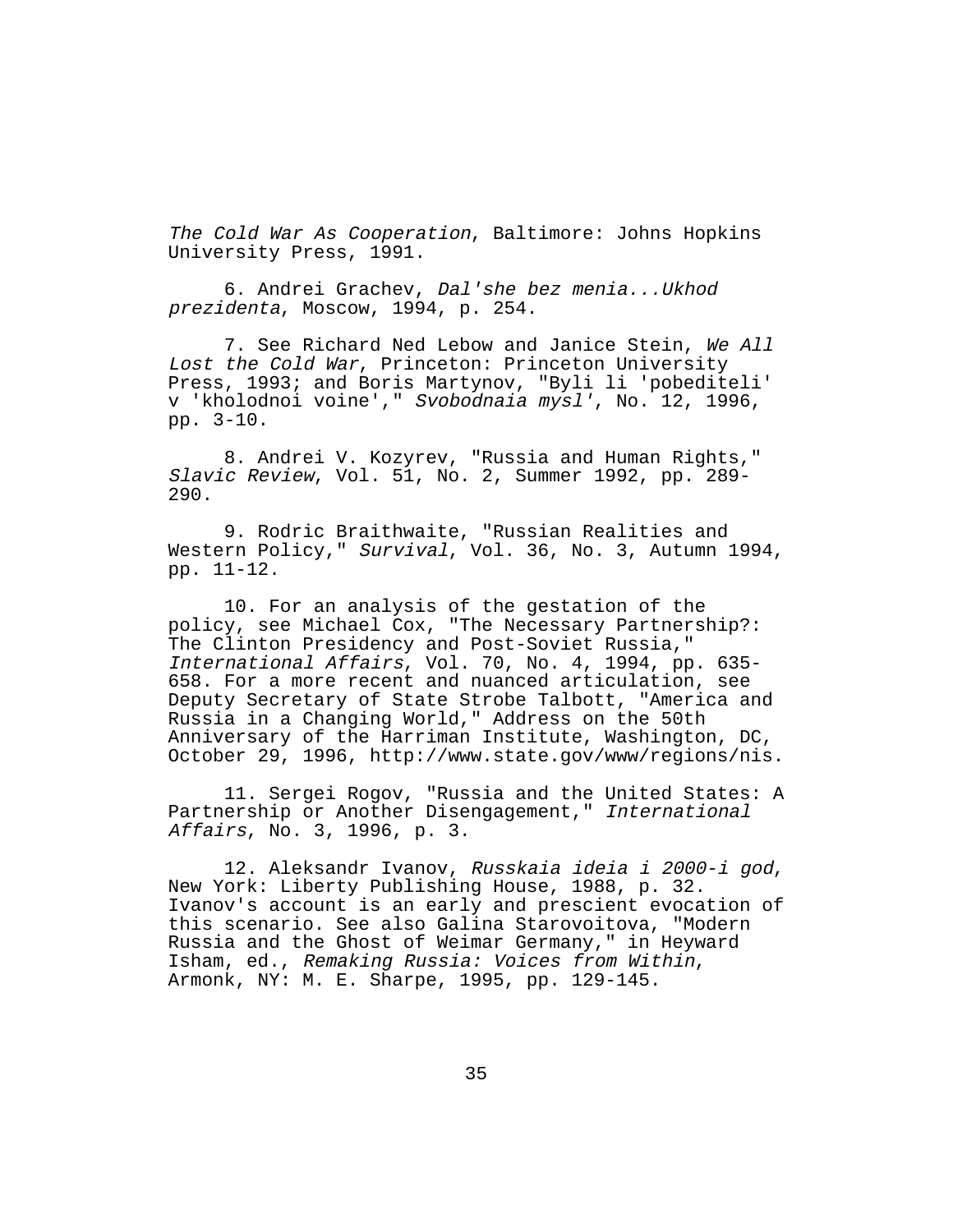*The Cold War As Cooperation*, Baltimore: Johns Hopkins University Press, 1991.

6. Andrei Grachev, *Dal'she bez menia...Ukhod prezidenta*, Moscow, 1994, p. 254.

7. See Richard Ned Lebow and Janice Stein, *We All Lost the Cold War*, Princeton: Princeton University Press, 1993; and Boris Martynov, "Byli li 'pobediteli' v 'kholodnoi voine'," *Svobodnaia mysl'*, No. 12, 1996, pp. 3-10.

8. Andrei V. Kozyrev, "Russia and Human Rights," *Slavic Review*, Vol. 51, No. 2, Summer 1992, pp. 289-290.

9. Rodric Braithwaite, "Russian Realities and Western Policy," *Survival*, Vol. 36, No. 3, Autumn 1994, pp. 11-12.

10. For an analysis of the gestation of the policy, see Michael Cox, "The Necessary Partnership?: The Clinton Presidency and Post-Soviet Russia," *International Affairs*, Vol. 70, No. 4, 1994, pp. 635-658. For a more recent and nuanced articulation, see Deputy Secretary of State Strobe Talbott, "America and Russia in a Changing World," Address on the 50th Anniversary of the Harriman Institute, Washington, DC, October 29, 1996, http://www.state.gov/www/regions/nis.

11. Sergei Rogov, "Russia and the United States: A Partnership or Another Disengagement," *International Affairs*, No. 3, 1996, p. 3.

12. Aleksandr Ivanov, *Russkaia ideia i 2000-i god*, New York: Liberty Publishing House, 1988, p. 32. Ivanov's account is an early and prescient evocation of this scenario. See also Galina Starovoitova, "Modern Russia and the Ghost of Weimar Germany," in Heyward Isham, ed., *Remaking Russia: Voices from Within*, Armonk, NY: M. E. Sharpe, 1995, pp. 129-145.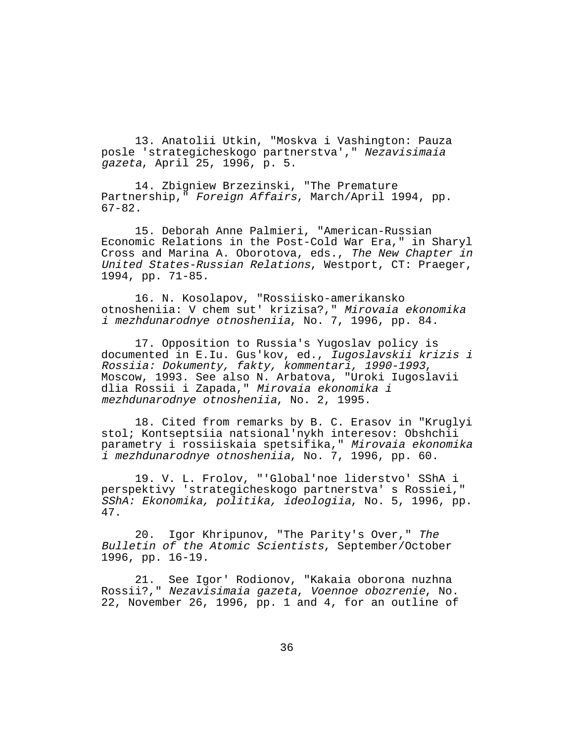13. Anatolii Utkin, "Moskva i Vashington: Pauza posle 'strategicheskogo partnerstva'," *Nezavisimaia gazeta*, April 25, 1996, p. 5.

14. Zbigniew Brzezinski, "The Premature Partnership," *Foreign Affairs*, March/April 1994, pp. 67-82.

15. Deborah Anne Palmieri, "American-Russian Economic Relations in the Post-Cold War Era," in Sharyl Cross and Marina A. Oborotova, eds., *The New Chapter in United States-Russian Relations*, Westport, CT: Praeger, 1994, pp. 71-85.

16. N. Kosolapov, "Rossiisko-amerikansko otnosheniia: V chem sut' krizisa?," *Mirovaia ekonomika i mezhdunarodnye otnosheniia*, No. 7, 1996, pp. 84.

17. Opposition to Russia's Yugoslav policy is documented in E.Iu. Gus'kov, ed., *Iugoslavskii krizis i Rossiia: Dokumenty, fakty, kommentari, 1990-1993*, Moscow, 1993. See also N. Arbatova, "Uroki Iugoslavii dlia Rossii i Zapada," *Mirovaia ekonomika i mezhdunarodnye otnosheniia*, No. 2, 1995.

18. Cited from remarks by B. C. Erasov in "Kruglyi stol; Kontseptsiia natsional'nykh interesov: Obshchii parametry i rossiiskaia spetsifika," *Mirovaia ekonomika i mezhdunarodnye otnosheniia*, No. 7, 1996, pp. 60.

19. V. L. Frolov, "'Global'noe liderstvo' SShA i perspektivy 'strategicheskogo partnerstva' s Rossiei," *SShA: Ekonomika, politika, ideologiia*, No. 5, 1996, pp. 47.

20. Igor Khripunov, "The Parity's Over," *The Bulletin of the Atomic Scientists*, September/October 1996, pp. 16-19.

21. See Igor' Rodionov, "Kakaia oborona nuzhna Rossii?," *Nezavisimaia gazeta*, *Voennoe obozrenie*, No. 22, November 26, 1996, pp. 1 and 4, for an outline of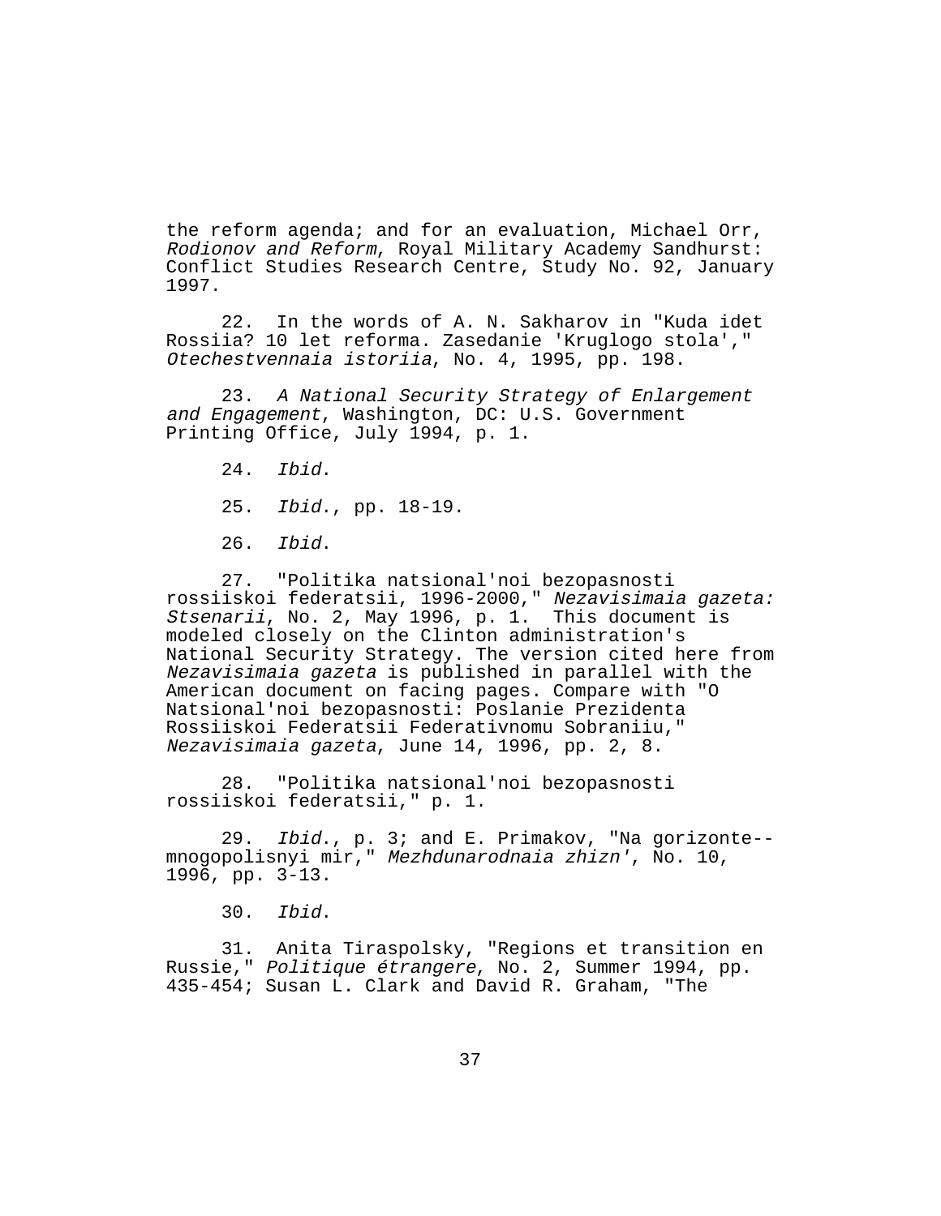the reform agenda; and for an evaluation, Michael Orr, *Rodionov and Reform*, Royal Military Academy Sandhurst: Conflict Studies Research Centre, Study No. 92, January 1997.

22. In the words of A. N. Sakharov in "Kuda idet Rossiia? 10 let reforma. Zasedanie 'Kruglogo stola'," *Otechestvennaia istoriia*, No. 4, 1995, pp. 198.

23. *A National Security Strategy of Enlargement and Engagement*, Washington, DC: U.S. Government Printing Office, July 1994, p. 1.

24. *Ibid*.

25. *Ibid*., pp. 18-19.

26. *Ibid*.

27. "Politika natsional'noi bezopasnosti rossiiskoi federatsii, 1996-2000," *Nezavisimaia gazeta: Stsenarii*, No. 2, May 1996, p. 1. This document is modeled closely on the Clinton administration's National Security Strategy. The version cited here from *Nezavisimaia gazeta* is published in parallel with the American document on facing pages. Compare with "O Natsional'noi bezopasnosti: Poslanie Prezidenta Rossiiskoi Federatsii Federativnomu Sobraniiu," *Nezavisimaia gazeta*, June 14, 1996, pp. 2, 8.

28. "Politika natsional'noi bezopasnosti rossiiskoi federatsii," p. 1.

29. *Ibid*., p. 3; and E. Primakov, "Na gorizonte--mnogopolisnyi mir," *Mezhdunarodnaia zhizn'*, No. 10, 1996, pp. 3-13.

30. *Ibid*.

31. Anita Tiraspolsky, "Regions et transition en Russie," *Politique étrangere*, No. 2, Summer 1994, pp. 435-454; Susan L. Clark and David R. Graham, "The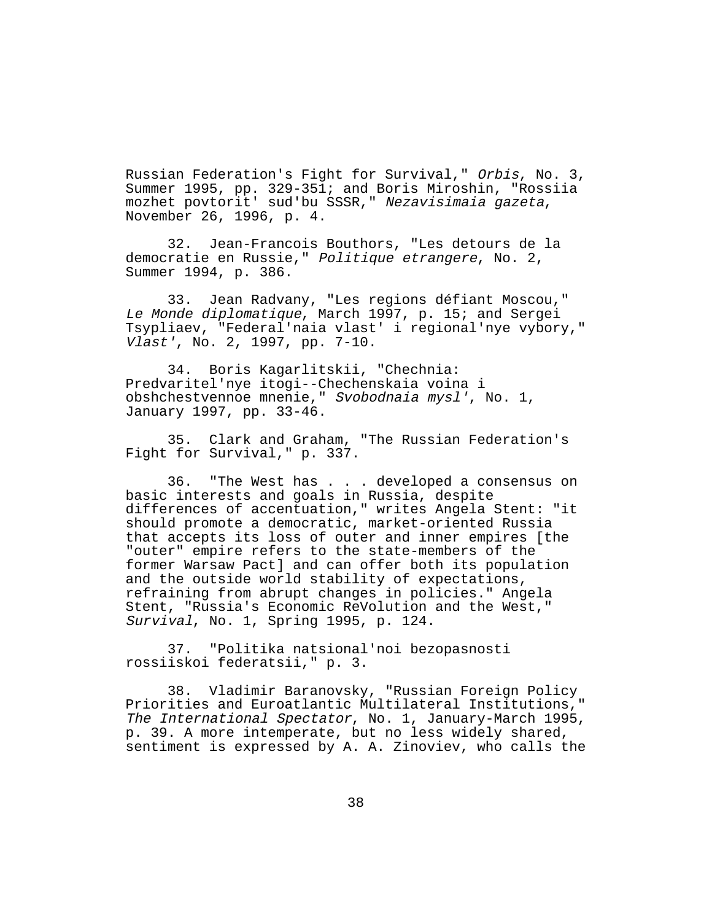Russian Federation's Fight for Survival," *Orbis*, No. 3, Summer 1995, pp. 329-351; and Boris Miroshin, "Rossiia mozhet povtorit' sud'bu SSSR," *Nezavisimaia gazeta*, November 26, 1996, p. 4.

32. Jean-Francois Bouthors, "Les detours de la democratie en Russie," *Politique etrangere*, No. 2, Summer 1994, p. 386.

33. Jean Radvany, "Les regions défiant Moscou," *Le Monde diplomatique*, March 1997, p. 15; and Sergei Tsypliaev, "Federal'naia vlast' i regional'nye vybory," *Vlast'*, No. 2, 1997, pp. 7-10.

34. Boris Kagarlitskii, "Chechnia: Predvaritel'nye itogi--Chechenskaia voina i obshchestvennoe mnenie," *Svobodnaia mysl'*, No. 1, January 1997, pp. 33-46.

35. Clark and Graham, "The Russian Federation's Fight for Survival," p. 337.

36. "The West has . . . developed a consensus on basic interests and goals in Russia, despite differences of accentuation," writes Angela Stent: "it should promote a democratic, market-oriented Russia that accepts its loss of outer and inner empires [the "outer" empire refers to the state-members of the former Warsaw Pact] and can offer both its population and the outside world stability of expectations, refraining from abrupt changes in policies." Angela Stent, "Russia's Economic ReVolution and the West," *Survival*, No. 1, Spring 1995, p. 124.

37. "Politika natsional'noi bezopasnosti rossiiskoi federatsii," p. 3.

38. Vladimir Baranovsky, "Russian Foreign Policy Priorities and Euroatlantic Multilateral Institutions," *The International Spectator*, No. 1, January-March 1995, p. 39. A more intemperate, but no less widely shared, sentiment is expressed by A. A. Zinoviev, who calls the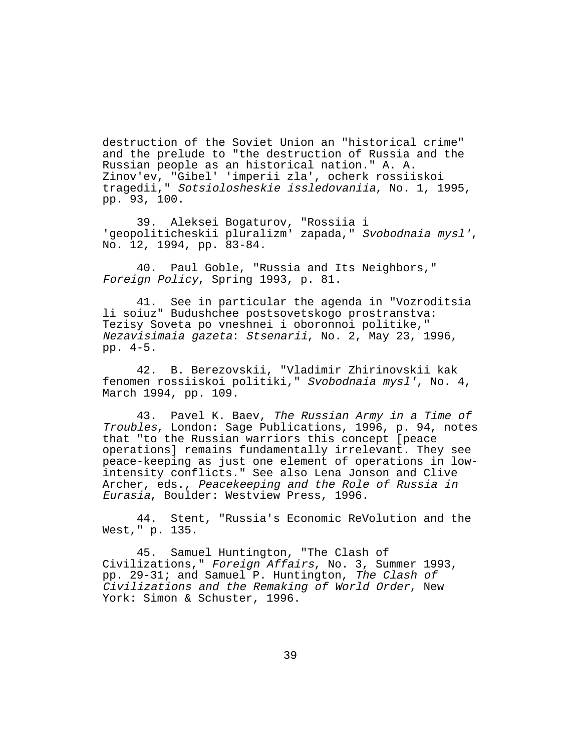destruction of the Soviet Union an "historical crime" and the prelude to "the destruction of Russia and the Russian people as an historical nation." A. A. Zinov'ev, "Gibel' 'imperii zla', ocherk rossiiskoi tragedii," *Sotsiolosheskie issledovaniia*, No. 1, 1995, pp. 93, 100.

39. Aleksei Bogaturov, "Rossiia i 'geopoliticheskii pluralizm' zapada," *Svobodnaia mysl'*, No. 12, 1994, pp. 83-84.

40. Paul Goble, "Russia and Its Neighbors," *Foreign Policy*, Spring 1993, p. 81.

41. See in particular the agenda in "Vozroditsia li soiuz" Budushchee postsovetskogo prostranstva: Tezisy Soveta po vneshnei i oboronnoi politike," *Nezavisimaia gazeta*: *Stsenarii*, No. 2, May 23, 1996, pp. 4-5.

42. B. Berezovskii, "Vladimir Zhirinovskii kak fenomen rossiiskoi politiki," *Svobodnaia mysl'*, No. 4, March 1994, pp. 109.

43. Pavel K. Baev, *The Russian Army in a Time of Troubles*, London: Sage Publications, 1996, p. 94, notes that "to the Russian warriors this concept [peace operations] remains fundamentally irrelevant. They see peace-keeping as just one element of operations in low-intensity conflicts." See also Lena Jonson and Clive Archer, eds., *Peacekeeping and the Role of Russia in Eurasia*, Boulder: Westview Press, 1996.

44. Stent, "Russia's Economic ReVolution and the West," p. 135.

45. Samuel Huntington, "The Clash of Civilizations," *Foreign Affairs*, No. 3, Summer 1993, pp. 29-31; and Samuel P. Huntington, *The Clash of Civilizations and the Remaking of World Order*, New York: Simon & Schuster, 1996.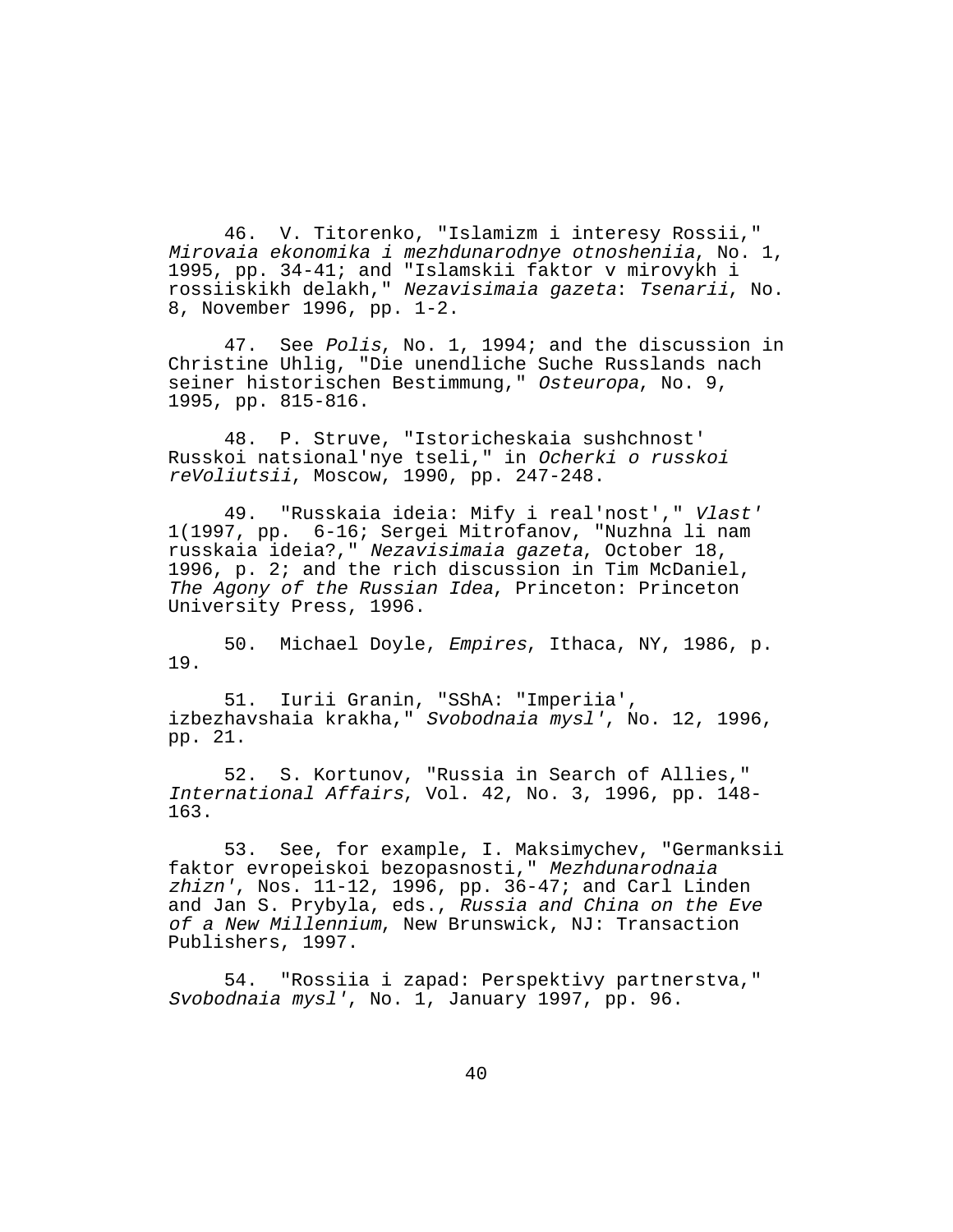46. V. Titorenko, "Islamizm i interesy Rossii," *Mirovaia ekonomika i mezhdunarodnye otnosheniia*, No. 1, 1995, pp. 34-41; and "Islamskii faktor v mirovykh i rossiiskikh delakh," *Nezavisimaia gazeta*: *Tsenarii*, No. 8, November 1996, pp. 1-2.

47. See *Polis*, No. 1, 1994; and the discussion in Christine Uhlig, "Die unendliche Suche Russlands nach seiner historischen Bestimmung," *Osteuropa*, No. 9, 1995, pp. 815-816.

48. P. Struve, "Istoricheskaia sushchnost' Russkoi natsional'nye tseli," in *Ocherki o russkoi reVoliutsii*, Moscow, 1990, pp. 247-248.

49. "Russkaia ideia: Mify i real'nost'," *Vlast'* 1(1997, pp. 6-16; Sergei Mitrofanov, "Nuzhna li nam russkaia ideia?," *Nezavisimaia gazeta*, October 18, 1996, p. 2; and the rich discussion in Tim McDaniel, *The Agony of the Russian Idea*, Princeton: Princeton University Press, 1996.

50. Michael Doyle, *Empires*, Ithaca, NY, 1986, p. 19.

51. Iurii Granin, "SShA: "Imperiia', izbezhavshaia krakha," *Svobodnaia mysl'*, No. 12, 1996, pp. 21.

52. S. Kortunov, "Russia in Search of Allies," *International Affairs*, Vol. 42, No. 3, 1996, pp. 148-163.

53. See, for example, I. Maksimychev, "Germanksii faktor evropeiskoi bezopasnosti," *Mezhdunarodnaia zhizn'*, Nos. 11-12, 1996, pp. 36-47; and Carl Linden and Jan S. Prybyla, eds., *Russia and China on the Eve of a New Millennium*, New Brunswick, NJ: Transaction Publishers, 1997.

54. "Rossiia i zapad: Perspektivy partnerstva," *Svobodnaia mysl'*, No. 1, January 1997, pp. 96.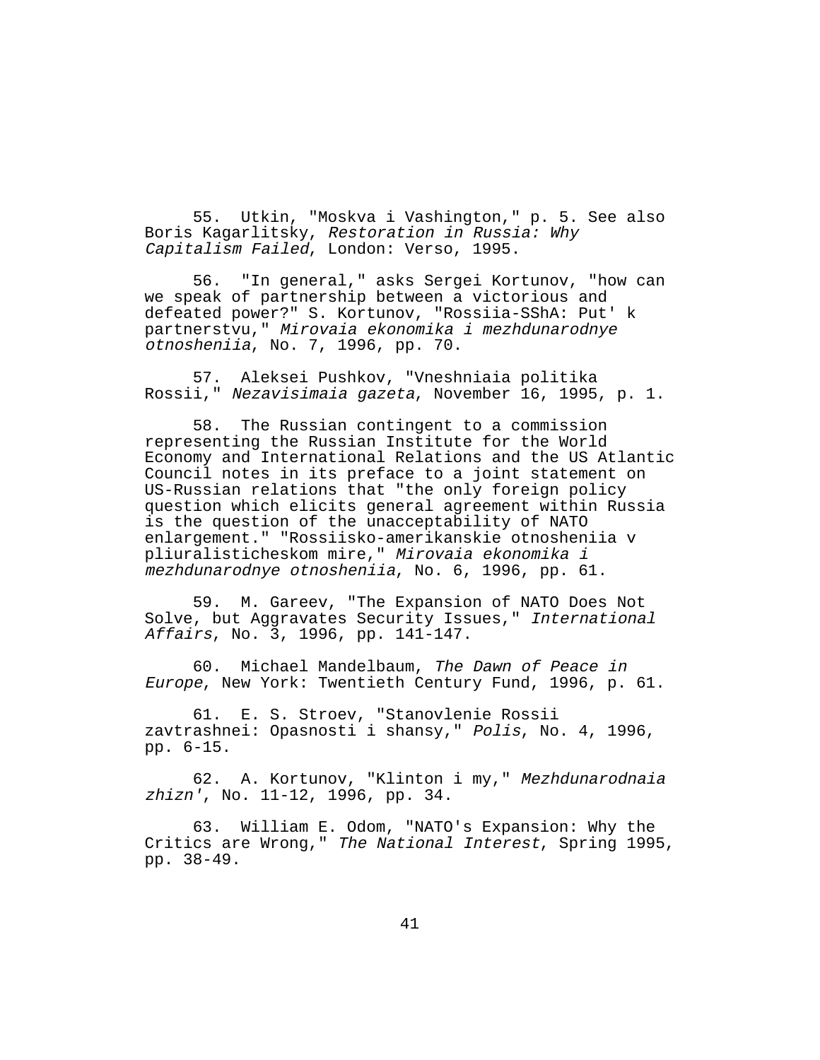55. Utkin, "Moskva i Vashington," p. 5. See also Boris Kagarlitsky, *Restoration in Russia: Why Capitalism Failed*, London: Verso, 1995.

56. "In general," asks Sergei Kortunov, "how can we speak of partnership between a victorious and defeated power?" S. Kortunov, "Rossiia-SShA: Put' k partnerstvu," *Mirovaia ekonomika i mezhdunarodnye otnosheniia*, No. 7, 1996, pp. 70.

57. Aleksei Pushkov, "Vneshniaia politika Rossii," *Nezavisimaia gazeta*, November 16, 1995, p. 1.

58. The Russian contingent to a commission representing the Russian Institute for the World Economy and International Relations and the US Atlantic Council notes in its preface to a joint statement on US-Russian relations that "the only foreign policy question which elicits general agreement within Russia is the question of the unacceptability of NATO enlargement." "Rossiisko-amerikanskie otnosheniia v pliuralisticheskom mire," *Mirovaia ekonomika i mezhdunarodnye otnosheniia*, No. 6, 1996, pp. 61.

59. M. Gareev, "The Expansion of NATO Does Not Solve, but Aggravates Security Issues," *International Affairs*, No. 3, 1996, pp. 141-147.

60. Michael Mandelbaum, *The Dawn of Peace in Europe*, New York: Twentieth Century Fund, 1996, p. 61.

61. E. S. Stroev, "Stanovlenie Rossii zavtrashnei: Opasnosti i shansy," *Polis*, No. 4, 1996, pp. 6-15.

62. A. Kortunov, "Klinton i my," *Mezhdunarodnaia zhizn'*, No. 11-12, 1996, pp. 34.

63. William E. Odom, "NATO's Expansion: Why the Critics are Wrong," *The National Interest*, Spring 1995, pp. 38-49.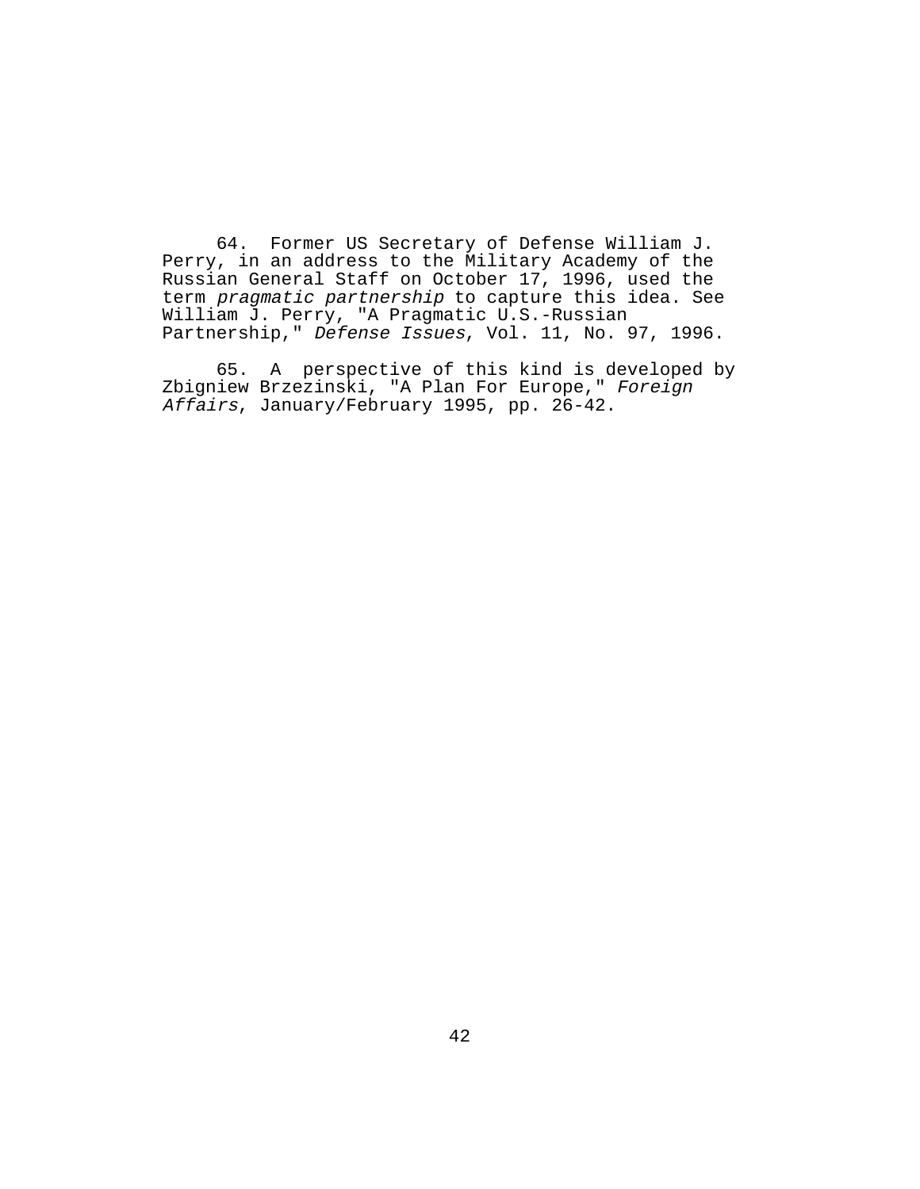64. Former US Secretary of Defense William J. Perry, in an address to the Military Academy of the Russian General Staff on October 17, 1996, used the term *pragmatic partnership* to capture this idea. See William J. Perry, "A Pragmatic U.S.-Russian Partnership," *Defense Issues*, Vol. 11, No. 97, 1996.

65. A perspective of this kind is developed by Zbigniew Brzezinski, "A Plan For Europe," *Foreign Affairs*, January/February 1995, pp. 26-42.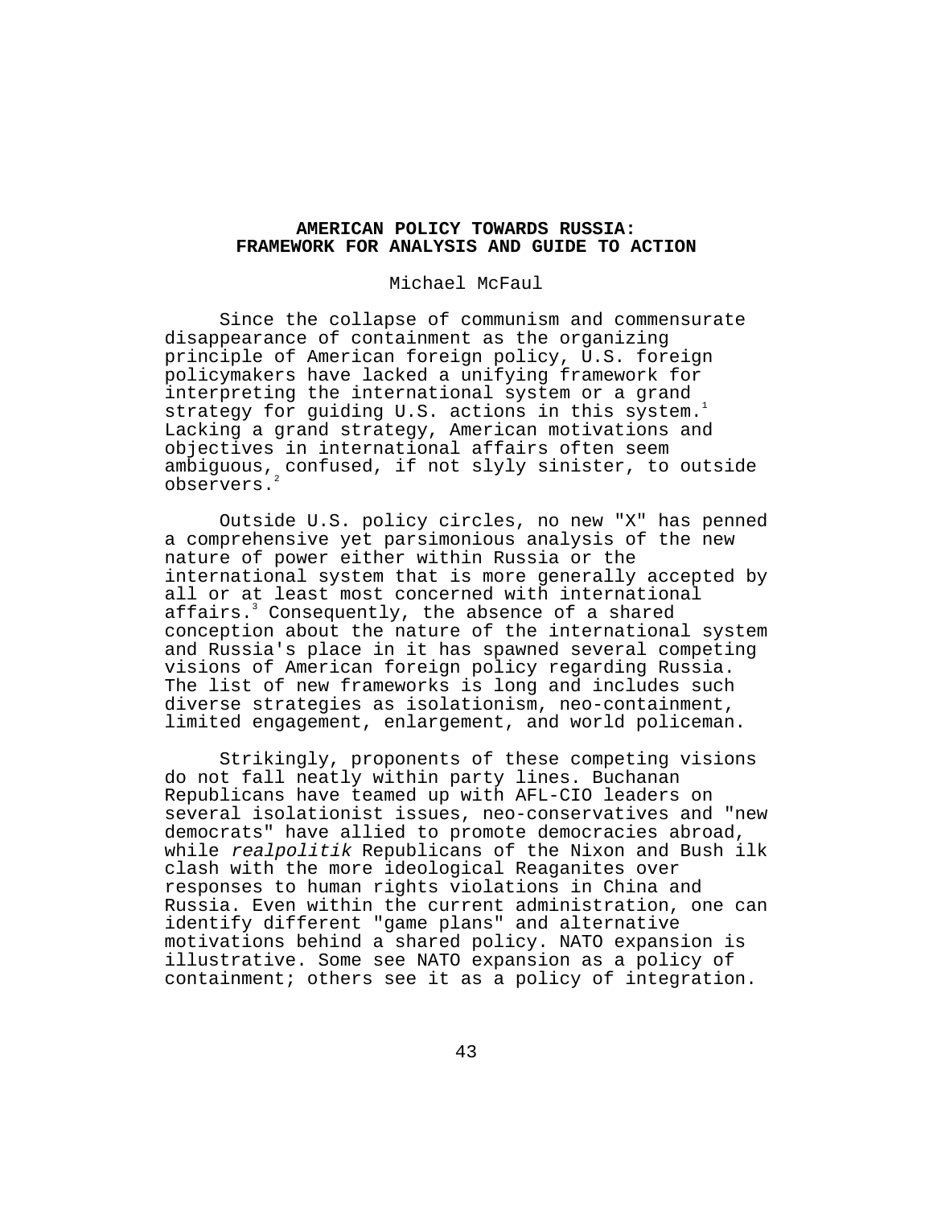# AMERICAN POLICY TOWARDS RUSSIA: FRAMEWORK FOR ANALYSIS AND GUIDE TO ACTION

Michael McFaul

Since the collapse of communism and commensurate disappearance of containment as the organizing principle of American foreign policy, U.S. foreign policymakers have lacked a unifying framework for interpreting the international system or a grand strategy for guiding U.S. actions in this system.[1] Lacking a grand strategy, American motivations and objectives in international affairs often seem ambiguous, confused, if not slyly sinister, to outside observers.[2]

Outside U.S. policy circles, no new "X" has penned a comprehensive yet parsimonious analysis of the new nature of power either within Russia or the international system that is more generally accepted by all or at least most concerned with international affairs.[3] Consequently, the absence of a shared conception about the nature of the international system and Russia's place in it has spawned several competing visions of American foreign policy regarding Russia. The list of new frameworks is long and includes such diverse strategies as isolationism, neo-containment, limited engagement, enlargement, and world policeman.

Strikingly, proponents of these competing visions do not fall neatly within party lines. Buchanan Republicans have teamed up with AFL-CIO leaders on several isolationist issues, neo-conservatives and "new democrats" have allied to promote democracies abroad, while *realpolitik* Republicans of the Nixon and Bush ilk clash with the more ideological Reaganites over responses to human rights violations in China and Russia. Even within the current administration, one can identify different "game plans" and alternative motivations behind a shared policy. NATO expansion is illustrative. Some see NATO expansion as a policy of containment; others see it as a policy of integration.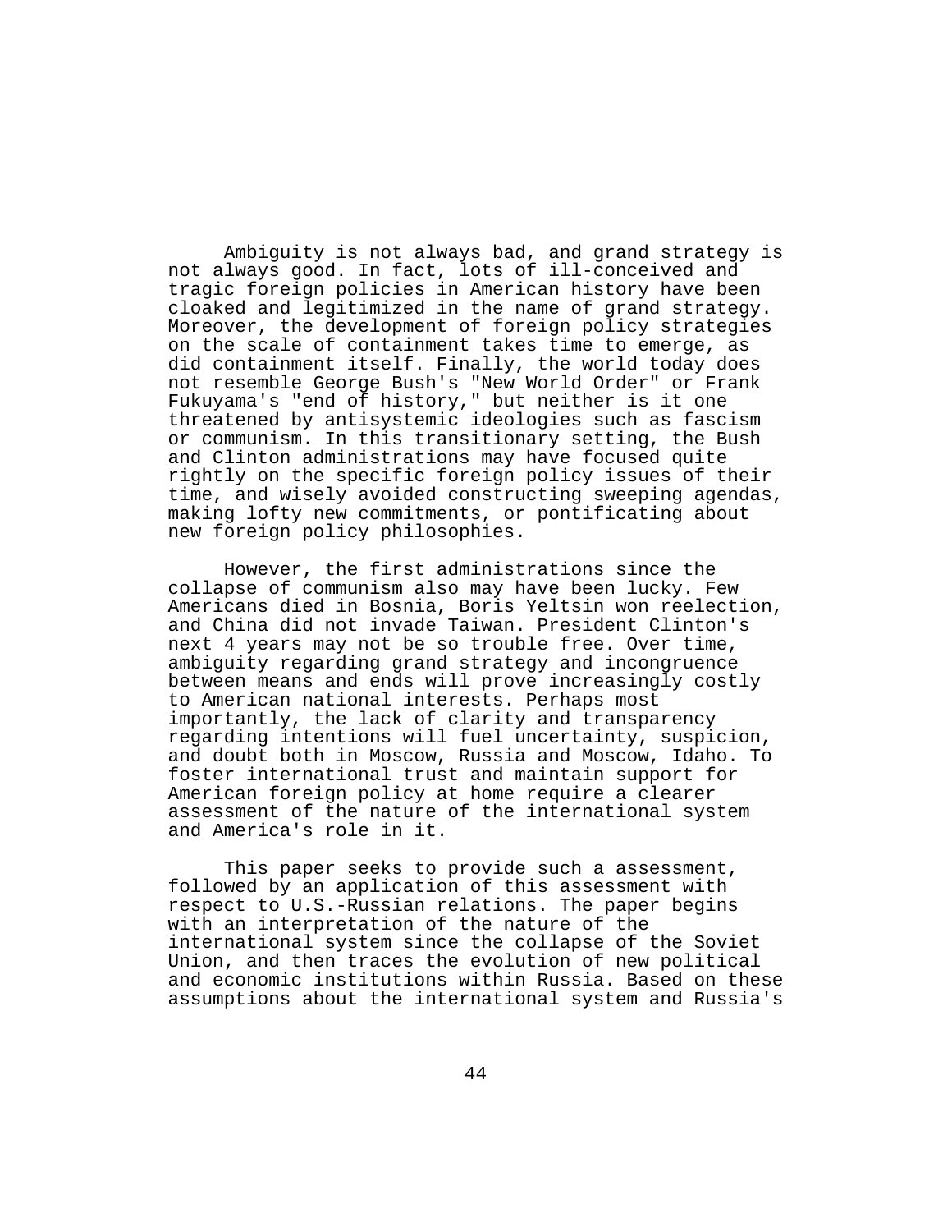Ambiguity is not always bad, and grand strategy is not always good. In fact, lots of ill-conceived and tragic foreign policies in American history have been cloaked and legitimized in the name of grand strategy. Moreover, the development of foreign policy strategies on the scale of containment takes time to emerge, as did containment itself. Finally, the world today does not resemble George Bush's "New World Order" or Frank Fukuyama's "end of history," but neither is it one threatened by antisystemic ideologies such as fascism or communism. In this transitionary setting, the Bush and Clinton administrations may have focused quite rightly on the specific foreign policy issues of their time, and wisely avoided constructing sweeping agendas, making lofty new commitments, or pontificating about new foreign policy philosophies.

However, the first administrations since the collapse of communism also may have been lucky. Few Americans died in Bosnia, Boris Yeltsin won reelection, and China did not invade Taiwan. President Clinton's next 4 years may not be so trouble free. Over time, ambiguity regarding grand strategy and incongruence between means and ends will prove increasingly costly to American national interests. Perhaps most importantly, the lack of clarity and transparency regarding intentions will fuel uncertainty, suspicion, and doubt both in Moscow, Russia and Moscow, Idaho. To foster international trust and maintain support for American foreign policy at home require a clearer assessment of the nature of the international system and America's role in it.

This paper seeks to provide such a assessment, followed by an application of this assessment with respect to U.S.-Russian relations. The paper begins with an interpretation of the nature of the international system since the collapse of the Soviet Union, and then traces the evolution of new political and economic institutions within Russia. Based on these assumptions about the international system and Russia's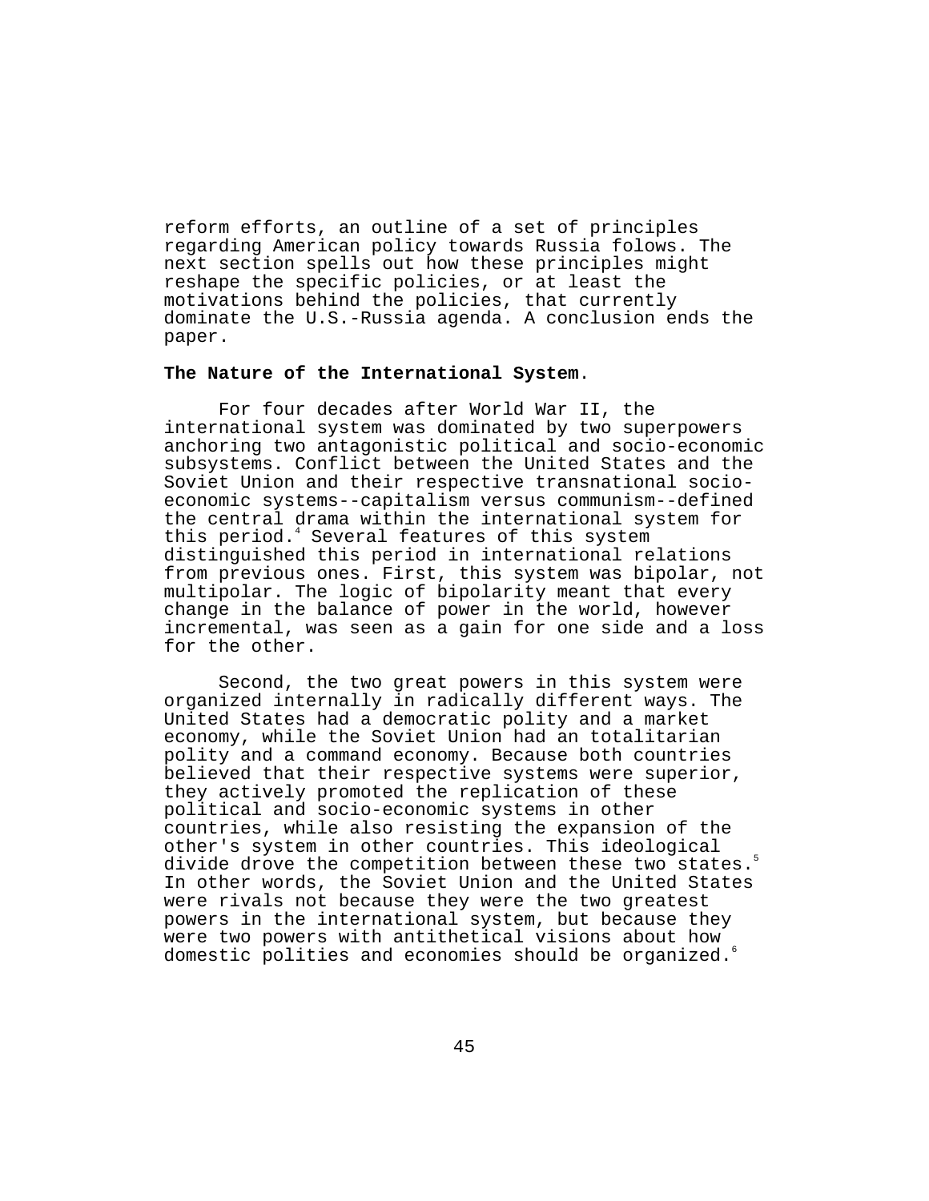reform efforts, an outline of a set of principles regarding American policy towards Russia folows. The next section spells out how these principles might reshape the specific policies, or at least the motivations behind the policies, that currently dominate the U.S.-Russia agenda. A conclusion ends the paper.

**The Nature of the International System**.

For four decades after World War II, the international system was dominated by two superpowers anchoring two antagonistic political and socio-economic subsystems. Conflict between the United States and the Soviet Union and their respective transnational socio-economic systems--capitalism versus communism--defined the central drama within the international system for this period.[4] Several features of this system distinguished this period in international relations from previous ones. First, this system was bipolar, not multipolar. The logic of bipolarity meant that every change in the balance of power in the world, however incremental, was seen as a gain for one side and a loss for the other.

Second, the two great powers in this system were organized internally in radically different ways. The United States had a democratic polity and a market economy, while the Soviet Union had an totalitarian polity and a command economy. Because both countries believed that their respective systems were superior, they actively promoted the replication of these political and socio-economic systems in other countries, while also resisting the expansion of the other's system in other countries. This ideological divide drove the competition between these two states.[5] In other words, the Soviet Union and the United States were rivals not because they were the two greatest powers in the international system, but because they were two powers with antithetical visions about how domestic polities and economies should be organized.[6]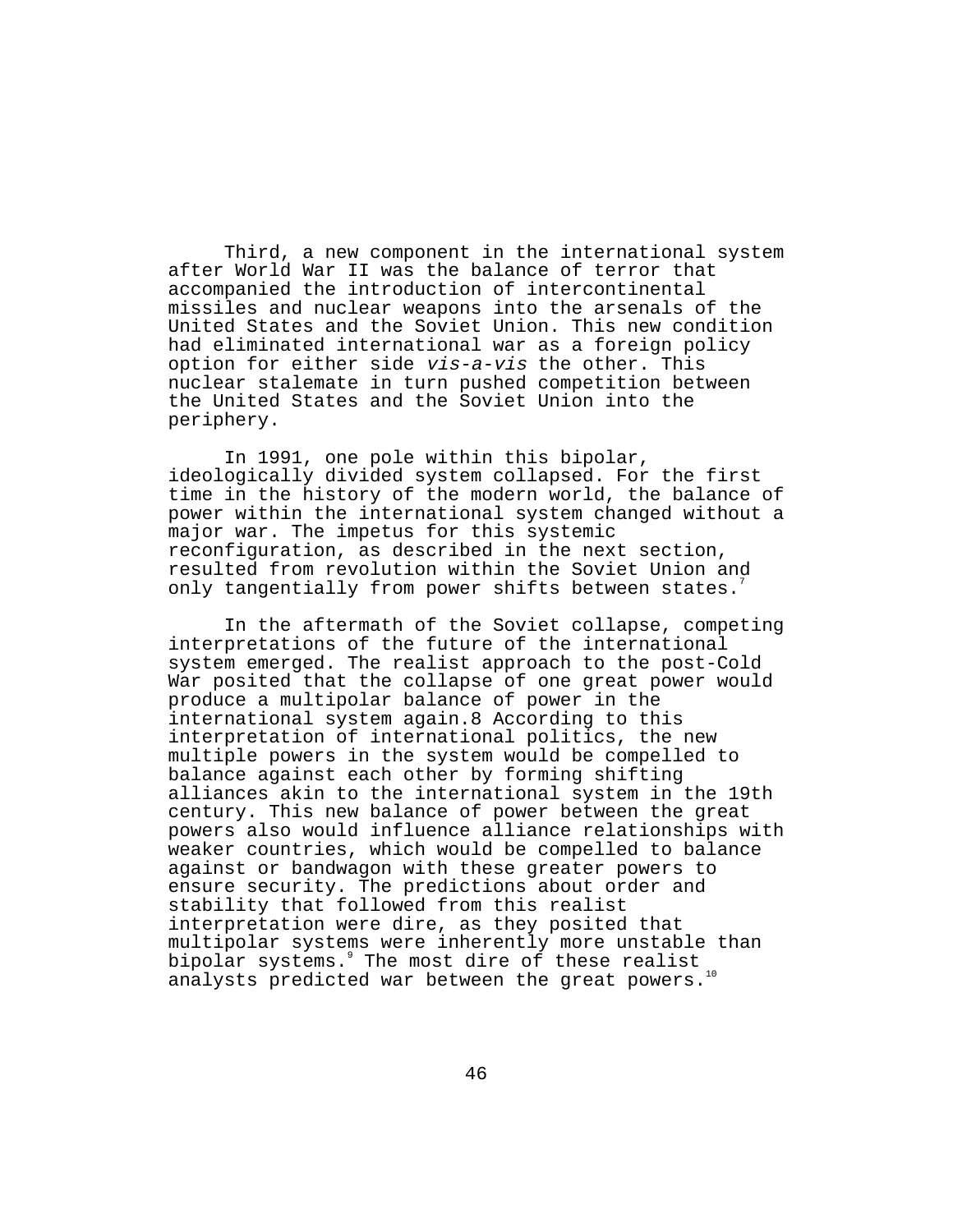Third, a new component in the international system after World War II was the balance of terror that accompanied the introduction of intercontinental missiles and nuclear weapons into the arsenals of the United States and the Soviet Union. This new condition had eliminated international war as a foreign policy option for either side *vis-a-vis* the other. This nuclear stalemate in turn pushed competition between the United States and the Soviet Union into the periphery.

In 1991, one pole within this bipolar, ideologically divided system collapsed. For the first time in the history of the modern world, the balance of power within the international system changed without a major war. The impetus for this systemic reconfiguration, as described in the next section, resulted from revolution within the Soviet Union and only tangentially from power shifts between states.[7]

In the aftermath of the Soviet collapse, competing interpretations of the future of the international system emerged. The realist approach to the post-Cold War posited that the collapse of one great power would produce a multipolar balance of power in the international system again.8 According to this interpretation of international politics, the new multiple powers in the system would be compelled to balance against each other by forming shifting alliances akin to the international system in the 19th century. This new balance of power between the great powers also would influence alliance relationships with weaker countries, which would be compelled to balance against or bandwagon with these greater powers to ensure security. The predictions about order and stability that followed from this realist interpretation were dire, as they posited that multipolar systems were inherently more unstable than bipolar systems.[9] The most dire of these realist analysts predicted war between the great powers.[10]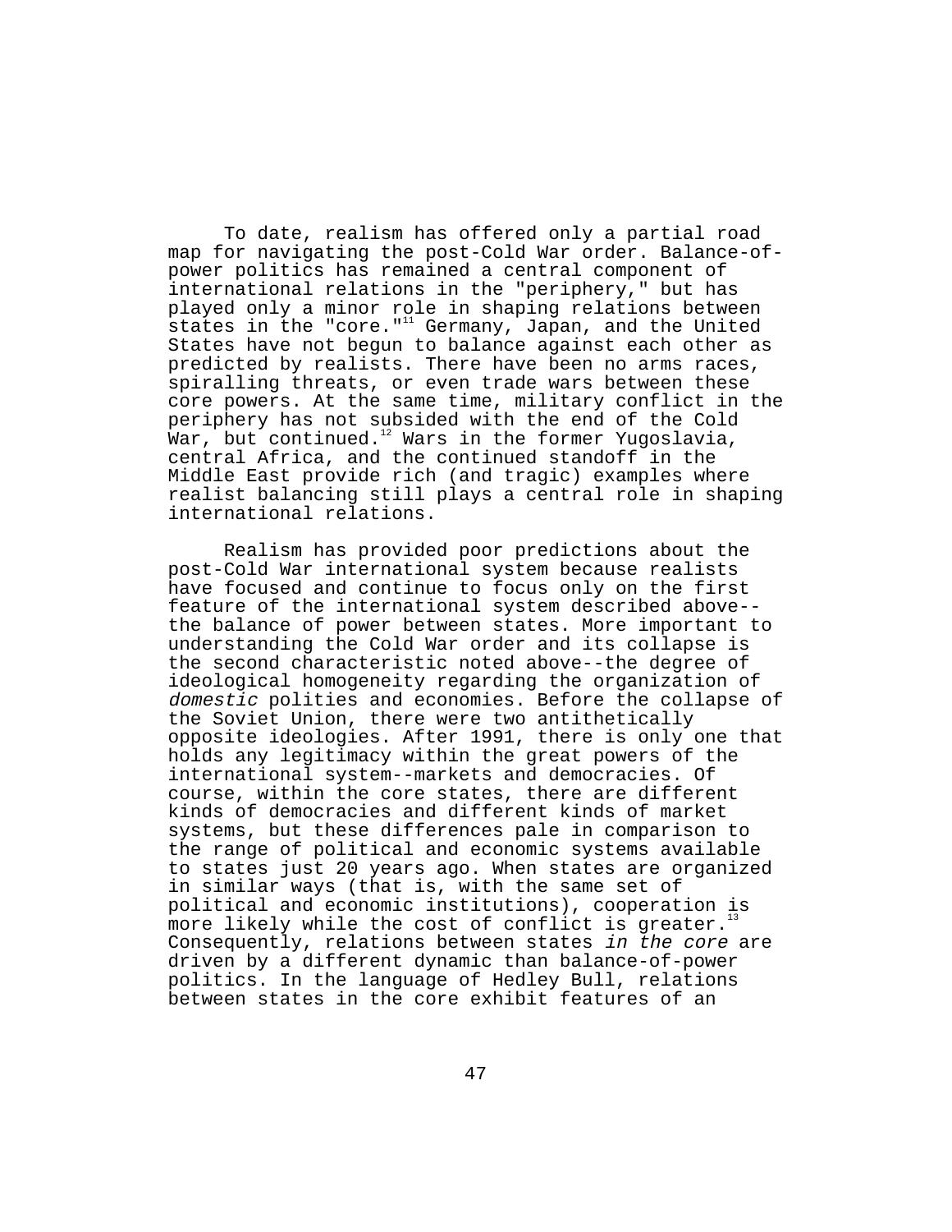To date, realism has offered only a partial road map for navigating the post-Cold War order. Balance-of-power politics has remained a central component of international relations in the "periphery," but has played only a minor role in shaping relations between states in the "core."[11] Germany, Japan, and the United States have not begun to balance against each other as predicted by realists. There have been no arms races, spiralling threats, or even trade wars between these core powers. At the same time, military conflict in the periphery has not subsided with the end of the Cold War, but continued.[12] Wars in the former Yugoslavia, central Africa, and the continued standoff in the Middle East provide rich (and tragic) examples where realist balancing still plays a central role in shaping international relations.

Realism has provided poor predictions about the post-Cold War international system because realists have focused and continue to focus only on the first feature of the international system described above--the balance of power between states. More important to understanding the Cold War order and its collapse is the second characteristic noted above--the degree of ideological homogeneity regarding the organization of *domestic* polities and economies. Before the collapse of the Soviet Union, there were two antithetically opposite ideologies. After 1991, there is only one that holds any legitimacy within the great powers of the international system--markets and democracies. Of course, within the core states, there are different kinds of democracies and different kinds of market systems, but these differences pale in comparison to the range of political and economic systems available to states just 20 years ago. When states are organized in similar ways (that is, with the same set of political and economic institutions), cooperation is more likely while the cost of conflict is greater.[13] Consequently, relations between states *in the core* are driven by a different dynamic than balance-of-power politics. In the language of Hedley Bull, relations between states in the core exhibit features of an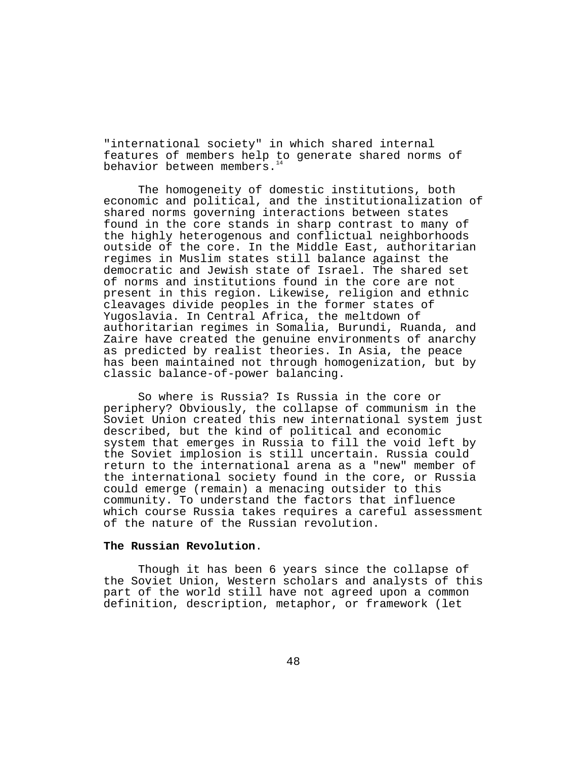"international society" in which shared internal features of members help to generate shared norms of behavior between members.[14]

The homogeneity of domestic institutions, both economic and political, and the institutionalization of shared norms governing interactions between states found in the core stands in sharp contrast to many of the highly heterogenous and conflictual neighborhoods outside of the core. In the Middle East, authoritarian regimes in Muslim states still balance against the democratic and Jewish state of Israel. The shared set of norms and institutions found in the core are not present in this region. Likewise, religion and ethnic cleavages divide peoples in the former states of Yugoslavia. In Central Africa, the meltdown of authoritarian regimes in Somalia, Burundi, Ruanda, and Zaire have created the genuine environments of anarchy as predicted by realist theories. In Asia, the peace has been maintained not through homogenization, but by classic balance-of-power balancing.

So where is Russia? Is Russia in the core or periphery? Obviously, the collapse of communism in the Soviet Union created this new international system just described, but the kind of political and economic system that emerges in Russia to fill the void left by the Soviet implosion is still uncertain. Russia could return to the international arena as a "new" member of the international society found in the core, or Russia could emerge (remain) a menacing outsider to this community. To understand the factors that influence which course Russia takes requires a careful assessment of the nature of the Russian revolution.

**The Russian Revolution**.

Though it has been 6 years since the collapse of the Soviet Union, Western scholars and analysts of this part of the world still have not agreed upon a common definition, description, metaphor, or framework (let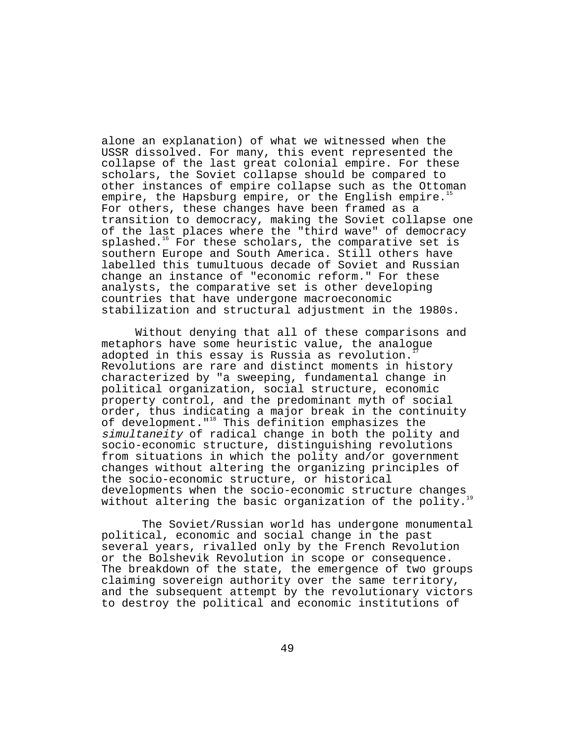alone an explanation) of what we witnessed when the USSR dissolved. For many, this event represented the collapse of the last great colonial empire. For these scholars, the Soviet collapse should be compared to other instances of empire collapse such as the Ottoman empire, the Hapsburg empire, or the English empire.[15] For others, these changes have been framed as a transition to democracy, making the Soviet collapse one of the last places where the "third wave" of democracy splashed.[16] For these scholars, the comparative set is southern Europe and South America. Still others have labelled this tumultuous decade of Soviet and Russian change an instance of "economic reform." For these analysts, the comparative set is other developing countries that have undergone macroeconomic stabilization and structural adjustment in the 1980s.

Without denying that all of these comparisons and metaphors have some heuristic value, the analogue adopted in this essay is Russia as revolution.[17] Revolutions are rare and distinct moments in history characterized by "a sweeping, fundamental change in political organization, social structure, economic property control, and the predominant myth of social order, thus indicating a major break in the continuity of development."[18] This definition emphasizes the *simultaneity* of radical change in both the polity and socio-economic structure, distinguishing revolutions from situations in which the polity and/or government changes without altering the organizing principles of the socio-economic structure, or historical developments when the socio-economic structure changes without altering the basic organization of the polity.[19]

The Soviet/Russian world has undergone monumental political, economic and social change in the past several years, rivalled only by the French Revolution or the Bolshevik Revolution in scope or consequence. The breakdown of the state, the emergence of two groups claiming sovereign authority over the same territory, and the subsequent attempt by the revolutionary victors to destroy the political and economic institutions of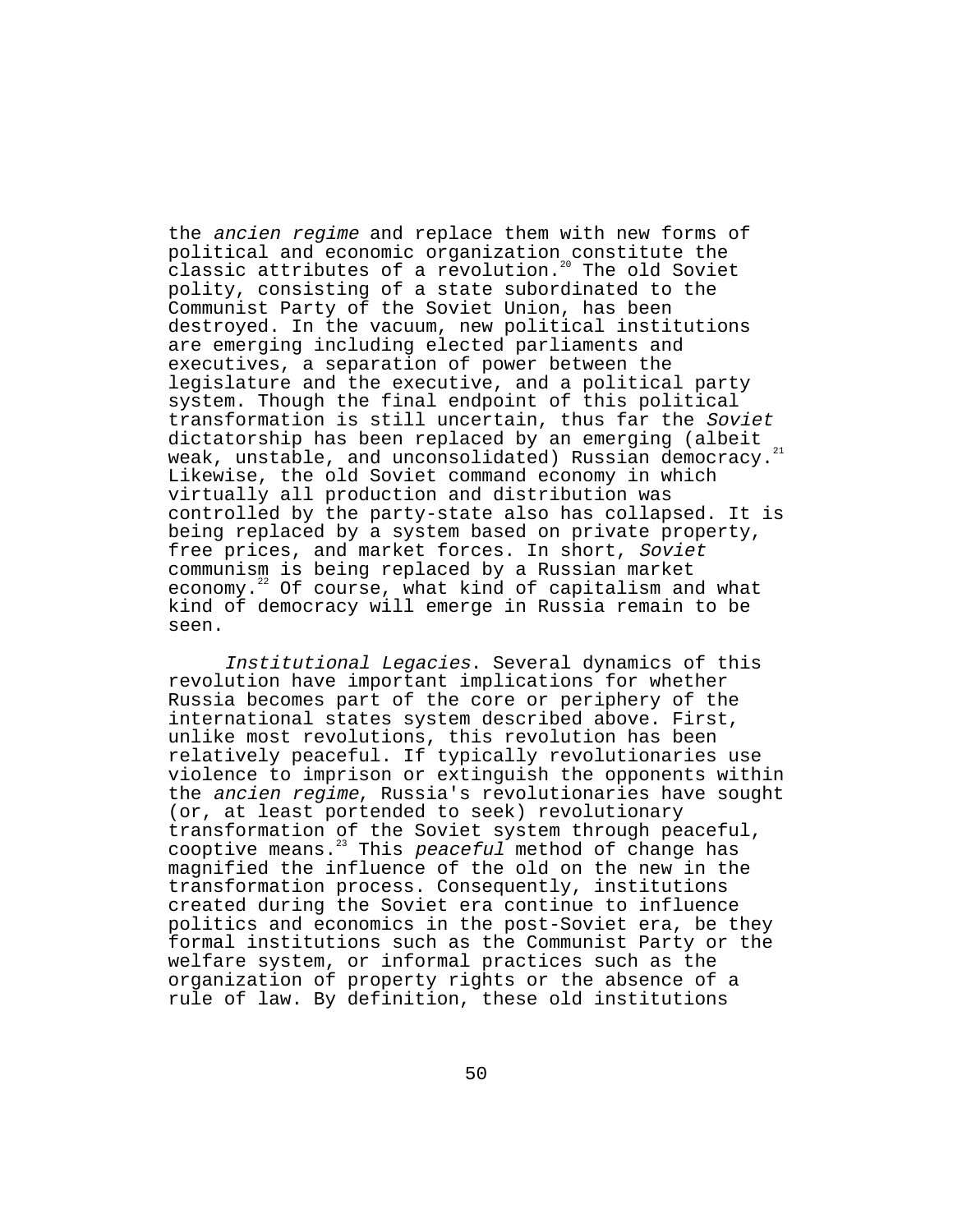the *ancien regime* and replace them with new forms of political and economic organization constitute the classic attributes of a revolution.[20] The old Soviet polity, consisting of a state subordinated to the Communist Party of the Soviet Union, has been destroyed. In the vacuum, new political institutions are emerging including elected parliaments and executives, a separation of power between the legislature and the executive, and a political party system. Though the final endpoint of this political transformation is still uncertain, thus far the *Soviet* dictatorship has been replaced by an emerging (albeit weak, unstable, and unconsolidated) Russian democracy.[21] Likewise, the old Soviet command economy in which virtually all production and distribution was controlled by the party-state also has collapsed. It is being replaced by a system based on private property, free prices, and market forces. In short, *Soviet* communism is being replaced by a Russian market economy.[22] Of course, what kind of capitalism and what kind of democracy will emerge in Russia remain to be seen.

*Institutional Legacies*. Several dynamics of this revolution have important implications for whether Russia becomes part of the core or periphery of the international states system described above. First, unlike most revolutions, this revolution has been relatively peaceful. If typically revolutionaries use violence to imprison or extinguish the opponents within the *ancien regime*, Russia's revolutionaries have sought (or, at least portended to seek) revolutionary transformation of the Soviet system through peaceful, cooptive means.[23] This *peaceful* method of change has magnified the influence of the old on the new in the transformation process. Consequently, institutions created during the Soviet era continue to influence politics and economics in the post-Soviet era, be they formal institutions such as the Communist Party or the welfare system, or informal practices such as the organization of property rights or the absence of a rule of law. By definition, these old institutions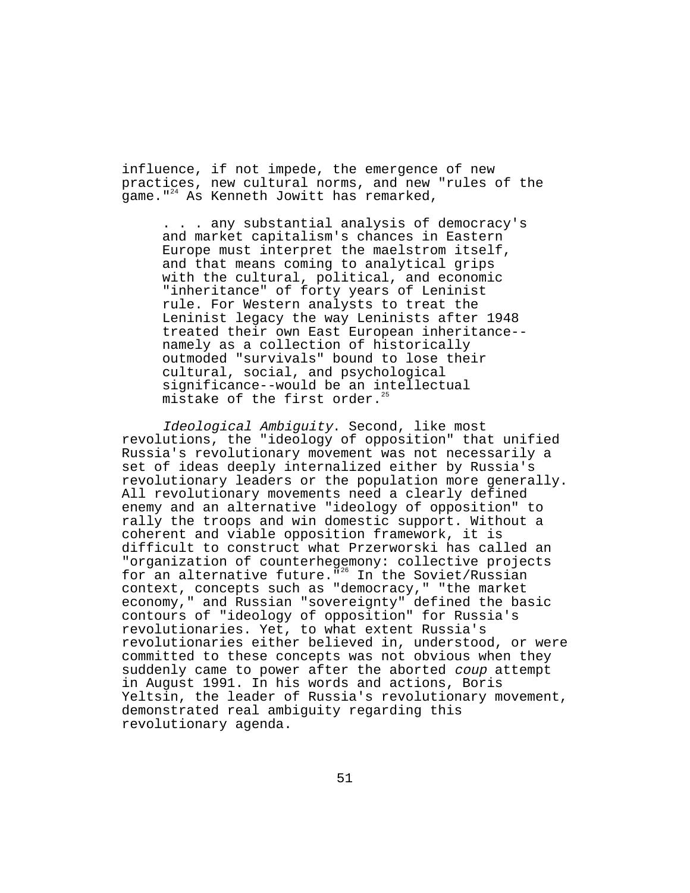influence, if not impede, the emergence of new practices, new cultural norms, and new "rules of the game."[24] As Kenneth Jowitt has remarked,

> . . . any substantial analysis of democracy's and market capitalism's chances in Eastern Europe must interpret the maelstrom itself, and that means coming to analytical grips with the cultural, political, and economic "inheritance" of forty years of Leninist rule. For Western analysts to treat the Leninist legacy the way Leninists after 1948 treated their own East European inheritance--namely as a collection of historically outmoded "survivals" bound to lose their cultural, social, and psychological significance--would be an intellectual mistake of the first order.[25]

*Ideological Ambiguity*. Second, like most revolutions, the "ideology of opposition" that unified Russia's revolutionary movement was not necessarily a set of ideas deeply internalized either by Russia's revolutionary leaders or the population more generally. All revolutionary movements need a clearly defined enemy and an alternative "ideology of opposition" to rally the troops and win domestic support. Without a coherent and viable opposition framework, it is difficult to construct what Przerworski has called an "organization of counterhegemony: collective projects for an alternative future."[26] In the Soviet/Russian context, concepts such as "democracy," "the market economy," and Russian "sovereignty" defined the basic contours of "ideology of opposition" for Russia's revolutionaries. Yet, to what extent Russia's revolutionaries either believed in, understood, or were committed to these concepts was not obvious when they suddenly came to power after the aborted *coup* attempt in August 1991. In his words and actions, Boris Yeltsin, the leader of Russia's revolutionary movement, demonstrated real ambiguity regarding this revolutionary agenda.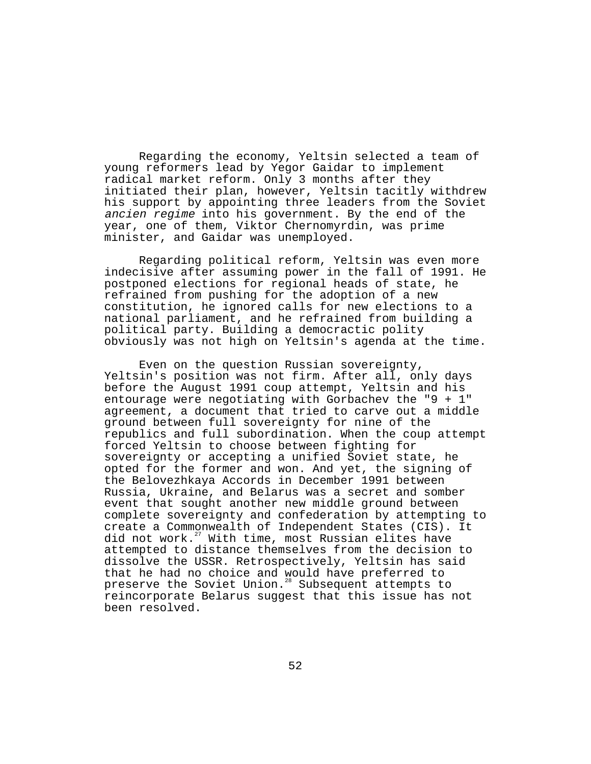Regarding the economy, Yeltsin selected a team of young reformers lead by Yegor Gaidar to implement radical market reform. Only 3 months after they initiated their plan, however, Yeltsin tacitly withdrew his support by appointing three leaders from the Soviet *ancien regime* into his government. By the end of the year, one of them, Viktor Chernomyrdin, was prime minister, and Gaidar was unemployed.

Regarding political reform, Yeltsin was even more indecisive after assuming power in the fall of 1991. He postponed elections for regional heads of state, he refrained from pushing for the adoption of a new constitution, he ignored calls for new elections to a national parliament, and he refrained from building a political party. Building a democractic polity obviously was not high on Yeltsin's agenda at the time.

Even on the question Russian sovereignty, Yeltsin's position was not firm. After all, only days before the August 1991 coup attempt, Yeltsin and his entourage were negotiating with Gorbachev the "9 + 1" agreement, a document that tried to carve out a middle ground between full sovereignty for nine of the republics and full subordination. When the coup attempt forced Yeltsin to choose between fighting for sovereignty or accepting a unified Soviet state, he opted for the former and won. And yet, the signing of the Belovezhkaya Accords in December 1991 between Russia, Ukraine, and Belarus was a secret and somber event that sought another new middle ground between complete sovereignty and confederation by attempting to create a Commonwealth of Independent States (CIS). It did not work.[27] With time, most Russian elites have attempted to distance themselves from the decision to dissolve the USSR. Retrospectively, Yeltsin has said that he had no choice and would have preferred to preserve the Soviet Union.[28] Subsequent attempts to reincorporate Belarus suggest that this issue has not been resolved.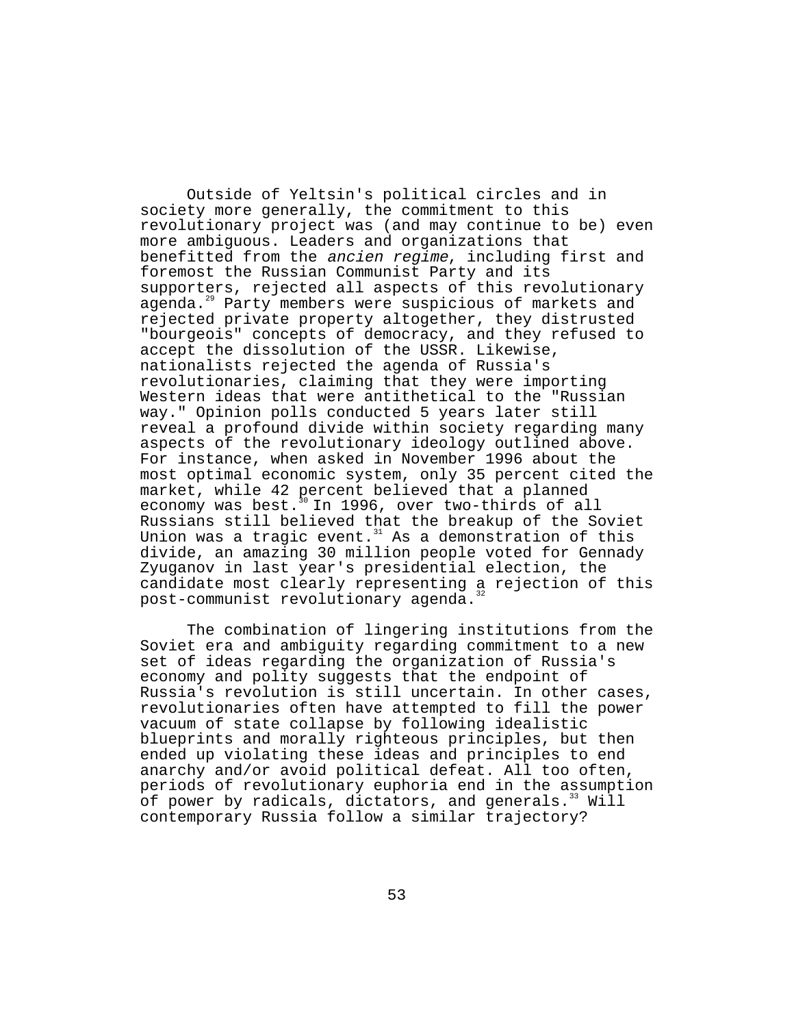Outside of Yeltsin's political circles and in society more generally, the commitment to this revolutionary project was (and may continue to be) even more ambiguous. Leaders and organizations that benefitted from the *ancien regime*, including first and foremost the Russian Communist Party and its supporters, rejected all aspects of this revolutionary agenda.[29] Party members were suspicious of markets and rejected private property altogether, they distrusted "bourgeois" concepts of democracy, and they refused to accept the dissolution of the USSR. Likewise, nationalists rejected the agenda of Russia's revolutionaries, claiming that they were importing Western ideas that were antithetical to the "Russian way." Opinion polls conducted 5 years later still reveal a profound divide within society regarding many aspects of the revolutionary ideology outlined above. For instance, when asked in November 1996 about the most optimal economic system, only 35 percent cited the market, while 42 percent believed that a planned economy was best.[30] In 1996, over two-thirds of all Russians still believed that the breakup of the Soviet Union was a tragic event.[31] As a demonstration of this divide, an amazing 30 million people voted for Gennady Zyuganov in last year's presidential election, the candidate most clearly representing a rejection of this post-communist revolutionary agenda.[32]

The combination of lingering institutions from the Soviet era and ambiguity regarding commitment to a new set of ideas regarding the organization of Russia's economy and polity suggests that the endpoint of Russia's revolution is still uncertain. In other cases, revolutionaries often have attempted to fill the power vacuum of state collapse by following idealistic blueprints and morally righteous principles, but then ended up violating these ideas and principles to end anarchy and/or avoid political defeat. All too often, periods of revolutionary euphoria end in the assumption of power by radicals, dictators, and generals.[33] Will contemporary Russia follow a similar trajectory?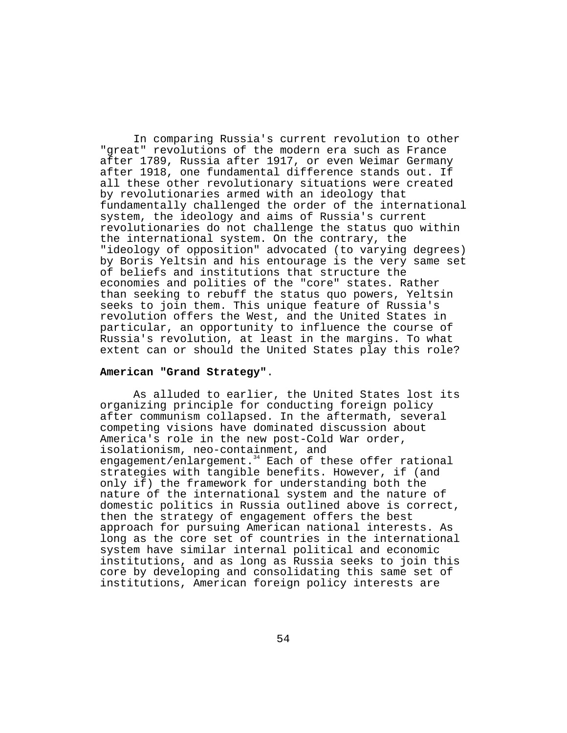In comparing Russia's current revolution to other "great" revolutions of the modern era such as France after 1789, Russia after 1917, or even Weimar Germany after 1918, one fundamental difference stands out. If all these other revolutionary situations were created by revolutionaries armed with an ideology that fundamentally challenged the order of the international system, the ideology and aims of Russia's current revolutionaries do not challenge the status quo within the international system. On the contrary, the "ideology of opposition" advocated (to varying degrees) by Boris Yeltsin and his entourage is the very same set of beliefs and institutions that structure the economies and polities of the "core" states. Rather than seeking to rebuff the status quo powers, Yeltsin seeks to join them. This unique feature of Russia's revolution offers the West, and the United States in particular, an opportunity to influence the course of Russia's revolution, at least in the margins. To what extent can or should the United States play this role?

**American "Grand Strategy"**.

As alluded to earlier, the United States lost its organizing principle for conducting foreign policy after communism collapsed. In the aftermath, several competing visions have dominated discussion about America's role in the new post-Cold War order, isolationism, neo-containment, and engagement/enlargement.[34] Each of these offer rational strategies with tangible benefits. However, if (and only if) the framework for understanding both the nature of the international system and the nature of domestic politics in Russia outlined above is correct, then the strategy of engagement offers the best approach for pursuing American national interests. As long as the core set of countries in the international system have similar internal political and economic institutions, and as long as Russia seeks to join this core by developing and consolidating this same set of institutions, American foreign policy interests are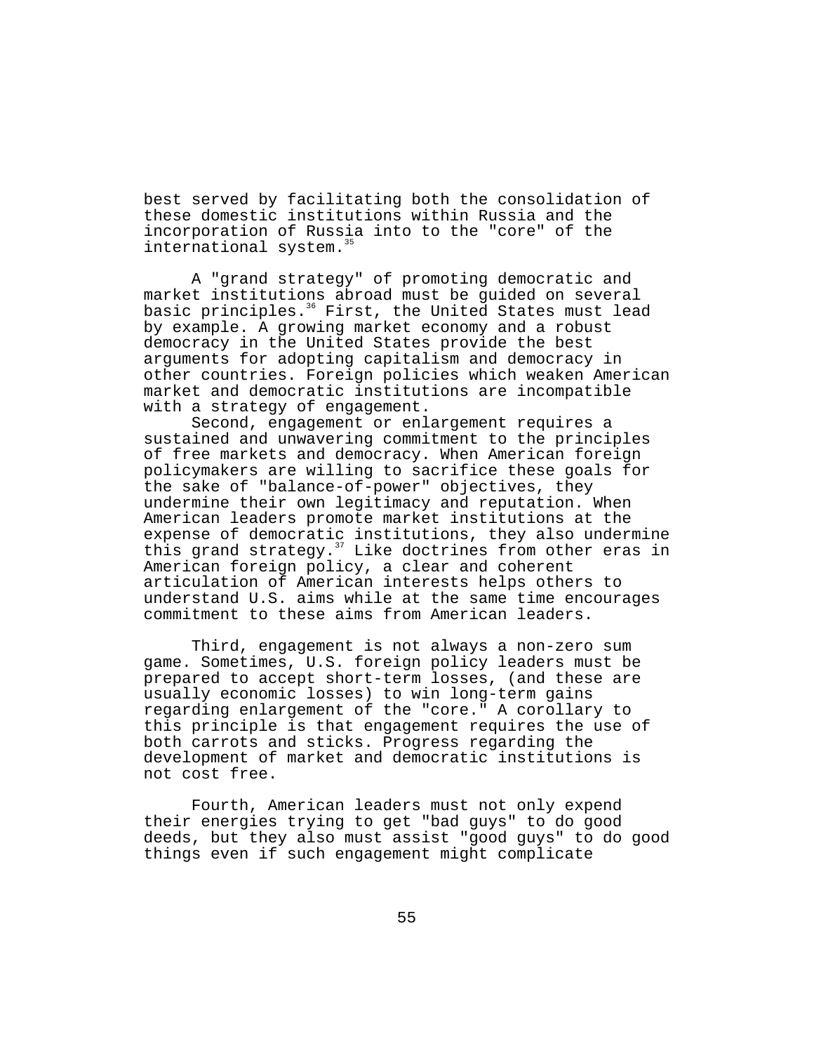best served by facilitating both the consolidation of these domestic institutions within Russia and the incorporation of Russia into to the "core" of the international system.[35]

A "grand strategy" of promoting democratic and market institutions abroad must be guided on several basic principles.[36] First, the United States must lead by example. A growing market economy and a robust democracy in the United States provide the best arguments for adopting capitalism and democracy in other countries. Foreign policies which weaken American market and democratic institutions are incompatible with a strategy of engagement.

Second, engagement or enlargement requires a sustained and unwavering commitment to the principles of free markets and democracy. When American foreign policymakers are willing to sacrifice these goals for the sake of "balance-of-power" objectives, they undermine their own legitimacy and reputation. When American leaders promote market institutions at the expense of democratic institutions, they also undermine this grand strategy.[37] Like doctrines from other eras in American foreign policy, a clear and coherent articulation of American interests helps others to understand U.S. aims while at the same time encourages commitment to these aims from American leaders.

Third, engagement is not always a non-zero sum game. Sometimes, U.S. foreign policy leaders must be prepared to accept short-term losses, (and these are usually economic losses) to win long-term gains regarding enlargement of the "core." A corollary to this principle is that engagement requires the use of both carrots and sticks. Progress regarding the development of market and democratic institutions is not cost free.

Fourth, American leaders must not only expend their energies trying to get "bad guys" to do good deeds, but they also must assist "good guys" to do good things even if such engagement might complicate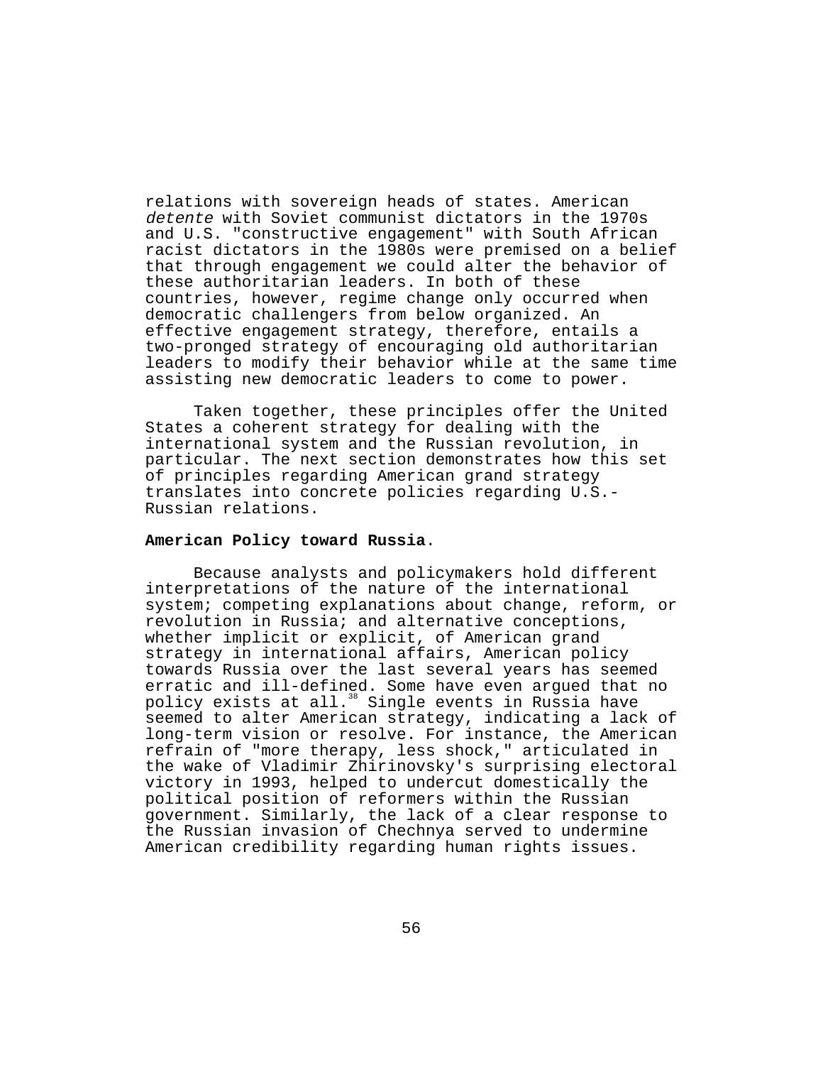relations with sovereign heads of states. American *detente* with Soviet communist dictators in the 1970s and U.S. "constructive engagement" with South African racist dictators in the 1980s were premised on a belief that through engagement we could alter the behavior of these authoritarian leaders. In both of these countries, however, regime change only occurred when democratic challengers from below organized. An effective engagement strategy, therefore, entails a two-pronged strategy of encouraging old authoritarian leaders to modify their behavior while at the same time assisting new democratic leaders to come to power.

Taken together, these principles offer the United States a coherent strategy for dealing with the international system and the Russian revolution, in particular. The next section demonstrates how this set of principles regarding American grand strategy translates into concrete policies regarding U.S.-Russian relations.

**American Policy toward Russia**.

Because analysts and policymakers hold different interpretations of the nature of the international system; competing explanations about change, reform, or revolution in Russia; and alternative conceptions, whether implicit or explicit, of American grand strategy in international affairs, American policy towards Russia over the last several years has seemed erratic and ill-defined. Some have even argued that no policy exists at all.[38] Single events in Russia have seemed to alter American strategy, indicating a lack of long-term vision or resolve. For instance, the American refrain of "more therapy, less shock," articulated in the wake of Vladimir Zhirinovsky's surprising electoral victory in 1993, helped to undercut domestically the political position of reformers within the Russian government. Similarly, the lack of a clear response to the Russian invasion of Chechnya served to undermine American credibility regarding human rights issues.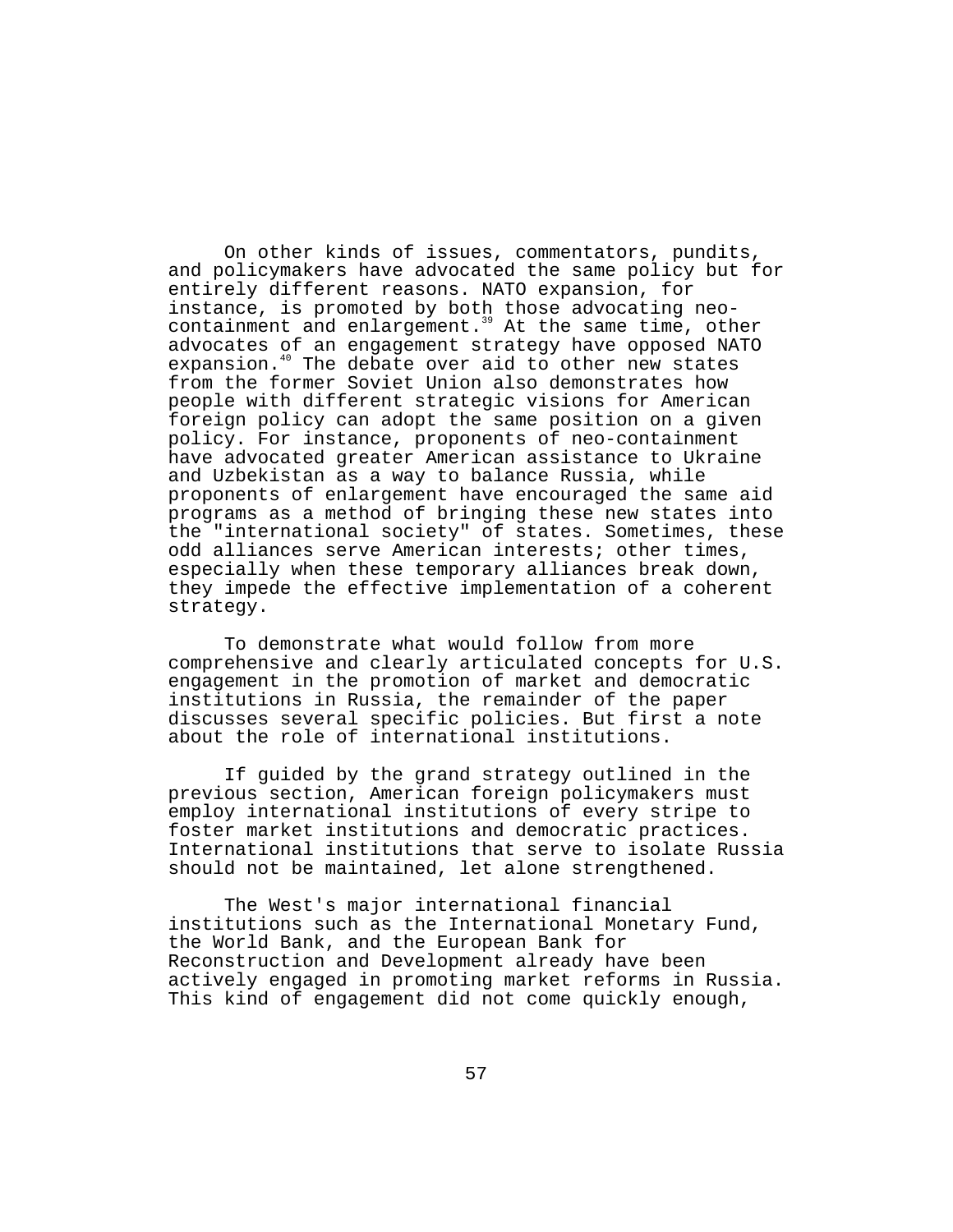On other kinds of issues, commentators, pundits, and policymakers have advocated the same policy but for entirely different reasons. NATO expansion, for instance, is promoted by both those advocating neo-containment and enlargement.[39] At the same time, other advocates of an engagement strategy have opposed NATO expansion.[40] The debate over aid to other new states from the former Soviet Union also demonstrates how people with different strategic visions for American foreign policy can adopt the same position on a given policy. For instance, proponents of neo-containment have advocated greater American assistance to Ukraine and Uzbekistan as a way to balance Russia, while proponents of enlargement have encouraged the same aid programs as a method of bringing these new states into the "international society" of states. Sometimes, these odd alliances serve American interests; other times, especially when these temporary alliances break down, they impede the effective implementation of a coherent strategy.

To demonstrate what would follow from more comprehensive and clearly articulated concepts for U.S. engagement in the promotion of market and democratic institutions in Russia, the remainder of the paper discusses several specific policies. But first a note about the role of international institutions.

If guided by the grand strategy outlined in the previous section, American foreign policymakers must employ international institutions of every stripe to foster market institutions and democratic practices. International institutions that serve to isolate Russia should not be maintained, let alone strengthened.

The West's major international financial institutions such as the International Monetary Fund, the World Bank, and the European Bank for Reconstruction and Development already have been actively engaged in promoting market reforms in Russia. This kind of engagement did not come quickly enough,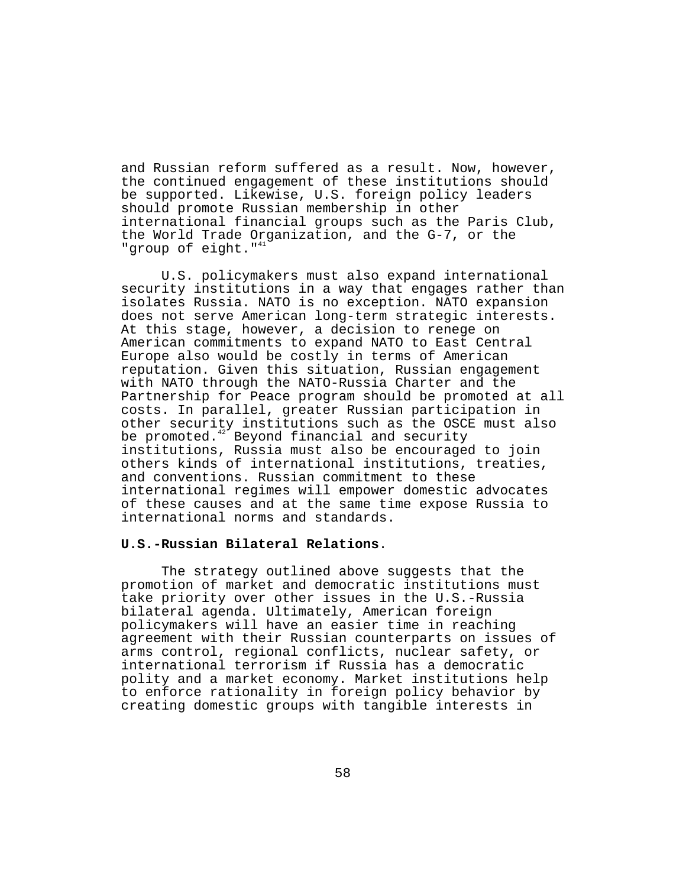and Russian reform suffered as a result. Now, however, the continued engagement of these institutions should be supported. Likewise, U.S. foreign policy leaders should promote Russian membership in other international financial groups such as the Paris Club, the World Trade Organization, and the G-7, or the "group of eight."[41]

U.S. policymakers must also expand international security institutions in a way that engages rather than isolates Russia. NATO is no exception. NATO expansion does not serve American long-term strategic interests. At this stage, however, a decision to renege on American commitments to expand NATO to East Central Europe also would be costly in terms of American reputation. Given this situation, Russian engagement with NATO through the NATO-Russia Charter and the Partnership for Peace program should be promoted at all costs. In parallel, greater Russian participation in other security institutions such as the OSCE must also be promoted.[42] Beyond financial and security institutions, Russia must also be encouraged to join others kinds of international institutions, treaties, and conventions. Russian commitment to these international regimes will empower domestic advocates of these causes and at the same time expose Russia to international norms and standards.

**U.S.-Russian Bilateral Relations**.

The strategy outlined above suggests that the promotion of market and democratic institutions must take priority over other issues in the U.S.-Russia bilateral agenda. Ultimately, American foreign policymakers will have an easier time in reaching agreement with their Russian counterparts on issues of arms control, regional conflicts, nuclear safety, or international terrorism if Russia has a democratic polity and a market economy. Market institutions help to enforce rationality in foreign policy behavior by creating domestic groups with tangible interests in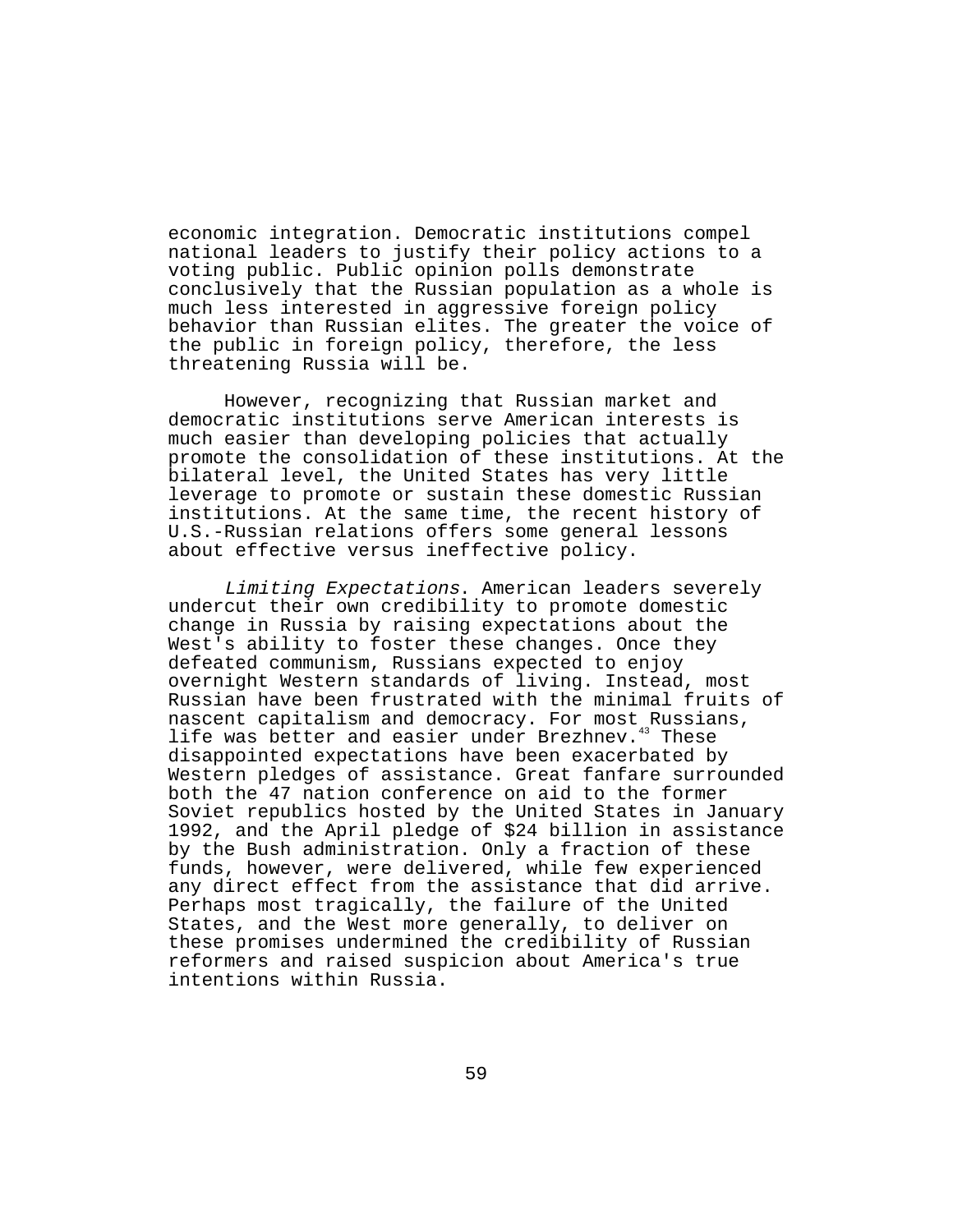economic integration. Democratic institutions compel national leaders to justify their policy actions to a voting public. Public opinion polls demonstrate conclusively that the Russian population as a whole is much less interested in aggressive foreign policy behavior than Russian elites. The greater the voice of the public in foreign policy, therefore, the less threatening Russia will be.

However, recognizing that Russian market and democratic institutions serve American interests is much easier than developing policies that actually promote the consolidation of these institutions. At the bilateral level, the United States has very little leverage to promote or sustain these domestic Russian institutions. At the same time, the recent history of U.S.-Russian relations offers some general lessons about effective versus ineffective policy.

*Limiting Expectations*. American leaders severely undercut their own credibility to promote domestic change in Russia by raising expectations about the West's ability to foster these changes. Once they defeated communism, Russians expected to enjoy overnight Western standards of living. Instead, most Russian have been frustrated with the minimal fruits of nascent capitalism and democracy. For most Russians, life was better and easier under Brezhnev.[43] These disappointed expectations have been exacerbated by Western pledges of assistance. Great fanfare surrounded both the 47 nation conference on aid to the former Soviet republics hosted by the United States in January 1992, and the April pledge of $24 billion in assistance by the Bush administration. Only a fraction of these funds, however, were delivered, while few experienced any direct effect from the assistance that did arrive. Perhaps most tragically, the failure of the United States, and the West more generally, to deliver on these promises undermined the credibility of Russian reformers and raised suspicion about America's true intentions within Russia.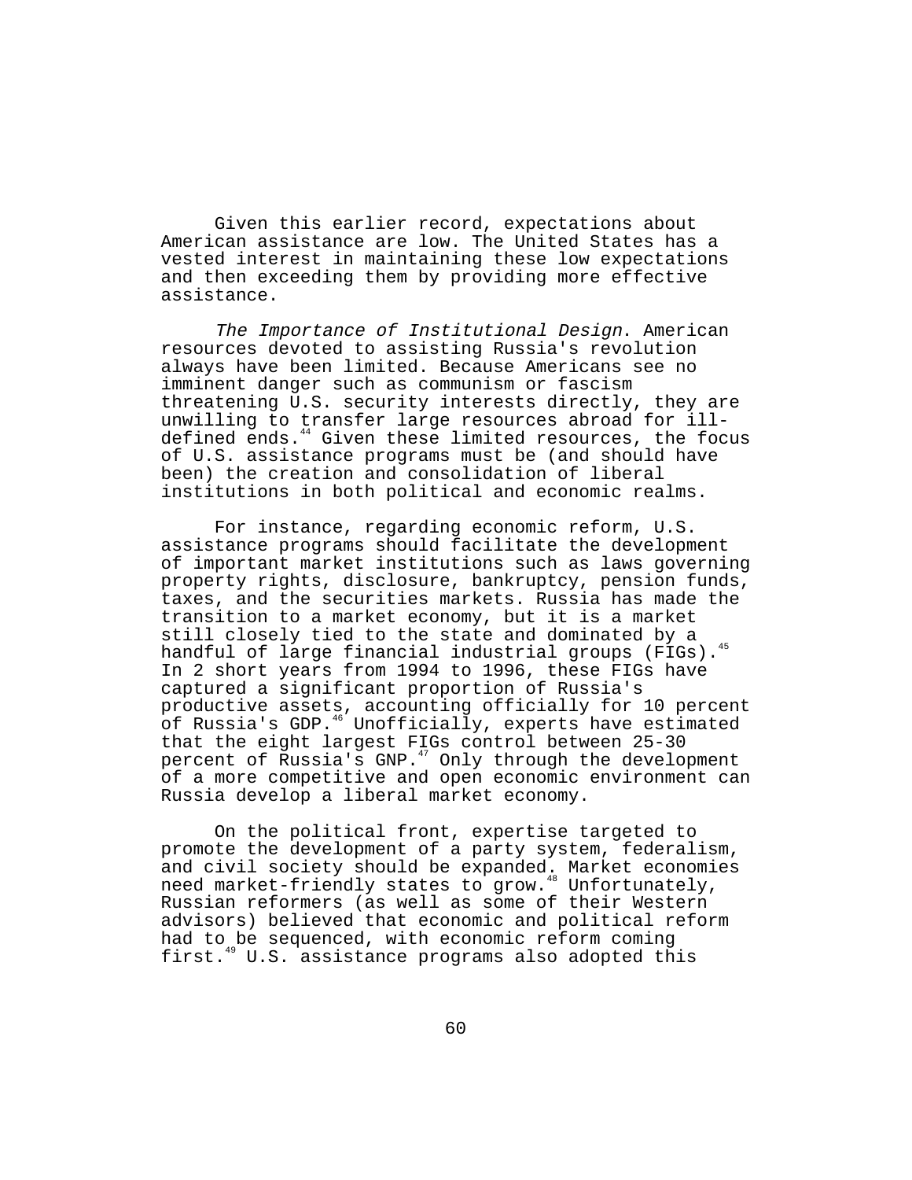Given this earlier record, expectations about American assistance are low. The United States has a vested interest in maintaining these low expectations and then exceeding them by providing more effective assistance.

*The Importance of Institutional Design*. American resources devoted to assisting Russia's revolution always have been limited. Because Americans see no imminent danger such as communism or fascism threatening U.S. security interests directly, they are unwilling to transfer large resources abroad for ill-defined ends.[44] Given these limited resources, the focus of U.S. assistance programs must be (and should have been) the creation and consolidation of liberal institutions in both political and economic realms.

For instance, regarding economic reform, U.S. assistance programs should facilitate the development of important market institutions such as laws governing property rights, disclosure, bankruptcy, pension funds, taxes, and the securities markets. Russia has made the transition to a market economy, but it is a market still closely tied to the state and dominated by a handful of large financial industrial groups (FIGs).[45] In 2 short years from 1994 to 1996, these FIGs have captured a significant proportion of Russia's productive assets, accounting officially for 10 percent of Russia's GDP.[46] Unofficially, experts have estimated that the eight largest FIGs control between 25-30 percent of Russia's GNP.[47] Only through the development of a more competitive and open economic environment can Russia develop a liberal market economy.

On the political front, expertise targeted to promote the development of a party system, federalism, and civil society should be expanded. Market economies need market-friendly states to grow.[48] Unfortunately, Russian reformers (as well as some of their Western advisors) believed that economic and political reform had to be sequenced, with economic reform coming first.[49] U.S. assistance programs also adopted this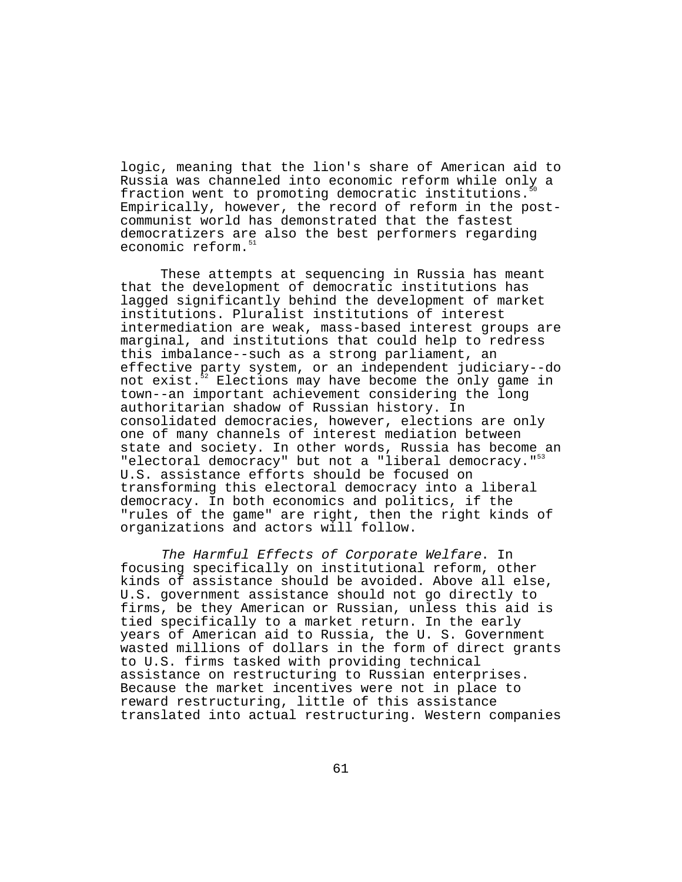logic, meaning that the lion's share of American aid to Russia was channeled into economic reform while only a fraction went to promoting democratic institutions.[50] Empirically, however, the record of reform in the post-communist world has demonstrated that the fastest democratizers are also the best performers regarding economic reform.[51]

These attempts at sequencing in Russia has meant that the development of democratic institutions has lagged significantly behind the development of market institutions. Pluralist institutions of interest intermediation are weak, mass-based interest groups are marginal, and institutions that could help to redress this imbalance--such as a strong parliament, an effective party system, or an independent judiciary--do not exist.[52] Elections may have become the only game in town--an important achievement considering the long authoritarian shadow of Russian history. In consolidated democracies, however, elections are only one of many channels of interest mediation between state and society. In other words, Russia has become an "electoral democracy" but not a "liberal democracy."[53] U.S. assistance efforts should be focused on transforming this electoral democracy into a liberal democracy. In both economics and politics, if the "rules of the game" are right, then the right kinds of organizations and actors will follow.

*The Harmful Effects of Corporate Welfare*. In focusing specifically on institutional reform, other kinds of assistance should be avoided. Above all else, U.S. government assistance should not go directly to firms, be they American or Russian, unless this aid is tied specifically to a market return. In the early years of American aid to Russia, the U. S. Government wasted millions of dollars in the form of direct grants to U.S. firms tasked with providing technical assistance on restructuring to Russian enterprises. Because the market incentives were not in place to reward restructuring, little of this assistance translated into actual restructuring. Western companies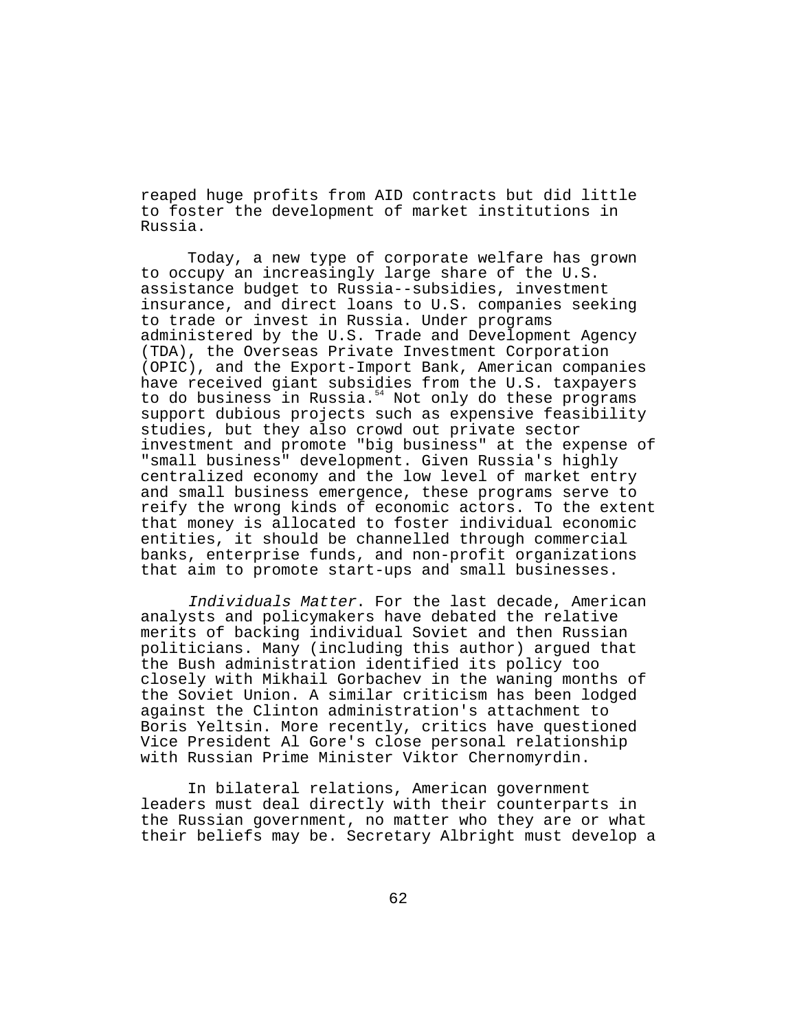reaped huge profits from AID contracts but did little to foster the development of market institutions in Russia.

Today, a new type of corporate welfare has grown to occupy an increasingly large share of the U.S. assistance budget to Russia--subsidies, investment insurance, and direct loans to U.S. companies seeking to trade or invest in Russia. Under programs administered by the U.S. Trade and Development Agency (TDA), the Overseas Private Investment Corporation (OPIC), and the Export-Import Bank, American companies have received giant subsidies from the U.S. taxpayers to do business in Russia.[54] Not only do these programs support dubious projects such as expensive feasibility studies, but they also crowd out private sector investment and promote "big business" at the expense of "small business" development. Given Russia's highly centralized economy and the low level of market entry and small business emergence, these programs serve to reify the wrong kinds of economic actors. To the extent that money is allocated to foster individual economic entities, it should be channelled through commercial banks, enterprise funds, and non-profit organizations that aim to promote start-ups and small businesses.

*Individuals Matter*. For the last decade, American analysts and policymakers have debated the relative merits of backing individual Soviet and then Russian politicians. Many (including this author) argued that the Bush administration identified its policy too closely with Mikhail Gorbachev in the waning months of the Soviet Union. A similar criticism has been lodged against the Clinton administration's attachment to Boris Yeltsin. More recently, critics have questioned Vice President Al Gore's close personal relationship with Russian Prime Minister Viktor Chernomyrdin.

In bilateral relations, American government leaders must deal directly with their counterparts in the Russian government, no matter who they are or what their beliefs may be. Secretary Albright must develop a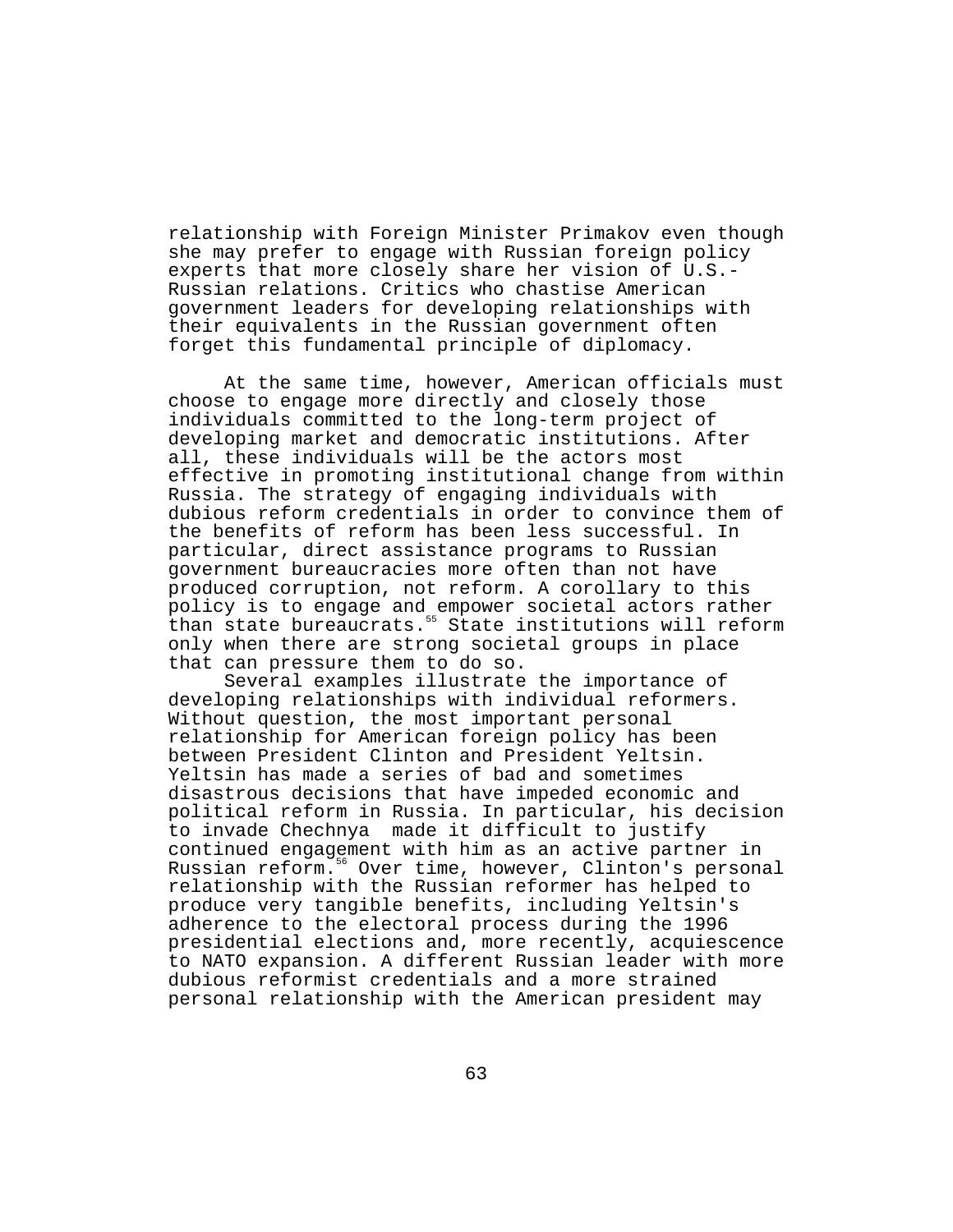relationship with Foreign Minister Primakov even though she may prefer to engage with Russian foreign policy experts that more closely share her vision of U.S.-Russian relations. Critics who chastise American government leaders for developing relationships with their equivalents in the Russian government often forget this fundamental principle of diplomacy.

At the same time, however, American officials must choose to engage more directly and closely those individuals committed to the long-term project of developing market and democratic institutions. After all, these individuals will be the actors most effective in promoting institutional change from within Russia. The strategy of engaging individuals with dubious reform credentials in order to convince them of the benefits of reform has been less successful. In particular, direct assistance programs to Russian government bureaucracies more often than not have produced corruption, not reform. A corollary to this policy is to engage and empower societal actors rather than state bureaucrats.[55] State institutions will reform only when there are strong societal groups in place that can pressure them to do so.

Several examples illustrate the importance of developing relationships with individual reformers. Without question, the most important personal relationship for American foreign policy has been between President Clinton and President Yeltsin. Yeltsin has made a series of bad and sometimes disastrous decisions that have impeded economic and political reform in Russia. In particular, his decision to invade Chechnya made it difficult to justify continued engagement with him as an active partner in Russian reform.[56] Over time, however, Clinton's personal relationship with the Russian reformer has helped to produce very tangible benefits, including Yeltsin's adherence to the electoral process during the 1996 presidential elections and, more recently, acquiescence to NATO expansion. A different Russian leader with more dubious reformist credentials and a more strained personal relationship with the American president may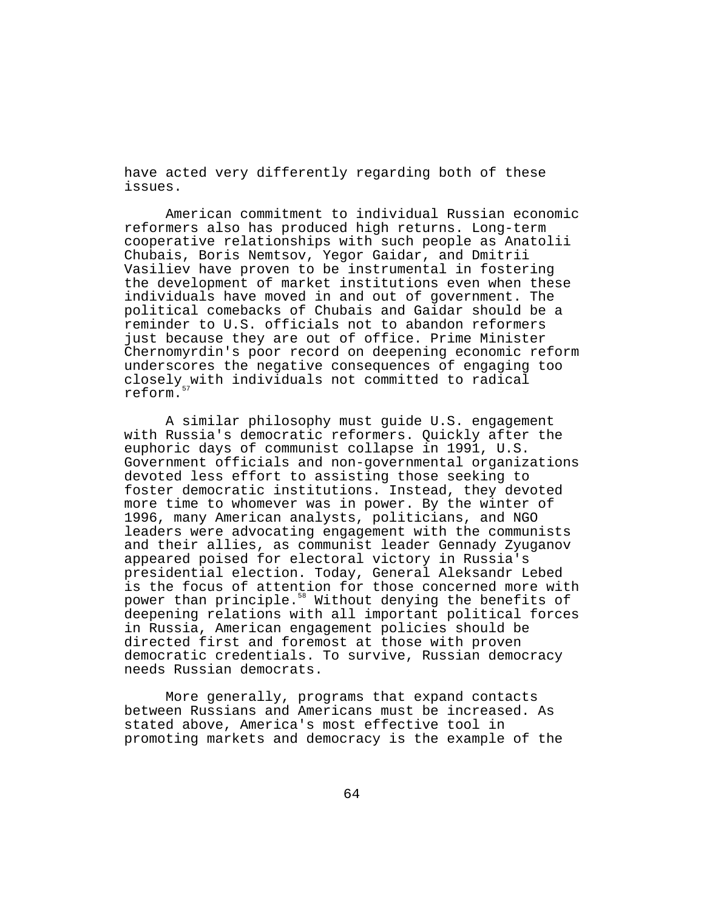have acted very differently regarding both of these issues.

American commitment to individual Russian economic reformers also has produced high returns. Long-term cooperative relationships with such people as Anatolii Chubais, Boris Nemtsov, Yegor Gaidar, and Dmitrii Vasiliev have proven to be instrumental in fostering the development of market institutions even when these individuals have moved in and out of government. The political comebacks of Chubais and Gaidar should be a reminder to U.S. officials not to abandon reformers just because they are out of office. Prime Minister Chernomyrdin's poor record on deepening economic reform underscores the negative consequences of engaging too closely with individuals not committed to radical reform.[57]

A similar philosophy must guide U.S. engagement with Russia's democratic reformers. Quickly after the euphoric days of communist collapse in 1991, U.S. Government officials and non-governmental organizations devoted less effort to assisting those seeking to foster democratic institutions. Instead, they devoted more time to whomever was in power. By the winter of 1996, many American analysts, politicians, and NGO leaders were advocating engagement with the communists and their allies, as communist leader Gennady Zyuganov appeared poised for electoral victory in Russia's presidential election. Today, General Aleksandr Lebed is the focus of attention for those concerned more with power than principle.[58] Without denying the benefits of deepening relations with all important political forces in Russia, American engagement policies should be directed first and foremost at those with proven democratic credentials. To survive, Russian democracy needs Russian democrats.

More generally, programs that expand contacts between Russians and Americans must be increased. As stated above, America's most effective tool in promoting markets and democracy is the example of the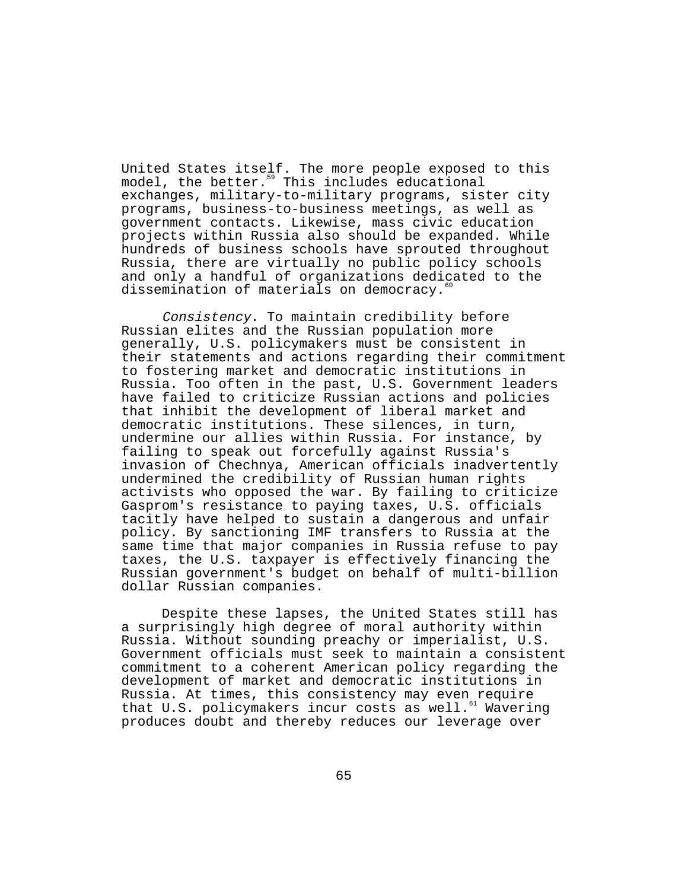United States itself. The more people exposed to this model, the better.[59] This includes educational exchanges, military-to-military programs, sister city programs, business-to-business meetings, as well as government contacts. Likewise, mass civic education projects within Russia also should be expanded. While hundreds of business schools have sprouted throughout Russia, there are virtually no public policy schools and only a handful of organizations dedicated to the dissemination of materials on democracy.[60]

*Consistency*. To maintain credibility before Russian elites and the Russian population more generally, U.S. policymakers must be consistent in their statements and actions regarding their commitment to fostering market and democratic institutions in Russia. Too often in the past, U.S. Government leaders have failed to criticize Russian actions and policies that inhibit the development of liberal market and democratic institutions. These silences, in turn, undermine our allies within Russia. For instance, by failing to speak out forcefully against Russia's invasion of Chechnya, American officials inadvertently undermined the credibility of Russian human rights activists who opposed the war. By failing to criticize Gasprom's resistance to paying taxes, U.S. officials tacitly have helped to sustain a dangerous and unfair policy. By sanctioning IMF transfers to Russia at the same time that major companies in Russia refuse to pay taxes, the U.S. taxpayer is effectively financing the Russian government's budget on behalf of multi-billion dollar Russian companies.

Despite these lapses, the United States still has a surprisingly high degree of moral authority within Russia. Without sounding preachy or imperialist, U.S. Government officials must seek to maintain a consistent commitment to a coherent American policy regarding the development of market and democratic institutions in Russia. At times, this consistency may even require that U.S. policymakers incur costs as well.[61] Wavering produces doubt and thereby reduces our leverage over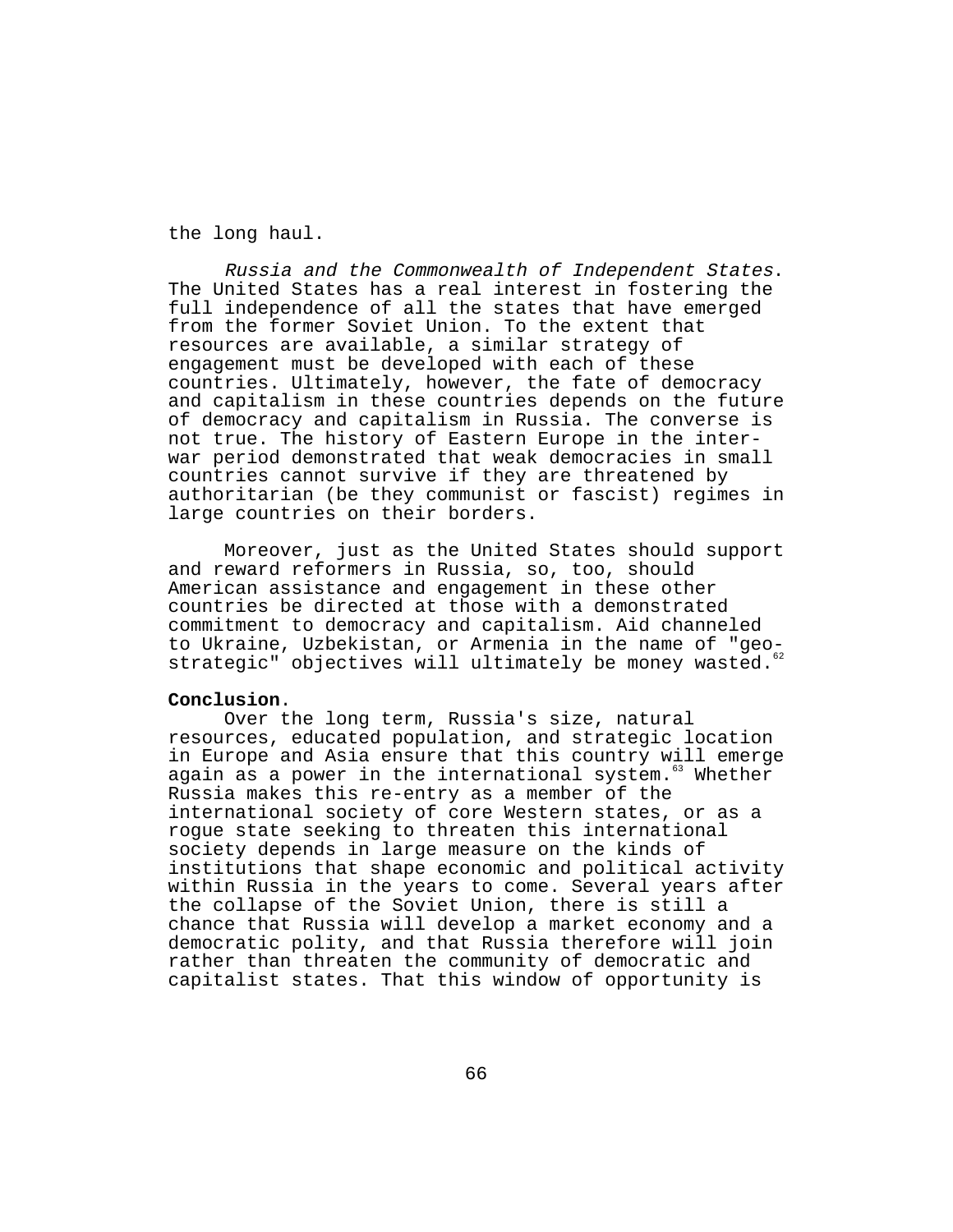the long haul.

*Russia and the Commonwealth of Independent States*. The United States has a real interest in fostering the full independence of all the states that have emerged from the former Soviet Union. To the extent that resources are available, a similar strategy of engagement must be developed with each of these countries. Ultimately, however, the fate of democracy and capitalism in these countries depends on the future of democracy and capitalism in Russia. The converse is not true. The history of Eastern Europe in the inter-war period demonstrated that weak democracies in small countries cannot survive if they are threatened by authoritarian (be they communist or fascist) regimes in large countries on their borders.

Moreover, just as the United States should support and reward reformers in Russia, so, too, should American assistance and engagement in these other countries be directed at those with a demonstrated commitment to democracy and capitalism. Aid channeled to Ukraine, Uzbekistan, or Armenia in the name of "geo-strategic" objectives will ultimately be money wasted.[62]

**Conclusion**.

Over the long term, Russia's size, natural resources, educated population, and strategic location in Europe and Asia ensure that this country will emerge again as a power in the international system.[63] Whether Russia makes this re-entry as a member of the international society of core Western states, or as a rogue state seeking to threaten this international society depends in large measure on the kinds of institutions that shape economic and political activity within Russia in the years to come. Several years after the collapse of the Soviet Union, there is still a chance that Russia will develop a market economy and a democratic polity, and that Russia therefore will join rather than threaten the community of democratic and capitalist states. That this window of opportunity is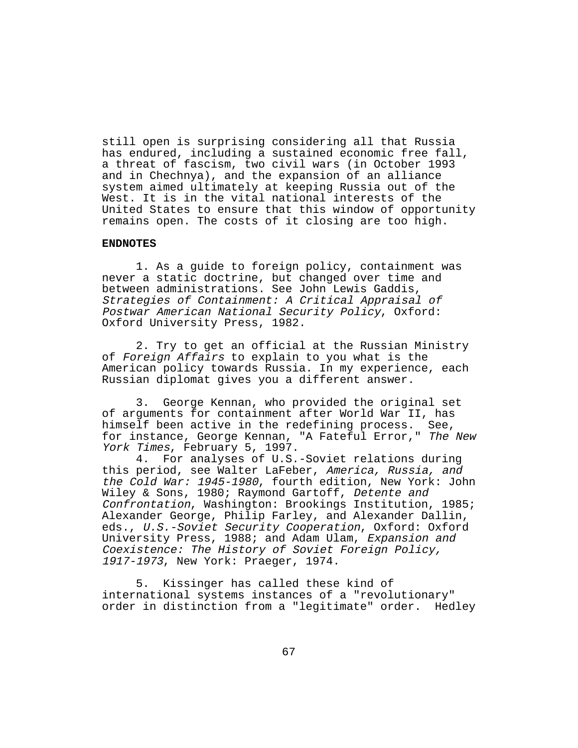still open is surprising considering all that Russia has endured, including a sustained economic free fall, a threat of fascism, two civil wars (in October 1993 and in Chechnya), and the expansion of an alliance system aimed ultimately at keeping Russia out of the West. It is in the vital national interests of the United States to ensure that this window of opportunity remains open. The costs of it closing are too high.

**ENDNOTES**

1. As a guide to foreign policy, containment was never a static doctrine, but changed over time and between administrations. See John Lewis Gaddis, *Strategies of Containment: A Critical Appraisal of Postwar American National Security Policy*, Oxford: Oxford University Press, 1982.

2. Try to get an official at the Russian Ministry of *Foreign Affairs* to explain to you what is the American policy towards Russia. In my experience, each Russian diplomat gives you a different answer.

3. George Kennan, who provided the original set of arguments for containment after World War II, has himself been active in the redefining process. See, for instance, George Kennan, "A Fateful Error," *The New York Times*, February 5, 1997.

4. For analyses of U.S.-Soviet relations during this period, see Walter LaFeber, *America, Russia, and the Cold War: 1945-1980*, fourth edition, New York: John Wiley & Sons, 1980; Raymond Gartoff, *Detente and Confrontation*, Washington: Brookings Institution, 1985; Alexander George, Philip Farley, and Alexander Dallin, eds., *U.S.-Soviet Security Cooperation*, Oxford: Oxford University Press, 1988; and Adam Ulam, *Expansion and Coexistence: The History of Soviet Foreign Policy, 1917-1973*, New York: Praeger, 1974.

5. Kissinger has called these kind of international systems instances of a "revolutionary" order in distinction from a "legitimate" order. Hedley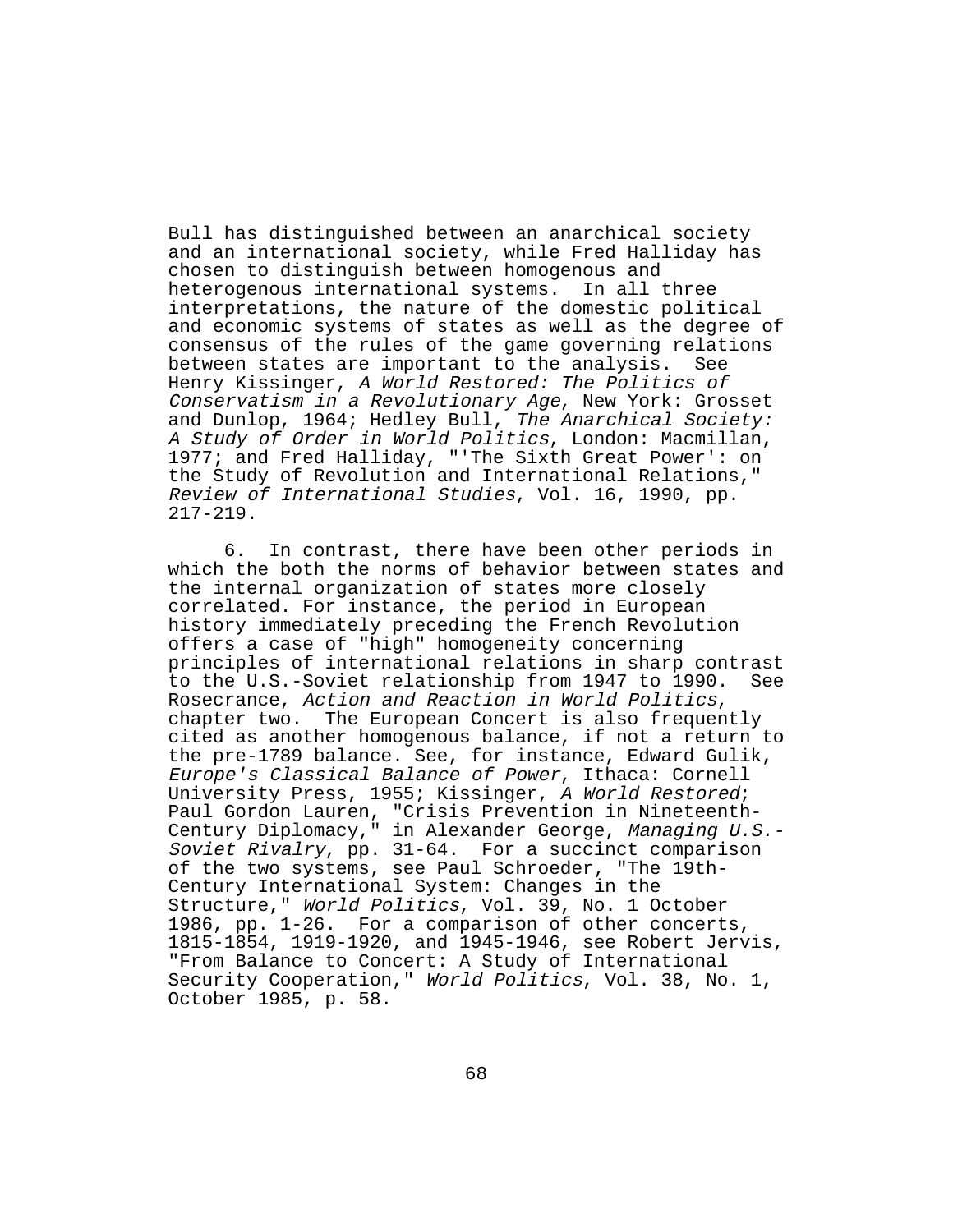Bull has distinguished between an anarchical society and an international society, while Fred Halliday has chosen to distinguish between homogenous and heterogenous international systems. In all three interpretations, the nature of the domestic political and economic systems of states as well as the degree of consensus of the rules of the game governing relations between states are important to the analysis. See Henry Kissinger, *A World Restored: The Politics of Conservatism in a Revolutionary Age*, New York: Grosset and Dunlop, 1964; Hedley Bull, *The Anarchical Society: A Study of Order in World Politics*, London: Macmillan, 1977; and Fred Halliday, "'The Sixth Great Power': on the Study of Revolution and International Relations," *Review of International Studies*, Vol. 16, 1990, pp. 217-219.

6. In contrast, there have been other periods in which the both the norms of behavior between states and the internal organization of states more closely correlated. For instance, the period in European history immediately preceding the French Revolution offers a case of "high" homogeneity concerning principles of international relations in sharp contrast to the U.S.-Soviet relationship from 1947 to 1990. See Rosecrance, *Action and Reaction in World Politics*, chapter two. The European Concert is also frequently cited as another homogenous balance, if not a return to the pre-1789 balance. See, for instance, Edward Gulik, *Europe's Classical Balance of Power*, Ithaca: Cornell University Press, 1955; Kissinger, *A World Restored*; Paul Gordon Lauren, "Crisis Prevention in Nineteenth-Century Diplomacy," in Alexander George, *Managing U.S.-Soviet Rivalry*, pp. 31-64. For a succinct comparison of the two systems, see Paul Schroeder, "The 19th-Century International System: Changes in the Structure," *World Politics*, Vol. 39, No. 1 October 1986, pp. 1-26. For a comparison of other concerts, 1815-1854, 1919-1920, and 1945-1946, see Robert Jervis, "From Balance to Concert: A Study of International Security Cooperation," *World Politics*, Vol. 38, No. 1, October 1985, p. 58.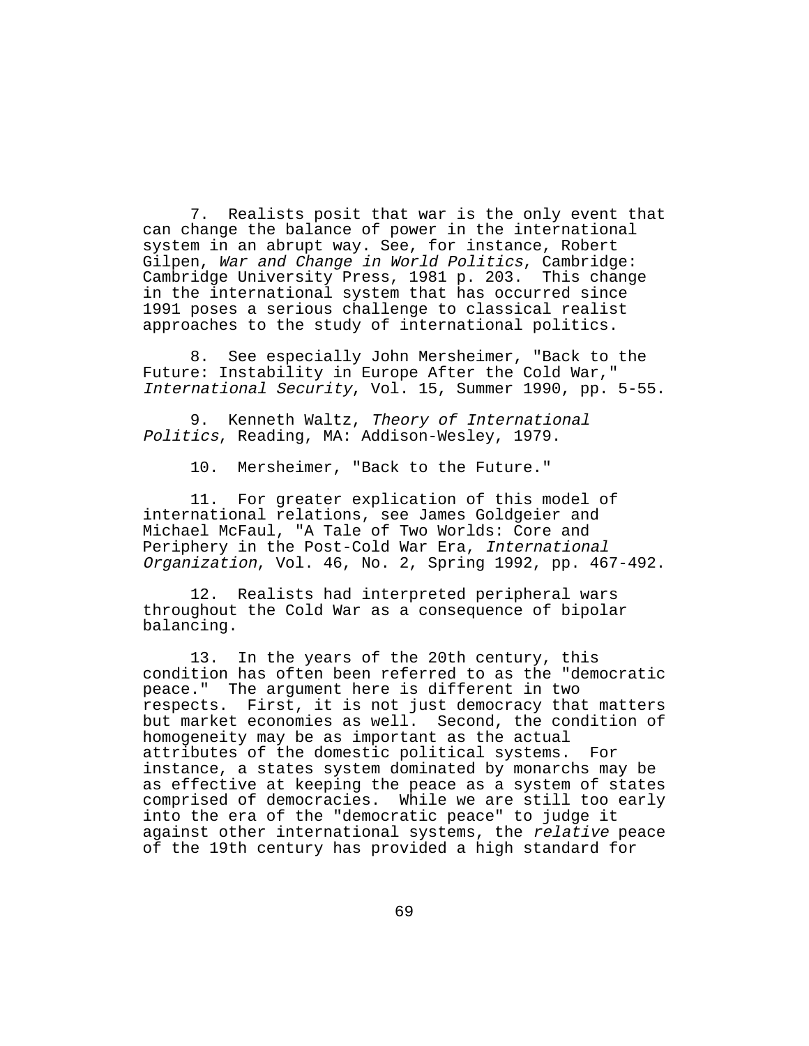7. Realists posit that war is the only event that can change the balance of power in the international system in an abrupt way. See, for instance, Robert Gilpen, *War and Change in World Politics*, Cambridge: Cambridge University Press, 1981 p. 203. This change in the international system that has occurred since 1991 poses a serious challenge to classical realist approaches to the study of international politics.

8. See especially John Mersheimer, "Back to the Future: Instability in Europe After the Cold War," *International Security*, Vol. 15, Summer 1990, pp. 5-55.

9. Kenneth Waltz, *Theory of International Politics*, Reading, MA: Addison-Wesley, 1979.

10. Mersheimer, "Back to the Future."

11. For greater explication of this model of international relations, see James Goldgeier and Michael McFaul, "A Tale of Two Worlds: Core and Periphery in the Post-Cold War Era, *International Organization*, Vol. 46, No. 2, Spring 1992, pp. 467-492.

12. Realists had interpreted peripheral wars throughout the Cold War as a consequence of bipolar balancing.

13. In the years of the 20th century, this condition has often been referred to as the "democratic peace." The argument here is different in two respects. First, it is not just democracy that matters but market economies as well. Second, the condition of homogeneity may be as important as the actual attributes of the domestic political systems. For instance, a states system dominated by monarchs may be as effective at keeping the peace as a system of states comprised of democracies. While we are still too early into the era of the "democratic peace" to judge it against other international systems, the *relative* peace of the 19th century has provided a high standard for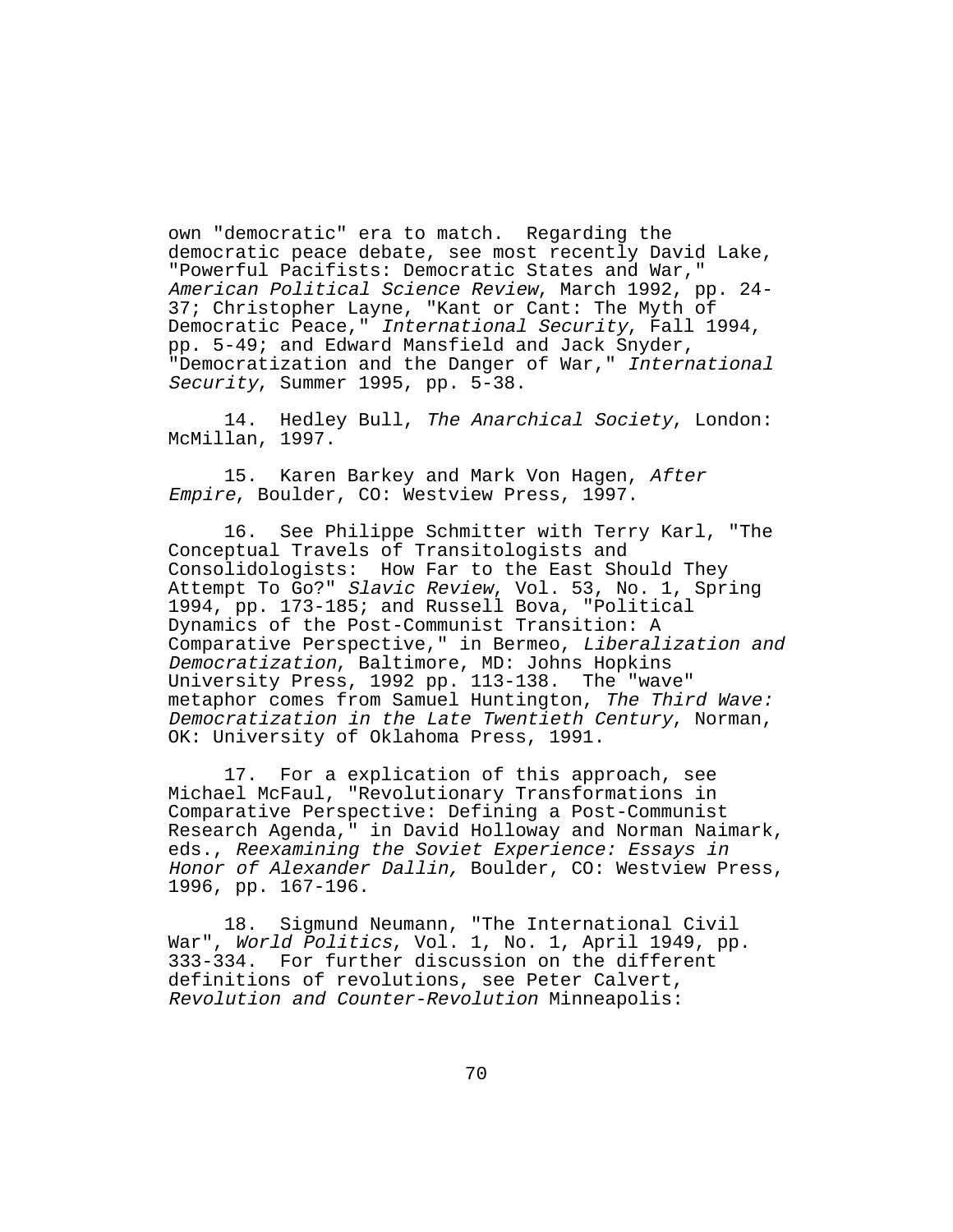own "democratic" era to match. Regarding the democratic peace debate, see most recently David Lake, "Powerful Pacifists: Democratic States and War," *American Political Science Review*, March 1992, pp. 24-37; Christopher Layne, "Kant or Cant: The Myth of Democratic Peace," *International Security*, Fall 1994, pp. 5-49; and Edward Mansfield and Jack Snyder, "Democratization and the Danger of War," *International Security*, Summer 1995, pp. 5-38.

14. Hedley Bull, *The Anarchical Society*, London: McMillan, 1997.

15. Karen Barkey and Mark Von Hagen, *After Empire*, Boulder, CO: Westview Press, 1997.

16. See Philippe Schmitter with Terry Karl, "The Conceptual Travels of Transitologists and Consolidologists: How Far to the East Should They Attempt To Go?" *Slavic Review*, Vol. 53, No. 1, Spring 1994, pp. 173-185; and Russell Bova, "Political Dynamics of the Post-Communist Transition: A Comparative Perspective," in Bermeo, *Liberalization and Democratization*, Baltimore, MD: Johns Hopkins University Press, 1992 pp. 113-138. The "wave" metaphor comes from Samuel Huntington, *The Third Wave: Democratization in the Late Twentieth Century*, Norman, OK: University of Oklahoma Press, 1991.

17. For a explication of this approach, see Michael McFaul, "Revolutionary Transformations in Comparative Perspective: Defining a Post-Communist Research Agenda," in David Holloway and Norman Naimark, eds., *Reexamining the Soviet Experience: Essays in Honor of Alexander Dallin,* Boulder, CO: Westview Press, 1996, pp. 167-196.

18. Sigmund Neumann, "The International Civil War", *World Politics*, Vol. 1, No. 1, April 1949, pp. 333-334. For further discussion on the different definitions of revolutions, see Peter Calvert, *Revolution and Counter-Revolution* Minneapolis: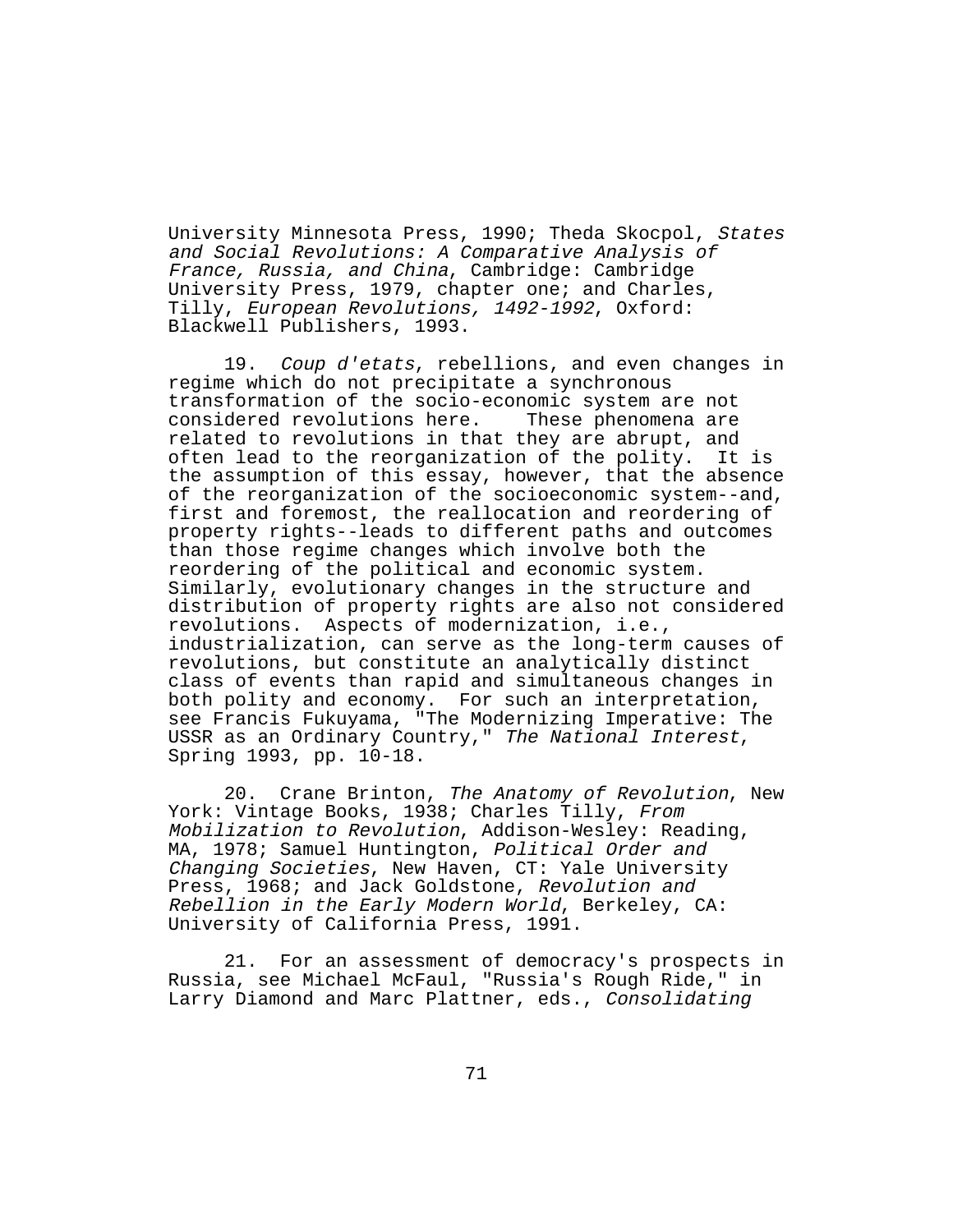University Minnesota Press, 1990; Theda Skocpol, *States and Social Revolutions: A Comparative Analysis of France, Russia, and China*, Cambridge: Cambridge University Press, 1979, chapter one; and Charles, Tilly, *European Revolutions, 1492-1992*, Oxford: Blackwell Publishers, 1993.

19. *Coup d'etats*, rebellions, and even changes in regime which do not precipitate a synchronous transformation of the socio-economic system are not considered revolutions here. These phenomena are related to revolutions in that they are abrupt, and often lead to the reorganization of the polity. It is the assumption of this essay, however, that the absence of the reorganization of the socioeconomic system--and, first and foremost, the reallocation and reordering of property rights--leads to different paths and outcomes than those regime changes which involve both the reordering of the political and economic system. Similarly, evolutionary changes in the structure and distribution of property rights are also not considered revolutions. Aspects of modernization, i.e., industrialization, can serve as the long-term causes of revolutions, but constitute an analytically distinct class of events than rapid and simultaneous changes in both polity and economy. For such an interpretation, see Francis Fukuyama, "The Modernizing Imperative: The USSR as an Ordinary Country," *The National Interest*, Spring 1993, pp. 10-18.

20. Crane Brinton, *The Anatomy of Revolution*, New York: Vintage Books, 1938; Charles Tilly, *From Mobilization to Revolution*, Addison-Wesley: Reading, MA, 1978; Samuel Huntington, *Political Order and Changing Societies*, New Haven, CT: Yale University Press, 1968; and Jack Goldstone, *Revolution and Rebellion in the Early Modern World*, Berkeley, CA: University of California Press, 1991.

21. For an assessment of democracy's prospects in Russia, see Michael McFaul, "Russia's Rough Ride," in Larry Diamond and Marc Plattner, eds., *Consolidating*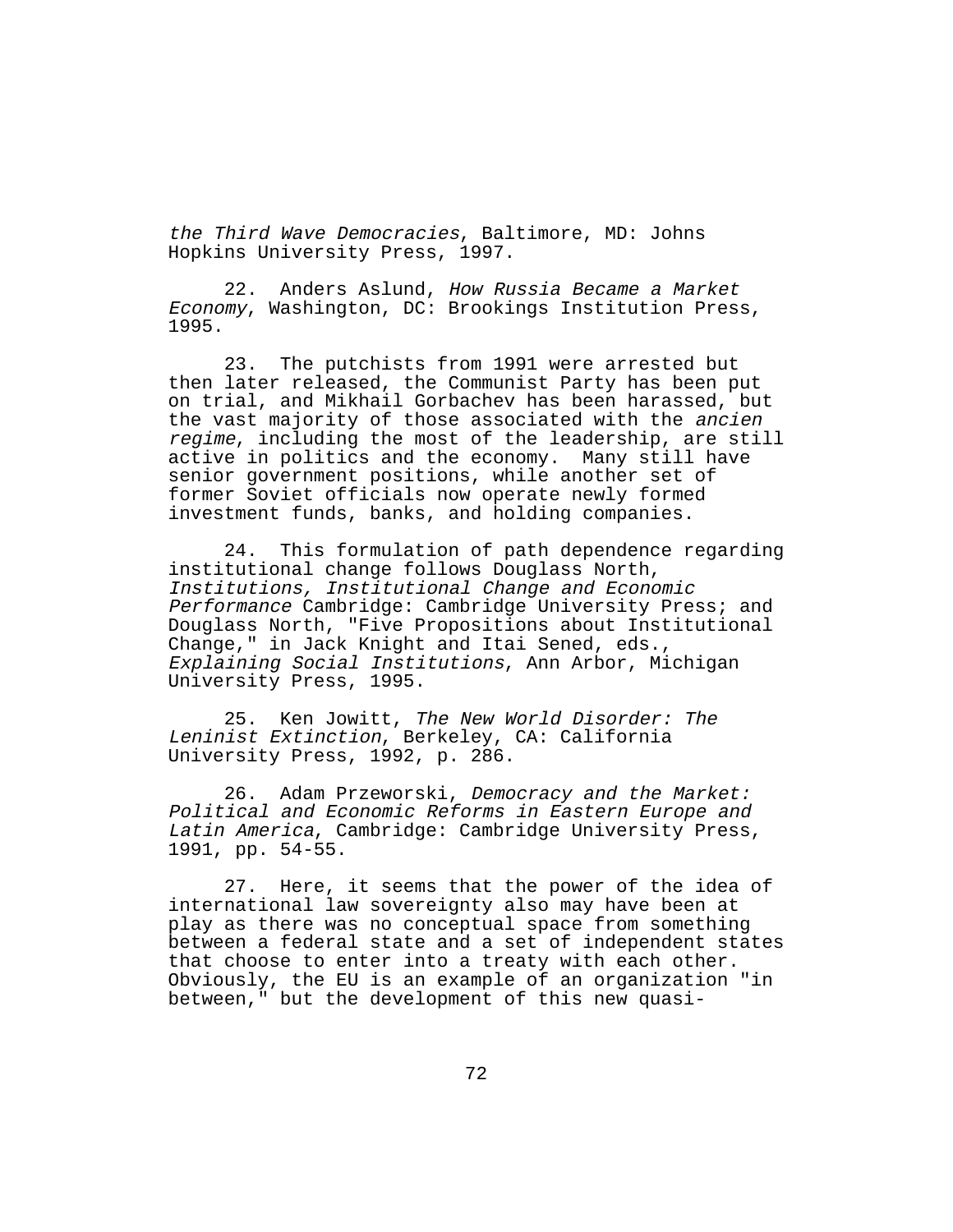*the Third Wave Democracies*, Baltimore, MD: Johns Hopkins University Press, 1997.

22. Anders Aslund, *How Russia Became a Market Economy*, Washington, DC: Brookings Institution Press, 1995.

23. The putchists from 1991 were arrested but then later released, the Communist Party has been put on trial, and Mikhail Gorbachev has been harassed, but the vast majority of those associated with the *ancien regime*, including the most of the leadership, are still active in politics and the economy. Many still have senior government positions, while another set of former Soviet officials now operate newly formed investment funds, banks, and holding companies.

24. This formulation of path dependence regarding institutional change follows Douglass North, *Institutions, Institutional Change and Economic Performance* Cambridge: Cambridge University Press; and Douglass North, "Five Propositions about Institutional Change," in Jack Knight and Itai Sened, eds., *Explaining Social Institutions*, Ann Arbor, Michigan University Press, 1995.

25. Ken Jowitt, *The New World Disorder: The Leninist Extinction*, Berkeley, CA: California University Press, 1992, p. 286.

26. Adam Przeworski, *Democracy and the Market: Political and Economic Reforms in Eastern Europe and Latin America*, Cambridge: Cambridge University Press, 1991, pp. 54-55.

27. Here, it seems that the power of the idea of international law sovereignty also may have been at play as there was no conceptual space from something between a federal state and a set of independent states that choose to enter into a treaty with each other. Obviously, the EU is an example of an organization "in between," but the development of this new quasi-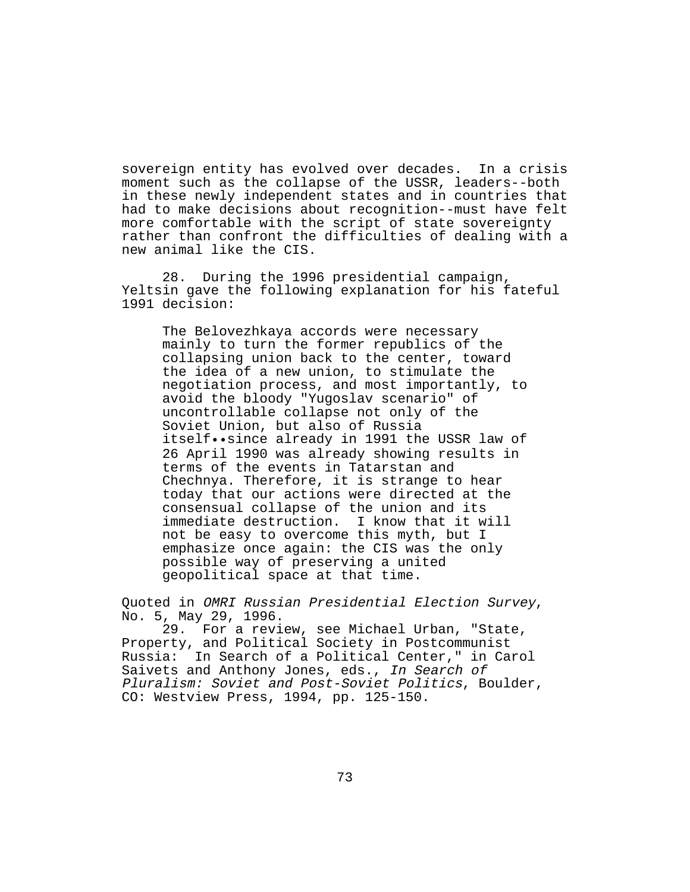sovereign entity has evolved over decades. In a crisis moment such as the collapse of the USSR, leaders--both in these newly independent states and in countries that had to make decisions about recognition--must have felt more comfortable with the script of state sovereignty rather than confront the difficulties of dealing with a new animal like the CIS.

28. During the 1996 presidential campaign, Yeltsin gave the following explanation for his fateful 1991 decision:

> The Belovezhkaya accords were necessary mainly to turn the former republics of the collapsing union back to the center, toward the idea of a new union, to stimulate the negotiation process, and most importantly, to avoid the bloody "Yugoslav scenario" of uncontrollable collapse not only of the Soviet Union, but also of Russia itself••since already in 1991 the USSR law of 26 April 1990 was already showing results in terms of the events in Tatarstan and Chechnya. Therefore, it is strange to hear today that our actions were directed at the consensual collapse of the union and its immediate destruction. I know that it will not be easy to overcome this myth, but I emphasize once again: the CIS was the only possible way of preserving a united geopolitical space at that time.

Quoted in *OMRI Russian Presidential Election Survey*, No. 5, May 29, 1996.

29. For a review, see Michael Urban, "State, Property, and Political Society in Postcommunist Russia: In Search of a Political Center," in Carol Saivets and Anthony Jones, eds., *In Search of Pluralism: Soviet and Post-Soviet Politics*, Boulder, CO: Westview Press, 1994, pp. 125-150.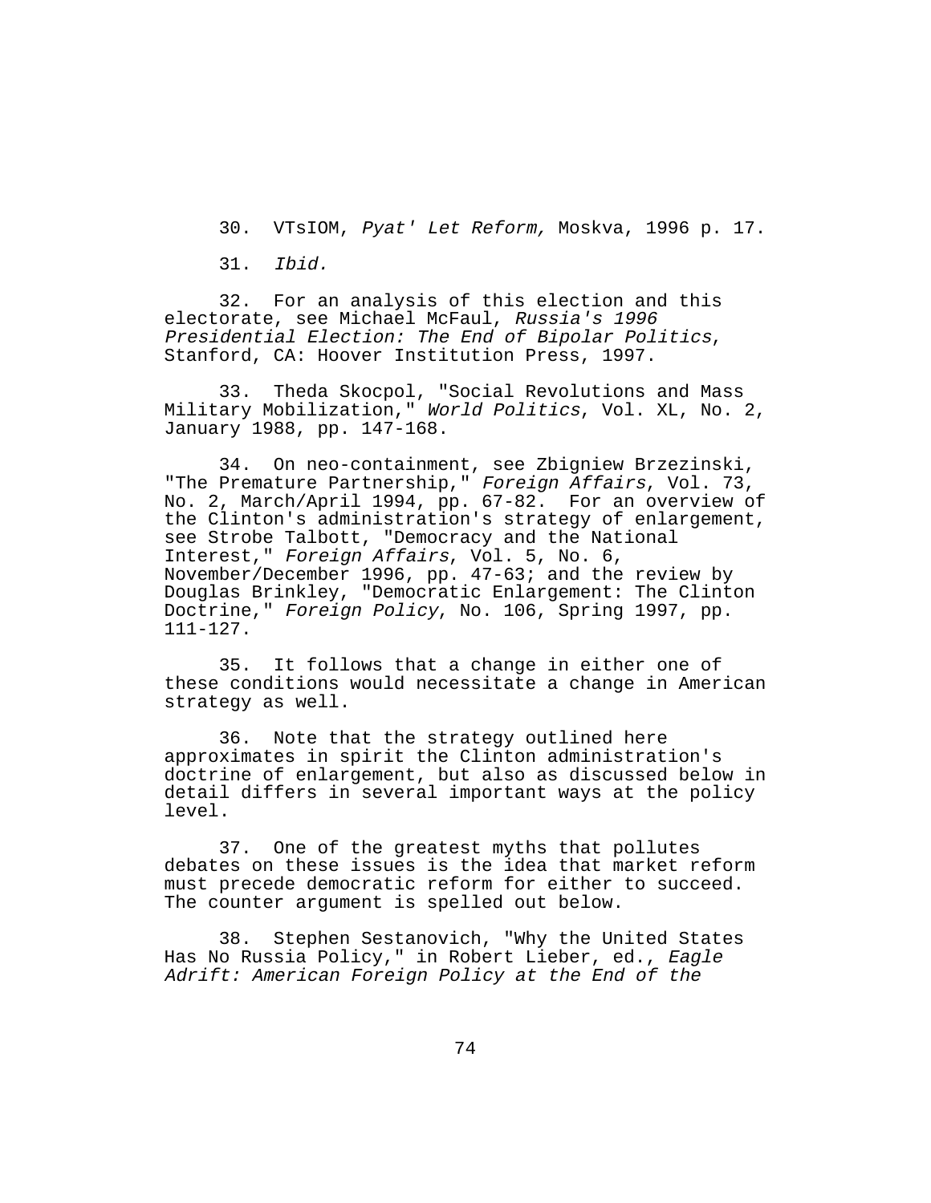30. VTsIOM, *Pyat' Let Reform,* Moskva, 1996 p. 17.

31. *Ibid.*

32. For an analysis of this election and this electorate, see Michael McFaul, *Russia's 1996 Presidential Election: The End of Bipolar Politics*, Stanford, CA: Hoover Institution Press, 1997.

33. Theda Skocpol, "Social Revolutions and Mass Military Mobilization," *World Politics*, Vol. XL, No. 2, January 1988, pp. 147-168.

34. On neo-containment, see Zbigniew Brzezinski, "The Premature Partnership," *Foreign Affairs*, Vol. 73, No. 2, March/April 1994, pp. 67-82. For an overview of the Clinton's administration's strategy of enlargement, see Strobe Talbott, "Democracy and the National Interest," *Foreign Affairs*, Vol. 5, No. 6, November/December 1996, pp. 47-63; and the review by Douglas Brinkley, "Democratic Enlargement: The Clinton Doctrine," *Foreign Policy*, No. 106, Spring 1997, pp. 111-127.

35. It follows that a change in either one of these conditions would necessitate a change in American strategy as well.

36. Note that the strategy outlined here approximates in spirit the Clinton administration's doctrine of enlargement, but also as discussed below in detail differs in several important ways at the policy level.

37. One of the greatest myths that pollutes debates on these issues is the idea that market reform must precede democratic reform for either to succeed. The counter argument is spelled out below.

38. Stephen Sestanovich, "Why the United States Has No Russia Policy," in Robert Lieber, ed., *Eagle Adrift: American Foreign Policy at the End of the*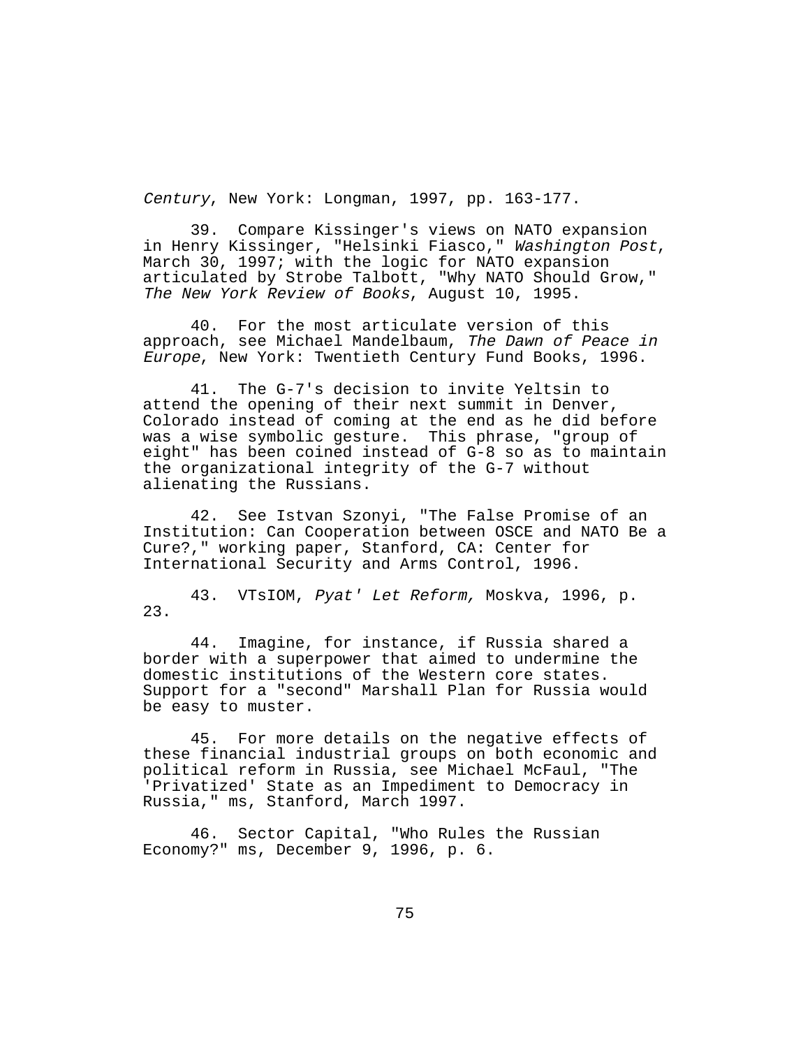*Century*, New York: Longman, 1997, pp. 163-177.

39. Compare Kissinger's views on NATO expansion in Henry Kissinger, "Helsinki Fiasco," *Washington Post*, March 30, 1997; with the logic for NATO expansion articulated by Strobe Talbott, "Why NATO Should Grow," *The New York Review of Books*, August 10, 1995.

40. For the most articulate version of this approach, see Michael Mandelbaum, *The Dawn of Peace in Europe*, New York: Twentieth Century Fund Books, 1996.

41. The G-7's decision to invite Yeltsin to attend the opening of their next summit in Denver, Colorado instead of coming at the end as he did before was a wise symbolic gesture. This phrase, "group of eight" has been coined instead of G-8 so as to maintain the organizational integrity of the G-7 without alienating the Russians.

42. See Istvan Szonyi, "The False Promise of an Institution: Can Cooperation between OSCE and NATO Be a Cure?," working paper, Stanford, CA: Center for International Security and Arms Control, 1996.

43. VTsIOM, *Pyat' Let Reform,* Moskva, 1996, p. 23.

44. Imagine, for instance, if Russia shared a border with a superpower that aimed to undermine the domestic institutions of the Western core states. Support for a "second" Marshall Plan for Russia would be easy to muster.

45. For more details on the negative effects of these financial industrial groups on both economic and political reform in Russia, see Michael McFaul, "The 'Privatized' State as an Impediment to Democracy in Russia," ms, Stanford, March 1997.

46. Sector Capital, "Who Rules the Russian Economy?" ms, December 9, 1996, p. 6.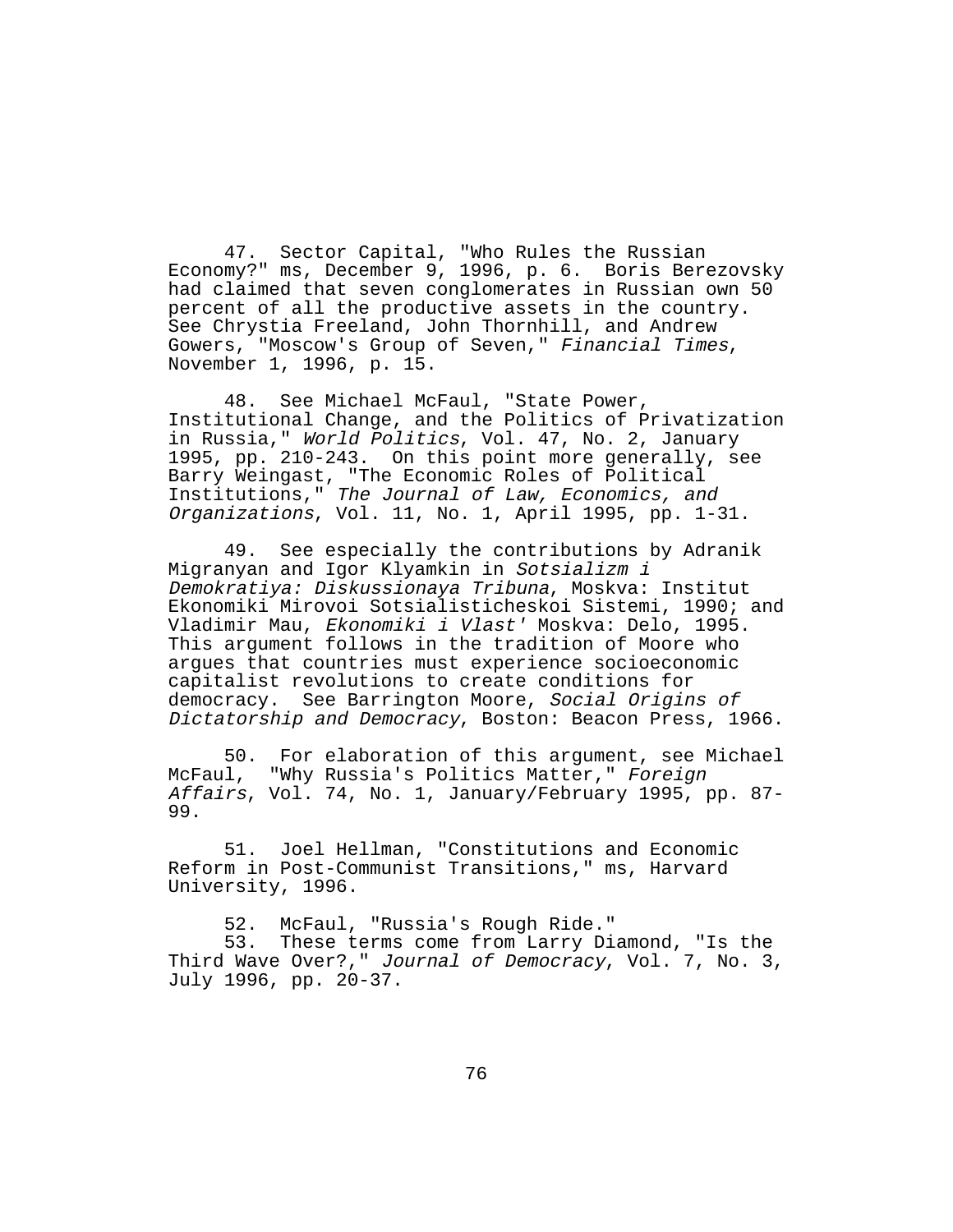47. Sector Capital, "Who Rules the Russian Economy?" ms, December 9, 1996, p. 6. Boris Berezovsky had claimed that seven conglomerates in Russian own 50 percent of all the productive assets in the country. See Chrystia Freeland, John Thornhill, and Andrew Gowers, "Moscow's Group of Seven," *Financial Times*, November 1, 1996, p. 15.

48. See Michael McFaul, "State Power, Institutional Change, and the Politics of Privatization in Russia," *World Politics*, Vol. 47, No. 2, January 1995, pp. 210-243. On this point more generally, see Barry Weingast, "The Economic Roles of Political Institutions," *The Journal of Law, Economics, and Organizations*, Vol. 11, No. 1, April 1995, pp. 1-31.

49. See especially the contributions by Adranik Migranyan and Igor Klyamkin in *Sotsializm i Demokratiya: Diskussionaya Tribuna*, Moskva: Institut Ekonomiki Mirovoi Sotsialisticheskoi Sistemi, 1990; and Vladimir Mau, *Ekonomiki i Vlast'* Moskva: Delo, 1995. This argument follows in the tradition of Moore who argues that countries must experience socioeconomic capitalist revolutions to create conditions for democracy. See Barrington Moore, *Social Origins of Dictatorship and Democracy*, Boston: Beacon Press, 1966.

50. For elaboration of this argument, see Michael McFaul, "Why Russia's Politics Matter," *Foreign Affairs*, Vol. 74, No. 1, January/February 1995, pp. 87-99.

51. Joel Hellman, "Constitutions and Economic Reform in Post-Communist Transitions," ms, Harvard University, 1996.

52. McFaul, "Russia's Rough Ride."

53. These terms come from Larry Diamond, "Is the Third Wave Over?," *Journal of Democracy*, Vol. 7, No. 3, July 1996, pp. 20-37.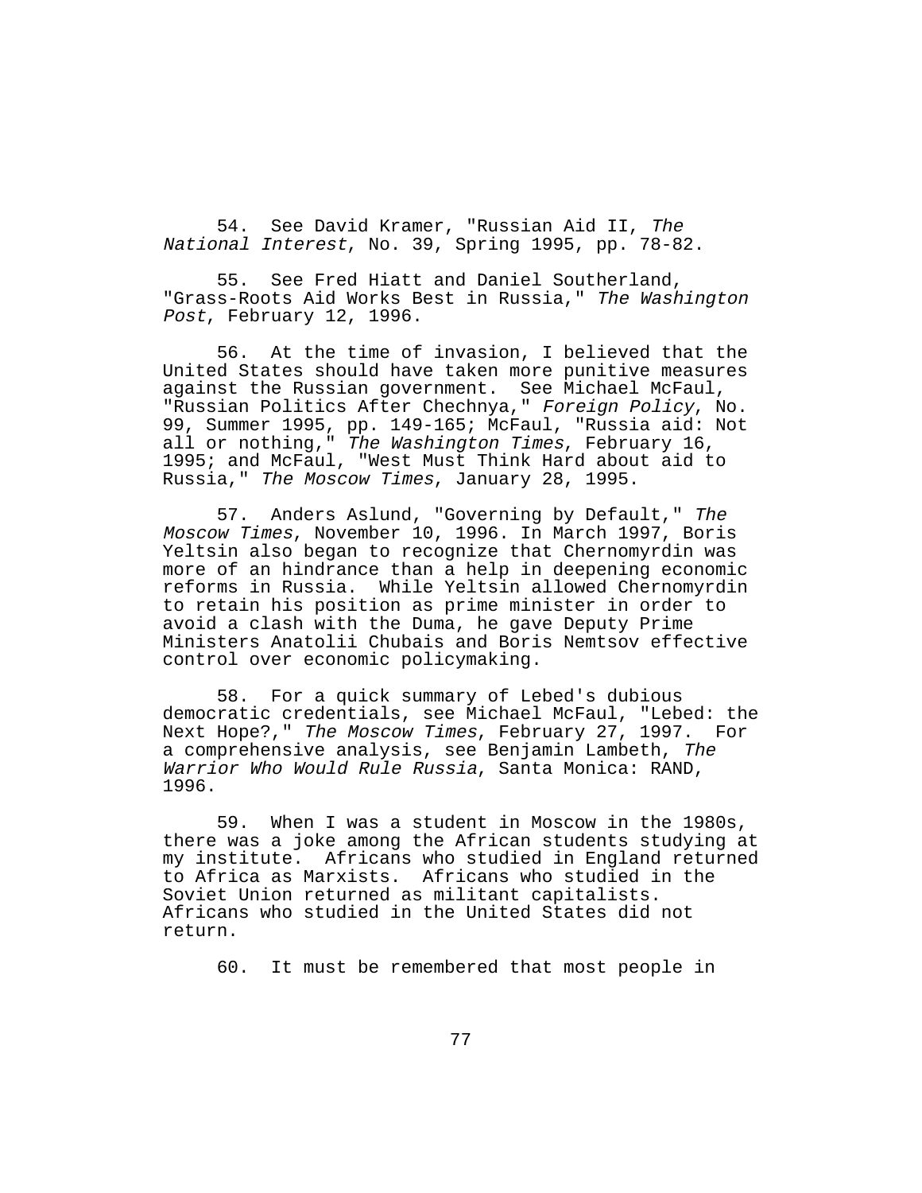54. See David Kramer, "Russian Aid II, *The National Interest*, No. 39, Spring 1995, pp. 78-82.

55. See Fred Hiatt and Daniel Southerland, "Grass-Roots Aid Works Best in Russia," *The Washington Post*, February 12, 1996.

56. At the time of invasion, I believed that the United States should have taken more punitive measures against the Russian government. See Michael McFaul, "Russian Politics After Chechnya," *Foreign Policy*, No. 99, Summer 1995, pp. 149-165; McFaul, "Russia aid: Not all or nothing," *The Washington Times*, February 16, 1995; and McFaul, "West Must Think Hard about aid to Russia," *The Moscow Times*, January 28, 1995.

57. Anders Aslund, "Governing by Default," *The Moscow Times*, November 10, 1996. In March 1997, Boris Yeltsin also began to recognize that Chernomyrdin was more of an hindrance than a help in deepening economic reforms in Russia. While Yeltsin allowed Chernomyrdin to retain his position as prime minister in order to avoid a clash with the Duma, he gave Deputy Prime Ministers Anatolii Chubais and Boris Nemtsov effective control over economic policymaking.

58. For a quick summary of Lebed's dubious democratic credentials, see Michael McFaul, "Lebed: the Next Hope?," *The Moscow Times*, February 27, 1997. For a comprehensive analysis, see Benjamin Lambeth, *The Warrior Who Would Rule Russia*, Santa Monica: RAND, 1996.

59. When I was a student in Moscow in the 1980s, there was a joke among the African students studying at my institute. Africans who studied in England returned to Africa as Marxists. Africans who studied in the Soviet Union returned as militant capitalists. Africans who studied in the United States did not return.

60. It must be remembered that most people in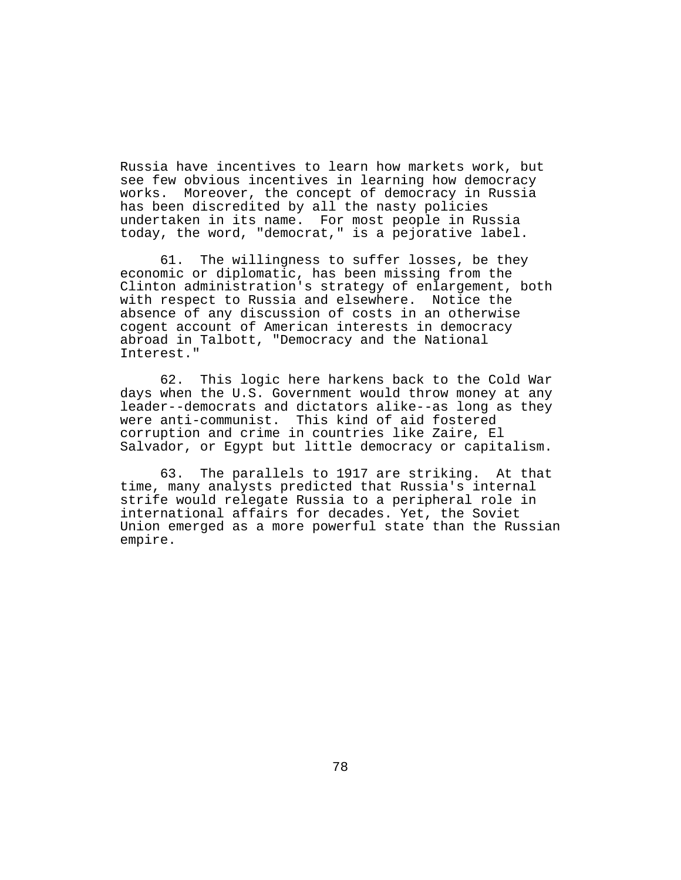Russia have incentives to learn how markets work, but see few obvious incentives in learning how democracy works. Moreover, the concept of democracy in Russia has been discredited by all the nasty policies undertaken in its name. For most people in Russia today, the word, "democrat," is a pejorative label.

61. The willingness to suffer losses, be they economic or diplomatic, has been missing from the Clinton administration's strategy of enlargement, both with respect to Russia and elsewhere. Notice the absence of any discussion of costs in an otherwise cogent account of American interests in democracy abroad in Talbott, "Democracy and the National Interest."

62. This logic here harkens back to the Cold War days when the U.S. Government would throw money at any leader--democrats and dictators alike--as long as they were anti-communist. This kind of aid fostered corruption and crime in countries like Zaire, El Salvador, or Egypt but little democracy or capitalism.

63. The parallels to 1917 are striking. At that time, many analysts predicted that Russia's internal strife would relegate Russia to a peripheral role in international affairs for decades. Yet, the Soviet Union emerged as a more powerful state than the Russian empire.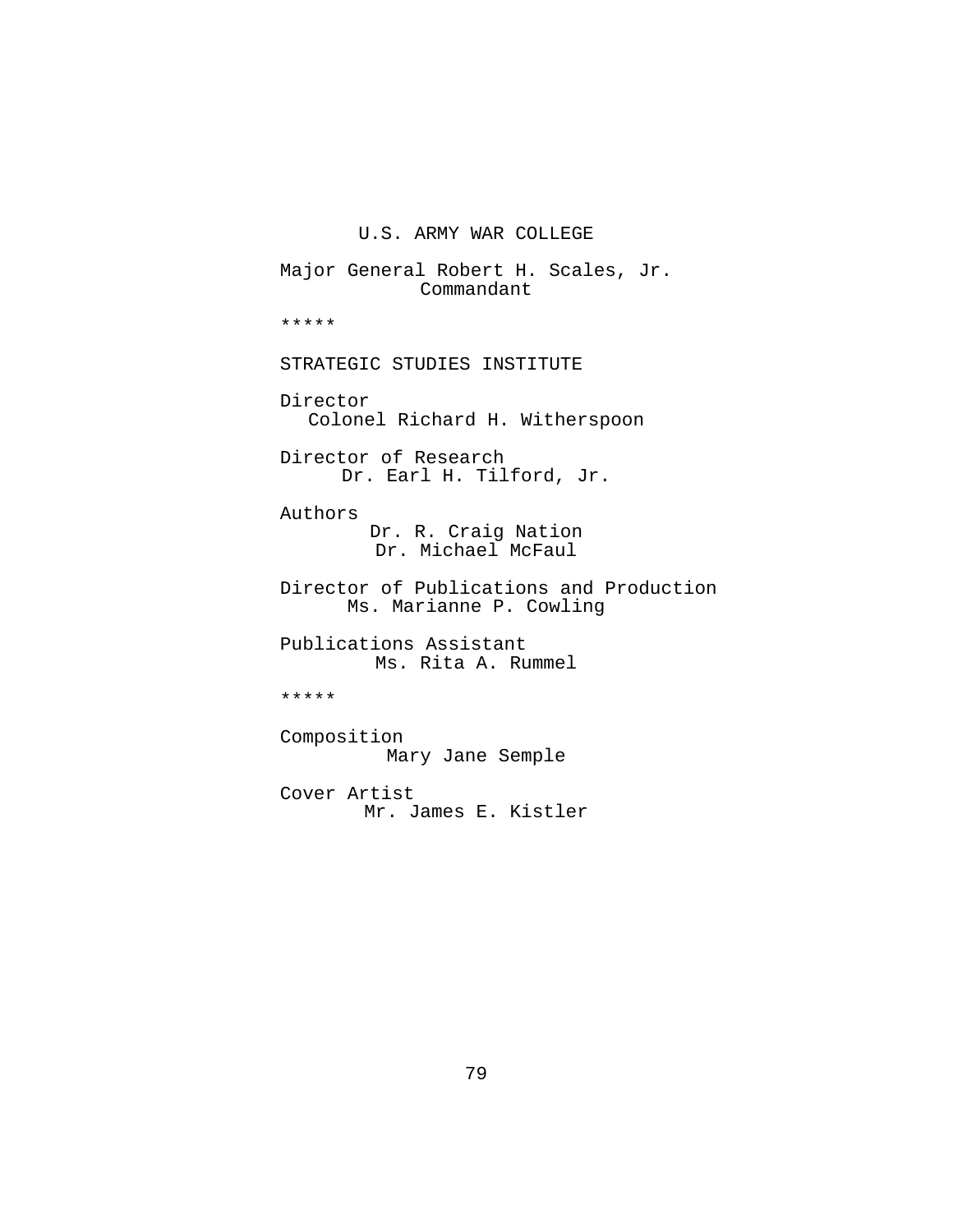U.S. ARMY WAR COLLEGE

Major General Robert H. Scales, Jr.
Commandant

*****

STRATEGIC STUDIES INSTITUTE

Director
Colonel Richard H. Witherspoon

Director of Research
Dr. Earl H. Tilford, Jr.

Authors
Dr. R. Craig Nation
Dr. Michael McFaul

Director of Publications and Production
Ms. Marianne P. Cowling

Publications Assistant
Ms. Rita A. Rummel

*****

Composition
Mary Jane Semple

Cover Artist
Mr. James E. Kistler